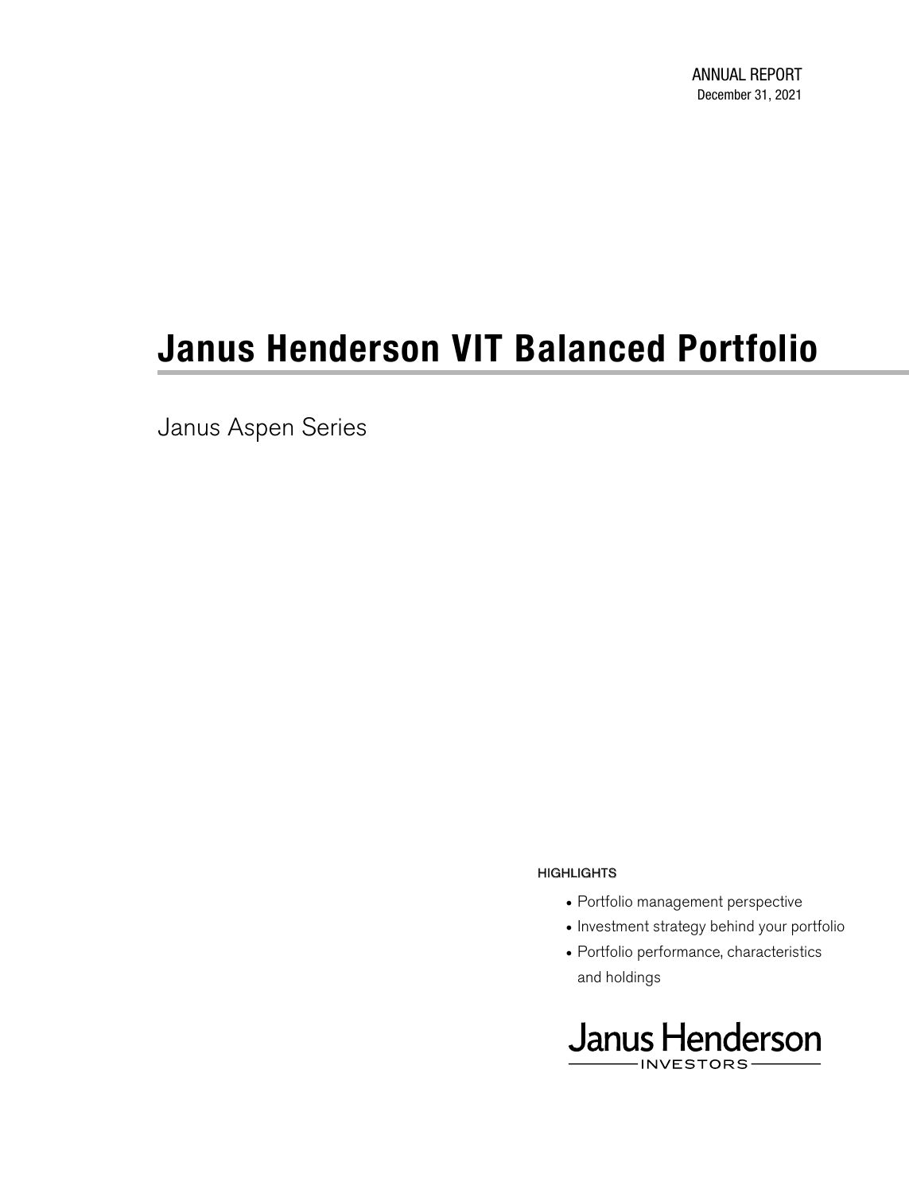ANNUAL REPORT
December 31, 2021

# Janus Henderson VIT Balanced Portfolio

Janus Aspen Series

HIGHLIGHTS

- Portfolio management perspective
- Investment strategy behind your portfolio
- Portfolio performance, characteristics and holdings

Janus Henderson
INVESTORS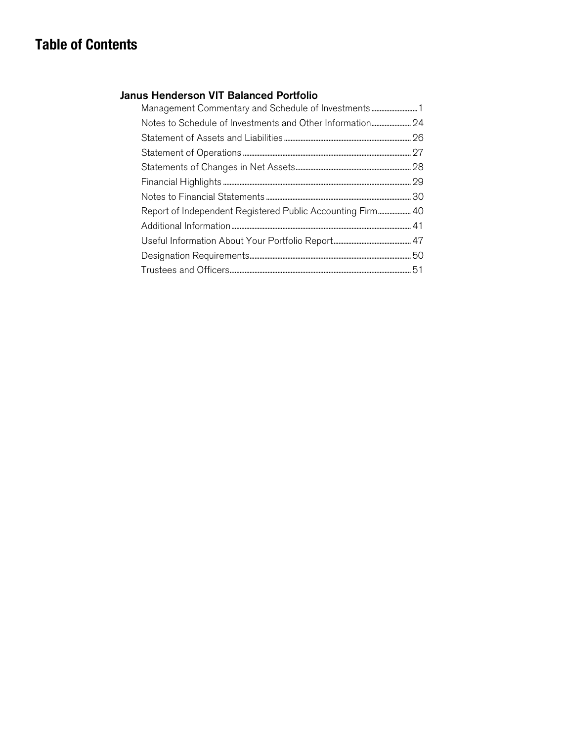# Table of Contents

## Janus Henderson VIT Balanced Portfolio

| | |
|---|---|
| Management Commentary and Schedule of Investments | 1 |
| Notes to Schedule of Investments and Other Information | 24 |
| Statement of Assets and Liabilities | 26 |
| Statement of Operations | 27 |
| Statements of Changes in Net Assets | 28 |
| Financial Highlights | 29 |
| Notes to Financial Statements | 30 |
| Report of Independent Registered Public Accounting Firm | 40 |
| Additional Information | 41 |
| Useful Information About Your Portfolio Report | 47 |
| Designation Requirements | 50 |
| Trustees and Officers | 51 |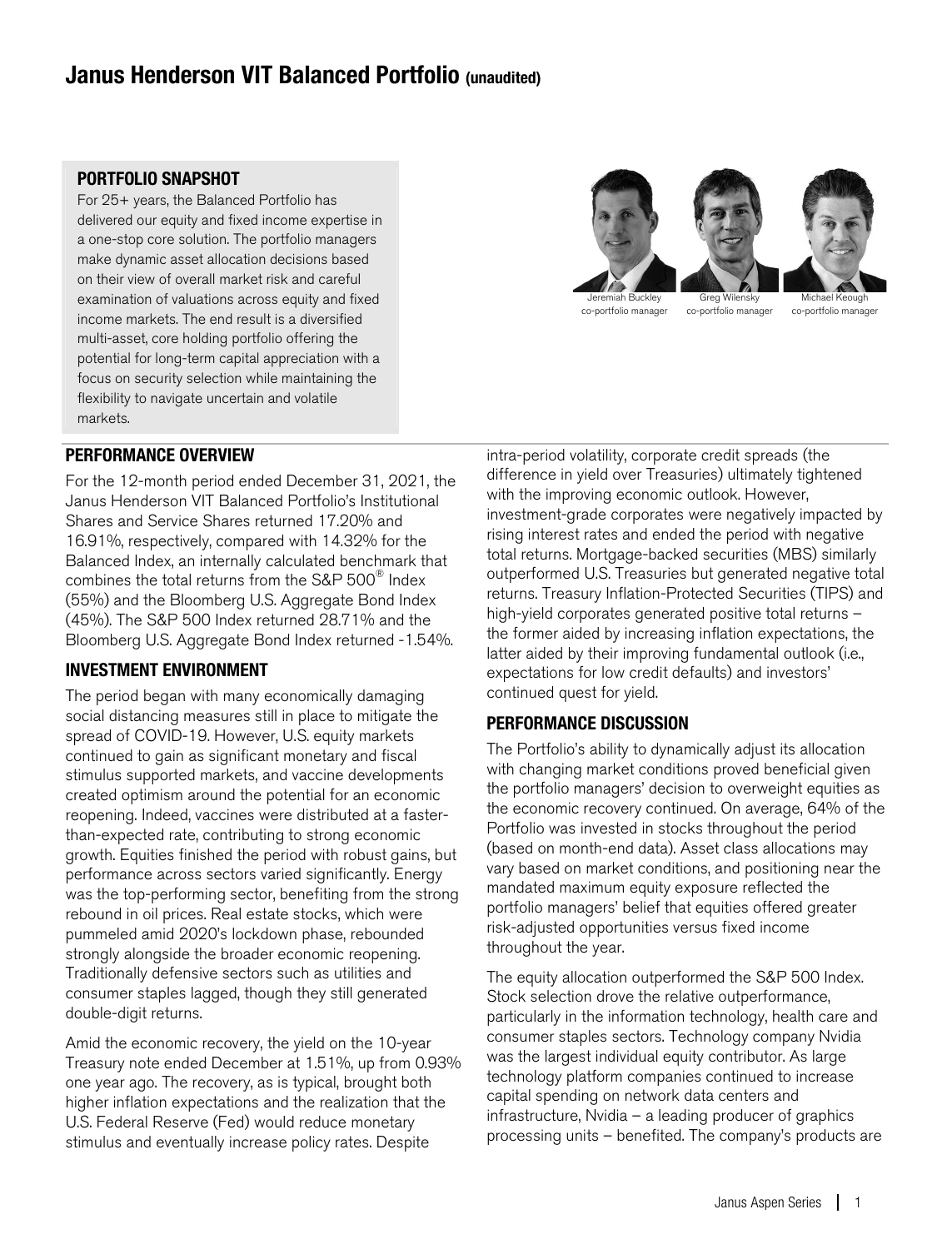# Janus Henderson VIT Balanced Portfolio (unaudited)

### PORTFOLIO SNAPSHOT

For 25+ years, the Balanced Portfolio has delivered our equity and fixed income expertise in a one-stop core solution. The portfolio managers make dynamic asset allocation decisions based on their view of overall market risk and careful examination of valuations across equity and fixed income markets. The end result is a diversified multi-asset, core holding portfolio offering the potential for long-term capital appreciation with a focus on security selection while maintaining the flexibility to navigate uncertain and volatile markets.

Jeremiah Buckley
co-portfolio manager

Greg Wilensky
co-portfolio manager

Michael Keough
co-portfolio manager

## PERFORMANCE OVERVIEW

For the 12-month period ended December 31, 2021, the Janus Henderson VIT Balanced Portfolio's Institutional Shares and Service Shares returned 17.20% and 16.91%, respectively, compared with 14.32% for the Balanced Index, an internally calculated benchmark that combines the total returns from the S&P 500® Index (55%) and the Bloomberg U.S. Aggregate Bond Index (45%). The S&P 500 Index returned 28.71% and the Bloomberg U.S. Aggregate Bond Index returned -1.54%.

## INVESTMENT ENVIRONMENT

The period began with many economically damaging social distancing measures still in place to mitigate the spread of COVID-19. However, U.S. equity markets continued to gain as significant monetary and fiscal stimulus supported markets, and vaccine developments created optimism around the potential for an economic reopening. Indeed, vaccines were distributed at a faster-than-expected rate, contributing to strong economic growth. Equities finished the period with robust gains, but performance across sectors varied significantly. Energy was the top-performing sector, benefiting from the strong rebound in oil prices. Real estate stocks, which were pummeled amid 2020's lockdown phase, rebounded strongly alongside the broader economic reopening. Traditionally defensive sectors such as utilities and consumer staples lagged, though they still generated double-digit returns.

Amid the economic recovery, the yield on the 10-year Treasury note ended December at 1.51%, up from 0.93% one year ago. The recovery, as is typical, brought both higher inflation expectations and the realization that the U.S. Federal Reserve (Fed) would reduce monetary stimulus and eventually increase policy rates. Despite intra-period volatility, corporate credit spreads (the difference in yield over Treasuries) ultimately tightened with the improving economic outlook. However, investment-grade corporates were negatively impacted by rising interest rates and ended the period with negative total returns. Mortgage-backed securities (MBS) similarly outperformed U.S. Treasuries but generated negative total returns. Treasury Inflation-Protected Securities (TIPS) and high-yield corporates generated positive total returns – the former aided by increasing inflation expectations, the latter aided by their improving fundamental outlook (i.e., expectations for low credit defaults) and investors' continued quest for yield.

## PERFORMANCE DISCUSSION

The Portfolio's ability to dynamically adjust its allocation with changing market conditions proved beneficial given the portfolio managers' decision to overweight equities as the economic recovery continued. On average, 64% of the Portfolio was invested in stocks throughout the period (based on month-end data). Asset class allocations may vary based on market conditions, and positioning near the mandated maximum equity exposure reflected the portfolio managers' belief that equities offered greater risk-adjusted opportunities versus fixed income throughout the year.

The equity allocation outperformed the S&P 500 Index. Stock selection drove the relative outperformance, particularly in the information technology, health care and consumer staples sectors. Technology company Nvidia was the largest individual equity contributor. As large technology platform companies continued to increase capital spending on network data centers and infrastructure, Nvidia – a leading producer of graphics processing units – benefited. The company's products are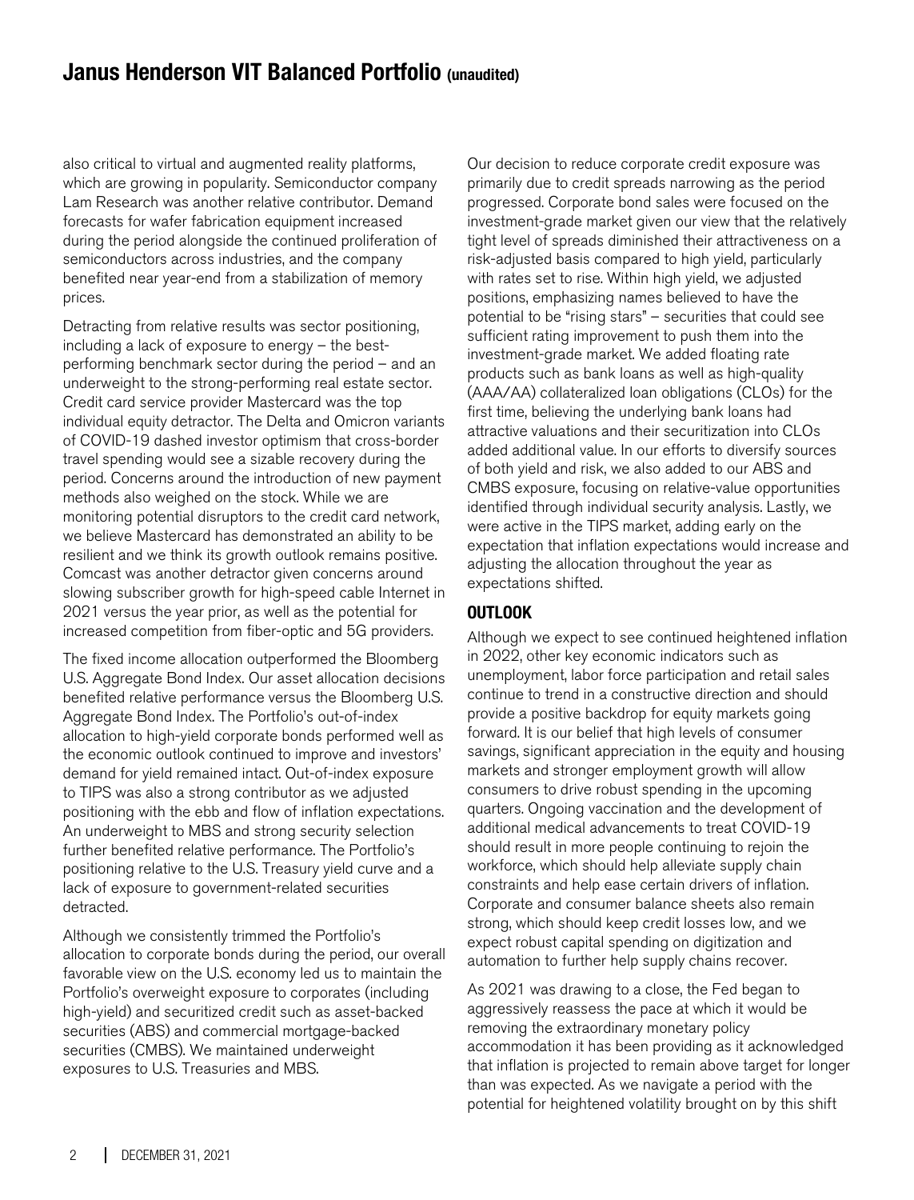also critical to virtual and augmented reality platforms, which are growing in popularity. Semiconductor company Lam Research was another relative contributor. Demand forecasts for wafer fabrication equipment increased during the period alongside the continued proliferation of semiconductors across industries, and the company benefited near year-end from a stabilization of memory prices.

Detracting from relative results was sector positioning, including a lack of exposure to energy – the best-performing benchmark sector during the period – and an underweight to the strong-performing real estate sector. Credit card service provider Mastercard was the top individual equity detractor. The Delta and Omicron variants of COVID-19 dashed investor optimism that cross-border travel spending would see a sizable recovery during the period. Concerns around the introduction of new payment methods also weighed on the stock. While we are monitoring potential disruptors to the credit card network, we believe Mastercard has demonstrated an ability to be resilient and we think its growth outlook remains positive. Comcast was another detractor given concerns around slowing subscriber growth for high-speed cable Internet in 2021 versus the year prior, as well as the potential for increased competition from fiber-optic and 5G providers.

The fixed income allocation outperformed the Bloomberg U.S. Aggregate Bond Index. Our asset allocation decisions benefited relative performance versus the Bloomberg U.S. Aggregate Bond Index. The Portfolio's out-of-index allocation to high-yield corporate bonds performed well as the economic outlook continued to improve and investors' demand for yield remained intact. Out-of-index exposure to TIPS was also a strong contributor as we adjusted positioning with the ebb and flow of inflation expectations. An underweight to MBS and strong security selection further benefited relative performance. The Portfolio's positioning relative to the U.S. Treasury yield curve and a lack of exposure to government-related securities detracted.

Although we consistently trimmed the Portfolio's allocation to corporate bonds during the period, our overall favorable view on the U.S. economy led us to maintain the Portfolio's overweight exposure to corporates (including high-yield) and securitized credit such as asset-backed securities (ABS) and commercial mortgage-backed securities (CMBS). We maintained underweight exposures to U.S. Treasuries and MBS.

Our decision to reduce corporate credit exposure was primarily due to credit spreads narrowing as the period progressed. Corporate bond sales were focused on the investment-grade market given our view that the relatively tight level of spreads diminished their attractiveness on a risk-adjusted basis compared to high yield, particularly with rates set to rise. Within high yield, we adjusted positions, emphasizing names believed to have the potential to be "rising stars" – securities that could see sufficient rating improvement to push them into the investment-grade market. We added floating rate products such as bank loans as well as high-quality (AAA/AA) collateralized loan obligations (CLOs) for the first time, believing the underlying bank loans had attractive valuations and their securitization into CLOs added additional value. In our efforts to diversify sources of both yield and risk, we also added to our ABS and CMBS exposure, focusing on relative-value opportunities identified through individual security analysis. Lastly, we were active in the TIPS market, adding early on the expectation that inflation expectations would increase and adjusting the allocation throughout the year as expectations shifted.

## OUTLOOK

Although we expect to see continued heightened inflation in 2022, other key economic indicators such as unemployment, labor force participation and retail sales continue to trend in a constructive direction and should provide a positive backdrop for equity markets going forward. It is our belief that high levels of consumer savings, significant appreciation in the equity and housing markets and stronger employment growth will allow consumers to drive robust spending in the upcoming quarters. Ongoing vaccination and the development of additional medical advancements to treat COVID-19 should result in more people continuing to rejoin the workforce, which should help alleviate supply chain constraints and help ease certain drivers of inflation. Corporate and consumer balance sheets also remain strong, which should keep credit losses low, and we expect robust capital spending on digitization and automation to further help supply chains recover.

As 2021 was drawing to a close, the Fed began to aggressively reassess the pace at which it would be removing the extraordinary monetary policy accommodation it has been providing as it acknowledged that inflation is projected to remain above target for longer than was expected. As we navigate a period with the potential for heightened volatility brought on by this shift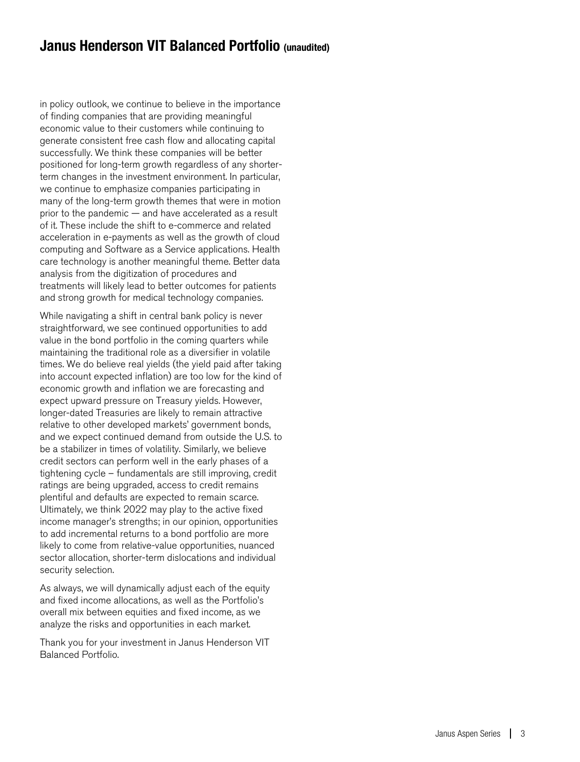in policy outlook, we continue to believe in the importance of finding companies that are providing meaningful economic value to their customers while continuing to generate consistent free cash flow and allocating capital successfully. We think these companies will be better positioned for long-term growth regardless of any shorter-term changes in the investment environment. In particular, we continue to emphasize companies participating in many of the long-term growth themes that were in motion prior to the pandemic — and have accelerated as a result of it. These include the shift to e-commerce and related acceleration in e-payments as well as the growth of cloud computing and Software as a Service applications. Health care technology is another meaningful theme. Better data analysis from the digitization of procedures and treatments will likely lead to better outcomes for patients and strong growth for medical technology companies.

While navigating a shift in central bank policy is never straightforward, we see continued opportunities to add value in the bond portfolio in the coming quarters while maintaining the traditional role as a diversifier in volatile times. We do believe real yields (the yield paid after taking into account expected inflation) are too low for the kind of economic growth and inflation we are forecasting and expect upward pressure on Treasury yields. However, longer-dated Treasuries are likely to remain attractive relative to other developed markets' government bonds, and we expect continued demand from outside the U.S. to be a stabilizer in times of volatility. Similarly, we believe credit sectors can perform well in the early phases of a tightening cycle – fundamentals are still improving, credit ratings are being upgraded, access to credit remains plentiful and defaults are expected to remain scarce. Ultimately, we think 2022 may play to the active fixed income manager's strengths; in our opinion, opportunities to add incremental returns to a bond portfolio are more likely to come from relative-value opportunities, nuanced sector allocation, shorter-term dislocations and individual security selection.

As always, we will dynamically adjust each of the equity and fixed income allocations, as well as the Portfolio's overall mix between equities and fixed income, as we analyze the risks and opportunities in each market.

Thank you for your investment in Janus Henderson VIT Balanced Portfolio.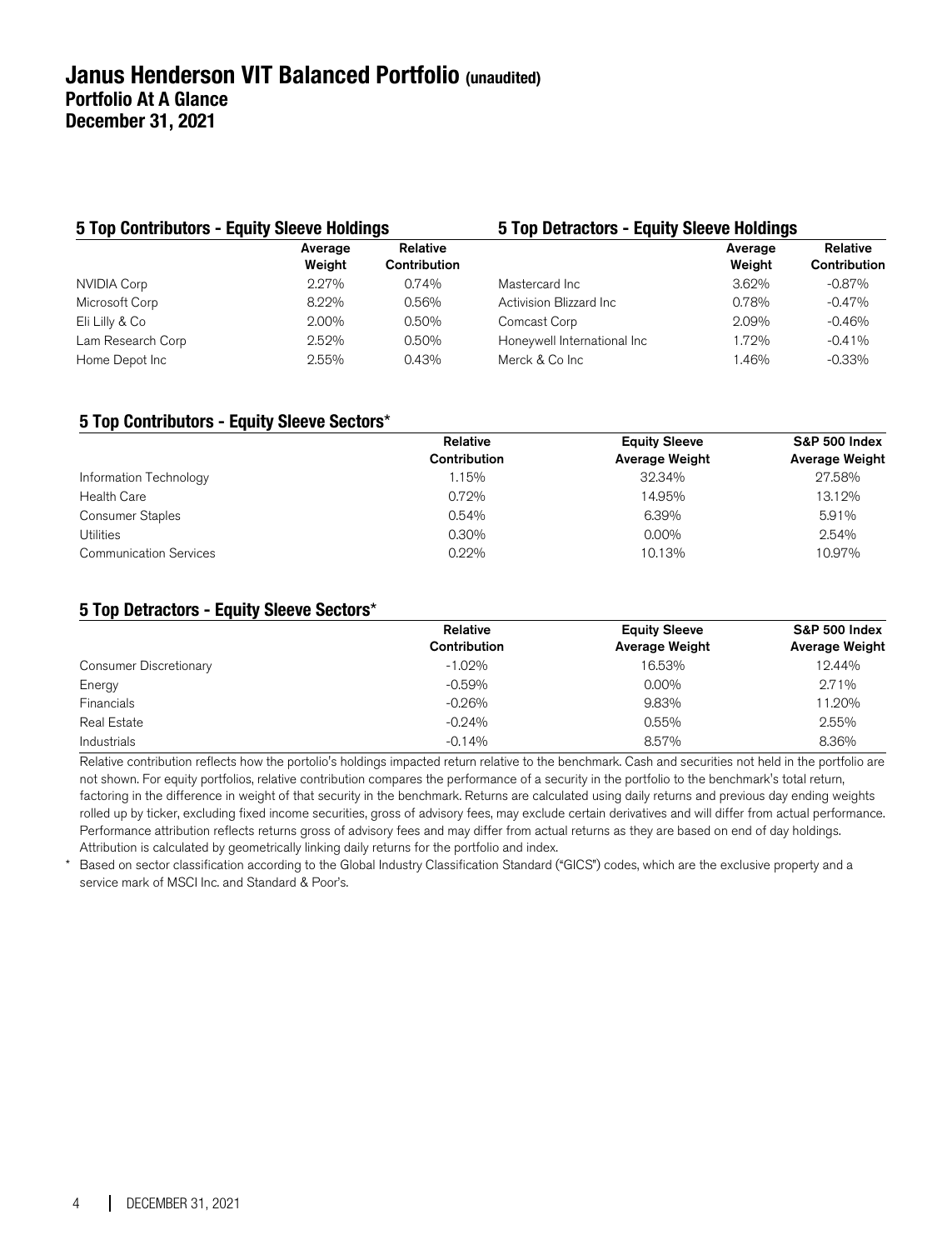# Janus Henderson VIT Balanced Portfolio (unaudited)
## Portfolio At A Glance
## December 31, 2021

### 5 Top Contributors - Equity Sleeve Holdings

| | Average Weight | Relative Contribution |
|---|---|---|
| NVIDIA Corp | 2.27% | 0.74% |
| Microsoft Corp | 8.22% | 0.56% |
| Eli Lilly & Co | 2.00% | 0.50% |
| Lam Research Corp | 2.52% | 0.50% |
| Home Depot Inc | 2.55% | 0.43% |

### 5 Top Detractors - Equity Sleeve Holdings

| | Average Weight | Relative Contribution |
|---|---|---|
| Mastercard Inc | 3.62% | -0.87% |
| Activision Blizzard Inc | 0.78% | -0.47% |
| Comcast Corp | 2.09% | -0.46% |
| Honeywell International Inc | 1.72% | -0.41% |
| Merck & Co Inc | 1.46% | -0.33% |

### 5 Top Contributors - Equity Sleeve Sectors*

| | Relative Contribution | Equity Sleeve Average Weight | S&P 500 Index Average Weight |
|---|---|---|---|
| Information Technology | 1.15% | 32.34% | 27.58% |
| Health Care | 0.72% | 14.95% | 13.12% |
| Consumer Staples | 0.54% | 6.39% | 5.91% |
| Utilities | 0.30% | 0.00% | 2.54% |
| Communication Services | 0.22% | 10.13% | 10.97% |

### 5 Top Detractors - Equity Sleeve Sectors*

| | Relative Contribution | Equity Sleeve Average Weight | S&P 500 Index Average Weight |
|---|---|---|---|
| Consumer Discretionary | -1.02% | 16.53% | 12.44% |
| Energy | -0.59% | 0.00% | 2.71% |
| Financials | -0.26% | 9.83% | 11.20% |
| Real Estate | -0.24% | 0.55% | 2.55% |
| Industrials | -0.14% | 8.57% | 8.36% |

Relative contribution reflects how the portolio's holdings impacted return relative to the benchmark. Cash and securities not held in the portfolio are not shown. For equity portfolios, relative contribution compares the performance of a security in the portfolio to the benchmark's total return, factoring in the difference in weight of that security in the benchmark. Returns are calculated using daily returns and previous day ending weights rolled up by ticker, excluding fixed income securities, gross of advisory fees, may exclude certain derivatives and will differ from actual performance. Performance attribution reflects returns gross of advisory fees and may differ from actual returns as they are based on end of day holdings. Attribution is calculated by geometrically linking daily returns for the portfolio and index.

\* Based on sector classification according to the Global Industry Classification Standard ("GICS") codes, which are the exclusive property and a service mark of MSCI Inc. and Standard & Poor's.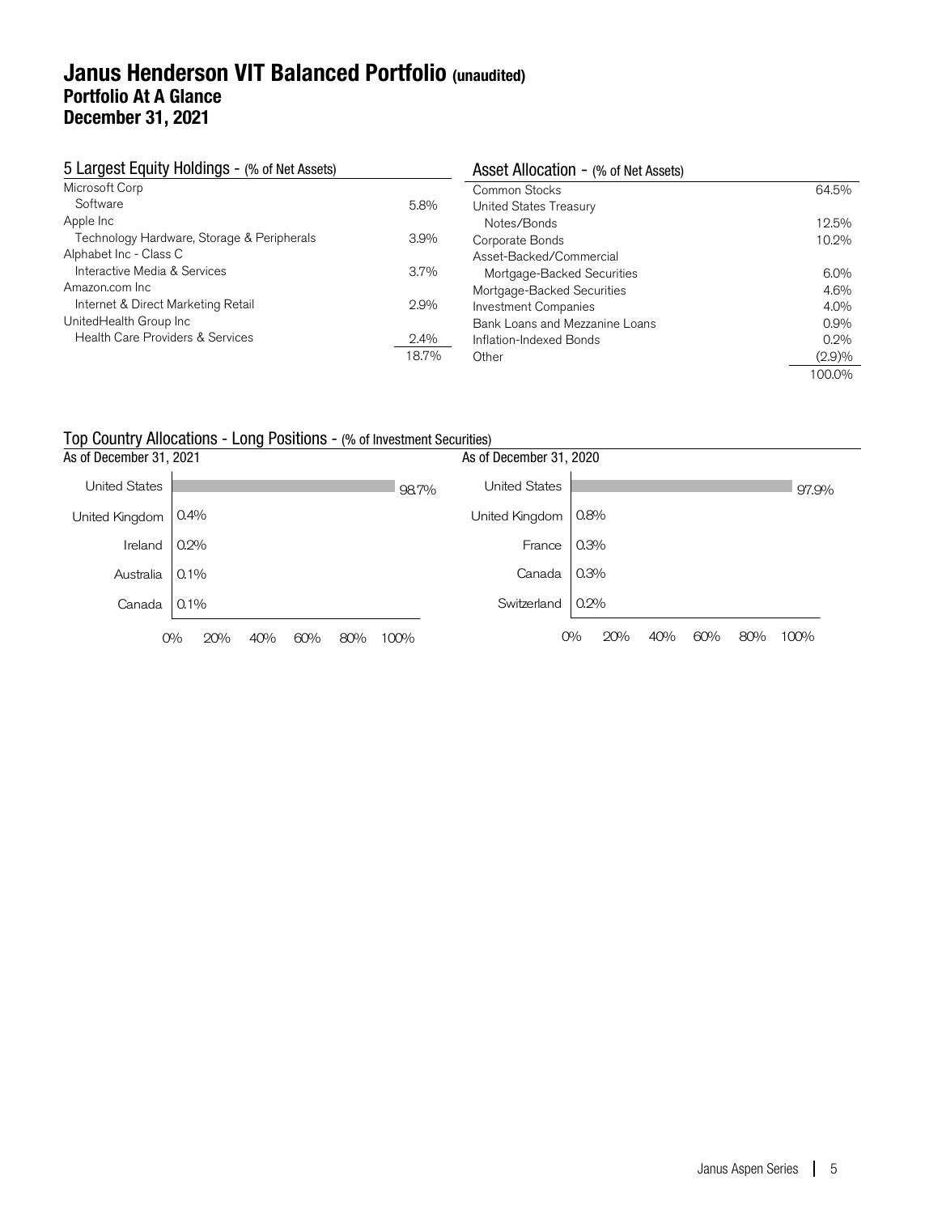# Janus Henderson VIT Balanced Portfolio (unaudited)
## Portfolio At A Glance
## December 31, 2021

### 5 Largest Equity Holdings - (% of Net Assets)

| | |
|---|---|
| Microsoft Corp | |
| Software | 5.8% |
| Apple Inc | |
| Technology Hardware, Storage & Peripherals | 3.9% |
| Alphabet Inc - Class C | |
| Interactive Media & Services | 3.7% |
| Amazon.com Inc | |
| Internet & Direct Marketing Retail | 2.9% |
| UnitedHealth Group Inc | |
| Health Care Providers & Services | 2.4% |
| | 18.7% |

### Asset Allocation - (% of Net Assets)

| | |
|---|---|
| Common Stocks | 64.5% |
| United States Treasury Notes/Bonds | 12.5% |
| Corporate Bonds | 10.2% |
| Asset-Backed/Commercial Mortgage-Backed Securities | 6.0% |
| Mortgage-Backed Securities | 4.6% |
| Investment Companies | 4.0% |
| Bank Loans and Mezzanine Loans | 0.9% |
| Inflation-Indexed Bonds | 0.2% |
| Other | (2.9)% |
| | 100.0% |

### Top Country Allocations - Long Positions - (% of Investment Securities)

As of December 31, 2021

United States 98.7%
United Kingdom 0.4%
Ireland 0.2%
Australia 0.1%
Canada 0.1%

0% 20% 40% 60% 80% 100%

As of December 31, 2020

United States 97.9%
United Kingdom 0.8%
France 0.3%
Canada 0.3%
Switzerland 0.2%

0% 20% 40% 60% 80% 100%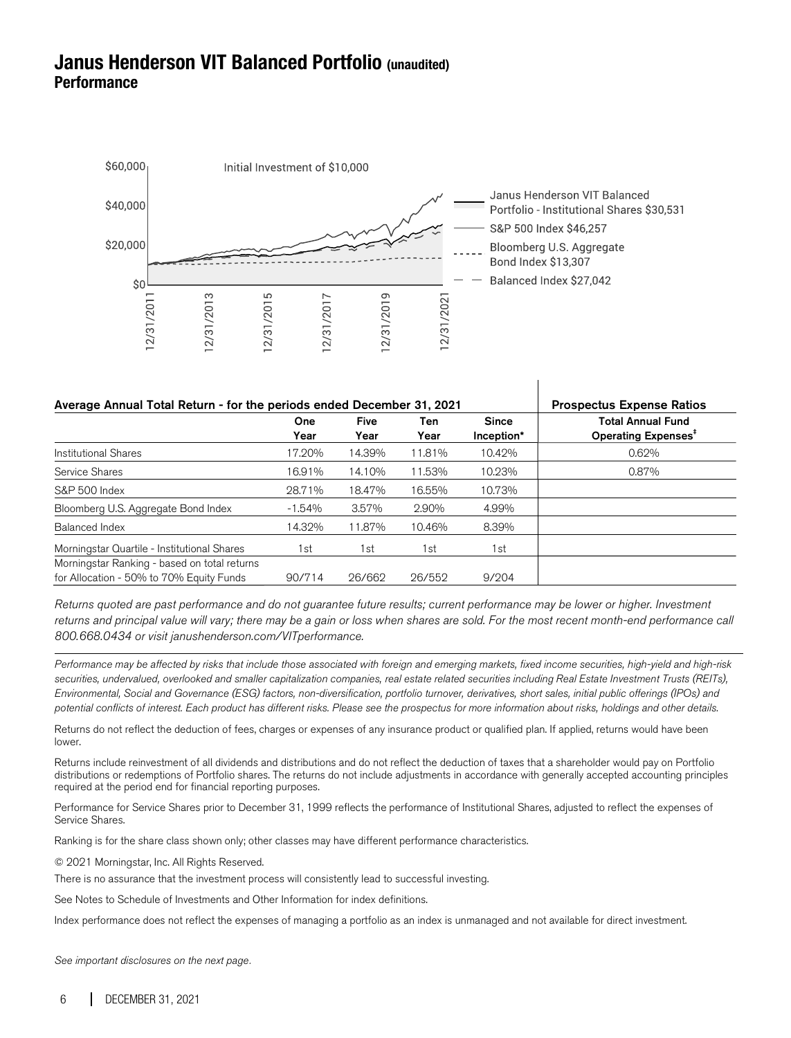# Janus Henderson VIT Balanced Portfolio (unaudited)

## Performance

Initial Investment of $10,000

$60,000
$40,000
$20,000
$0

12/31/2011
12/31/2013
12/31/2015
12/31/2017
12/31/2019
12/31/2021

Janus Henderson VIT Balanced Portfolio - Institutional Shares $30,531
S&P 500 Index $46,257
Bloomberg U.S. Aggregate Bond Index $13,307
Balanced Index $27,042

| Average Annual Total Return - for the periods ended December 31, 2021 | One Year | Five Year | Ten Year | Since Inception* | Prospectus Expense Ratios<br>Total Annual Fund Operating Expenses‡ |
|---|---|---|---|---|---|
| Institutional Shares | 17.20% | 14.39% | 11.81% | 10.42% | 0.62% |
| Service Shares | 16.91% | 14.10% | 11.53% | 10.23% | 0.87% |
| S&P 500 Index | 28.71% | 18.47% | 16.55% | 10.73% | |
| Bloomberg U.S. Aggregate Bond Index | -1.54% | 3.57% | 2.90% | 4.99% | |
| Balanced Index | 14.32% | 11.87% | 10.46% | 8.39% | |
| Morningstar Quartile - Institutional Shares | 1st | 1st | 1st | 1st | |
| Morningstar Ranking - based on total returns for Allocation - 50% to 70% Equity Funds | 90/714 | 26/662 | 26/552 | 9/204 | |

*Returns quoted are past performance and do not guarantee future results; current performance may be lower or higher. Investment returns and principal value will vary; there may be a gain or loss when shares are sold. For the most recent month-end performance call 800.668.0434 or visit janushenderson.com/VITperformance.*

*Performance may be affected by risks that include those associated with foreign and emerging markets, fixed income securities, high-yield and high-risk securities, undervalued, overlooked and smaller capitalization companies, real estate related securities including Real Estate Investment Trusts (REITs), Environmental, Social and Governance (ESG) factors, non-diversification, portfolio turnover, derivatives, short sales, initial public offerings (IPOs) and potential conflicts of interest. Each product has different risks. Please see the prospectus for more information about risks, holdings and other details.*

Returns do not reflect the deduction of fees, charges or expenses of any insurance product or qualified plan. If applied, returns would have been lower.

Returns include reinvestment of all dividends and distributions and do not reflect the deduction of taxes that a shareholder would pay on Portfolio distributions or redemptions of Portfolio shares. The returns do not include adjustments in accordance with generally accepted accounting principles required at the period end for financial reporting purposes.

Performance for Service Shares prior to December 31, 1999 reflects the performance of Institutional Shares, adjusted to reflect the expenses of Service Shares.

Ranking is for the share class shown only; other classes may have different performance characteristics.

© 2021 Morningstar, Inc. All Rights Reserved.

There is no assurance that the investment process will consistently lead to successful investing.

See Notes to Schedule of Investments and Other Information for index definitions.

Index performance does not reflect the expenses of managing a portfolio as an index is unmanaged and not available for direct investment.

*See important disclosures on the next page.*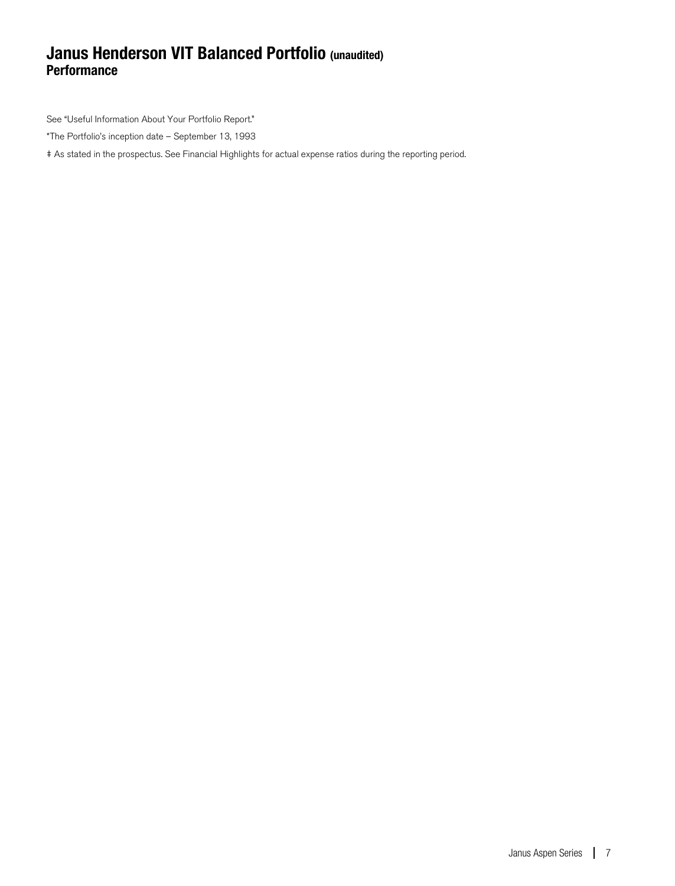# Janus Henderson VIT Balanced Portfolio (unaudited)
## Performance

See "Useful Information About Your Portfolio Report."

*The Portfolio's inception date – September 13, 1993

‡ As stated in the prospectus. See Financial Highlights for actual expense ratios during the reporting period.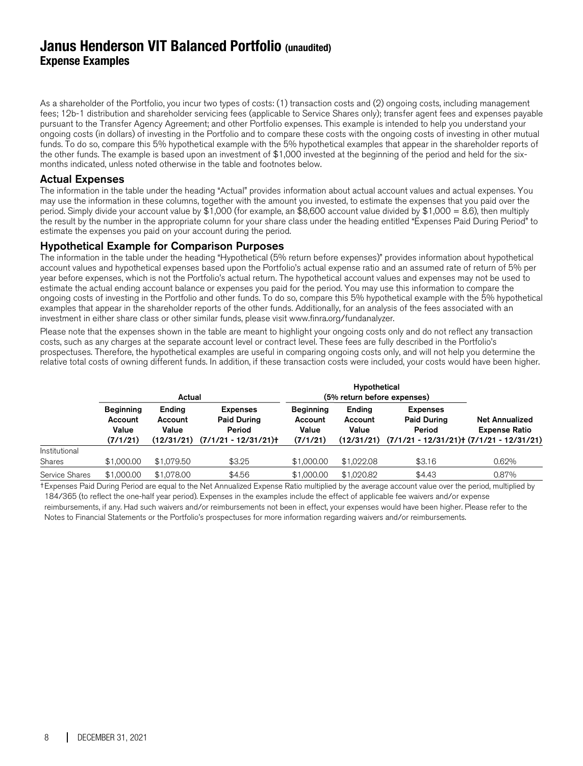# Janus Henderson VIT Balanced Portfolio (unaudited)
## Expense Examples

As a shareholder of the Portfolio, you incur two types of costs: (1) transaction costs and (2) ongoing costs, including management fees; 12b-1 distribution and shareholder servicing fees (applicable to Service Shares only); transfer agent fees and expenses payable pursuant to the Transfer Agency Agreement; and other Portfolio expenses. This example is intended to help you understand your ongoing costs (in dollars) of investing in the Portfolio and to compare these costs with the ongoing costs of investing in other mutual funds. To do so, compare this 5% hypothetical example with the 5% hypothetical examples that appear in the shareholder reports of the other funds. The example is based upon an investment of $1,000 invested at the beginning of the period and held for the six-months indicated, unless noted otherwise in the table and footnotes below.

### Actual Expenses

The information in the table under the heading "Actual" provides information about actual account values and actual expenses. You may use the information in these columns, together with the amount you invested, to estimate the expenses that you paid over the period. Simply divide your account value by $1,000 (for example, an $8,600 account value divided by $1,000 = 8.6), then multiply the result by the number in the appropriate column for your share class under the heading entitled "Expenses Paid During Period" to estimate the expenses you paid on your account during the period.

### Hypothetical Example for Comparison Purposes

The information in the table under the heading "Hypothetical (5% return before expenses)" provides information about hypothetical account values and hypothetical expenses based upon the Portfolio's actual expense ratio and an assumed rate of return of 5% per year before expenses, which is not the Portfolio's actual return. The hypothetical account values and expenses may not be used to estimate the actual ending account balance or expenses you paid for the period. You may use this information to compare the ongoing costs of investing in the Portfolio and other funds. To do so, compare this 5% hypothetical example with the 5% hypothetical examples that appear in the shareholder reports of the other funds. Additionally, for an analysis of the fees associated with an investment in either share class or other similar funds, please visit www.finra.org/fundanalyzer.

Please note that the expenses shown in the table are meant to highlight your ongoing costs only and do not reflect any transaction costs, such as any charges at the separate account level or contract level. These fees are fully described in the Portfolio's prospectuses. Therefore, the hypothetical examples are useful in comparing ongoing costs only, and will not help you determine the relative total costs of owning different funds. In addition, if these transaction costs were included, your costs would have been higher.

| | Actual | | | Hypothetical (5% return before expenses) | | | |
|---|---|---|---|---|---|---|---|
| | Beginning Account Value (7/1/21) | Ending Account Value (12/31/21) | Expenses Paid During Period (7/1/21 - 12/31/21)† | Beginning Account Value (7/1/21) | Ending Account Value (12/31/21) | Expenses Paid During Period (7/1/21 - 12/31/21)† | Net Annualized Expense Ratio (7/1/21 - 12/31/21) |
| Institutional Shares | $1,000.00 | $1,079.50 | $3.25 | $1,000.00 | $1,022.08 | $3.16 | 0.62% |
| Service Shares | $1,000.00 | $1,078.00 | $4.56 | $1,000.00 | $1,020.82 | $4.43 | 0.87% |

†Expenses Paid During Period are equal to the Net Annualized Expense Ratio multiplied by the average account value over the period, multiplied by 184/365 (to reflect the one-half year period). Expenses in the examples include the effect of applicable fee waivers and/or expense reimbursements, if any. Had such waivers and/or reimbursements not been in effect, your expenses would have been higher. Please refer to the Notes to Financial Statements or the Portfolio's prospectuses for more information regarding waivers and/or reimbursements.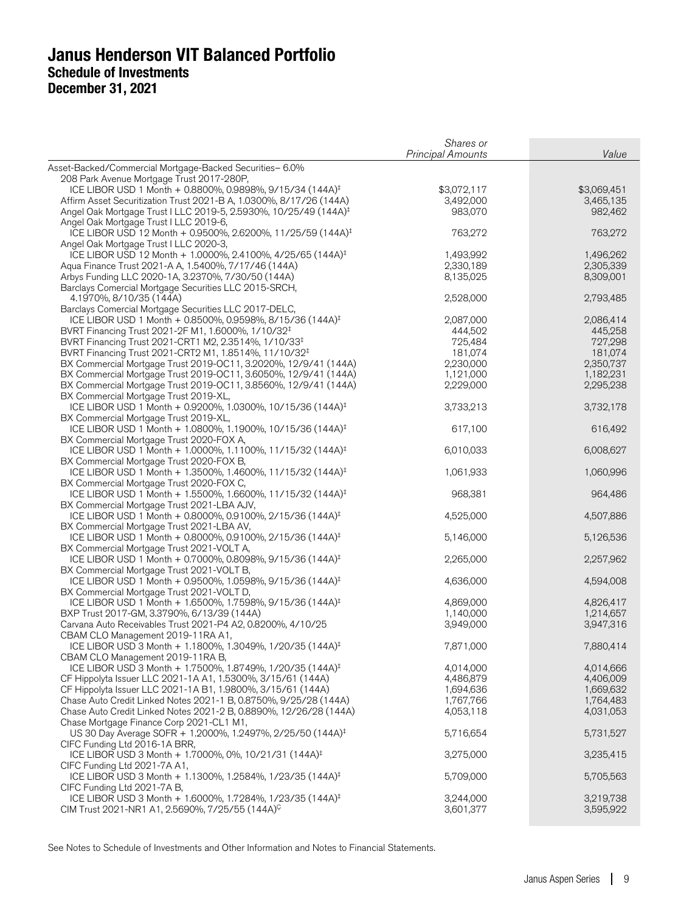# Janus Henderson VIT Balanced Portfolio
## Schedule of Investments
## December 31, 2021

| | *Shares or Principal Amounts* | *Value* |
|---|---|---|
| Asset-Backed/Commercial Mortgage-Backed Securities– 6.0% | | |
| 208 Park Avenue Mortgage Trust 2017-280P, ICE LIBOR USD 1 Month + 0.8800%, 0.9898%, 9/15/34 (144A)‡ | $3,072,117 | $3,069,451 |
| Affirm Asset Securitization Trust 2021-B A, 1.0300%, 8/17/26 (144A) | 3,492,000 | 3,465,135 |
| Angel Oak Mortgage Trust I LLC 2019-5, 2.5930%, 10/25/49 (144A)‡ | 983,070 | 982,462 |
| Angel Oak Mortgage Trust I LLC 2019-6, ICE LIBOR USD 12 Month + 0.9500%, 2.6200%, 11/25/59 (144A)‡ | 763,272 | 763,272 |
| Angel Oak Mortgage Trust I LLC 2020-3, ICE LIBOR USD 12 Month + 1.0000%, 2.4100%, 4/25/65 (144A)‡ | 1,493,992 | 1,496,262 |
| Aqua Finance Trust 2021-A A, 1.5400%, 7/17/46 (144A) | 2,330,189 | 2,305,339 |
| Arbys Funding LLC 2020-1A, 3.2370%, 7/30/50 (144A) | 8,135,025 | 8,309,001 |
| Barclays Comercial Mortgage Securities LLC 2015-SRCH, 4.1970%, 8/10/35 (144A) | 2,528,000 | 2,793,485 |
| Barclays Comercial Mortgage Securities LLC 2017-DELC, ICE LIBOR USD 1 Month + 0.8500%, 0.9598%, 8/15/36 (144A)‡ | 2,087,000 | 2,086,414 |
| BVRT Financing Trust 2021-2F M1, 1.6000%, 1/10/32‡ | 444,502 | 445,258 |
| BVRT Financing Trust 2021-CRT1 M2, 2.3514%, 1/10/33‡ | 725,484 | 727,298 |
| BVRT Financing Trust 2021-CRT2 M1, 1.8514%, 11/10/32‡ | 181,074 | 181,074 |
| BX Commercial Mortgage Trust 2019-OC11, 3.2020%, 12/9/41 (144A) | 2,230,000 | 2,350,737 |
| BX Commercial Mortgage Trust 2019-OC11, 3.6050%, 12/9/41 (144A) | 1,121,000 | 1,182,231 |
| BX Commercial Mortgage Trust 2019-OC11, 3.8560%, 12/9/41 (144A) | 2,229,000 | 2,295,238 |
| BX Commercial Mortgage Trust 2019-XL, ICE LIBOR USD 1 Month + 0.9200%, 1.0300%, 10/15/36 (144A)‡ | 3,733,213 | 3,732,178 |
| BX Commercial Mortgage Trust 2019-XL, ICE LIBOR USD 1 Month + 1.0800%, 1.1900%, 10/15/36 (144A)‡ | 617,100 | 616,492 |
| BX Commercial Mortgage Trust 2020-FOX A, ICE LIBOR USD 1 Month + 1.0000%, 1.1100%, 11/15/32 (144A)‡ | 6,010,033 | 6,008,627 |
| BX Commercial Mortgage Trust 2020-FOX B, ICE LIBOR USD 1 Month + 1.3500%, 1.4600%, 11/15/32 (144A)‡ | 1,061,933 | 1,060,996 |
| BX Commercial Mortgage Trust 2020-FOX C, ICE LIBOR USD 1 Month + 1.5500%, 1.6600%, 11/15/32 (144A)‡ | 968,381 | 964,486 |
| BX Commercial Mortgage Trust 2021-LBA AJV, ICE LIBOR USD 1 Month + 0.8000%, 0.9100%, 2/15/36 (144A)‡ | 4,525,000 | 4,507,886 |
| BX Commercial Mortgage Trust 2021-LBA AV, ICE LIBOR USD 1 Month + 0.8000%, 0.9100%, 2/15/36 (144A)‡ | 5,146,000 | 5,126,536 |
| BX Commercial Mortgage Trust 2021-VOLT A, ICE LIBOR USD 1 Month + 0.7000%, 0.8098%, 9/15/36 (144A)‡ | 2,265,000 | 2,257,962 |
| BX Commercial Mortgage Trust 2021-VOLT B, ICE LIBOR USD 1 Month + 0.9500%, 1.0598%, 9/15/36 (144A)‡ | 4,636,000 | 4,594,008 |
| BX Commercial Mortgage Trust 2021-VOLT D, ICE LIBOR USD 1 Month + 1.6500%, 1.7598%, 9/15/36 (144A)‡ | 4,869,000 | 4,826,417 |
| BXP Trust 2017-GM, 3.3790%, 6/13/39 (144A) | 1,140,000 | 1,214,657 |
| Carvana Auto Receivables Trust 2021-P4 A2, 0.8200%, 4/10/25 | 3,949,000 | 3,947,316 |
| CBAM CLO Management 2019-11RA A1, ICE LIBOR USD 3 Month + 1.1800%, 1.3049%, 1/20/35 (144A)‡ | 7,871,000 | 7,880,414 |
| CBAM CLO Management 2019-11RA B, ICE LIBOR USD 3 Month + 1.7500%, 1.8749%, 1/20/35 (144A)‡ | 4,014,000 | 4,014,666 |
| CF Hippolyta Issuer LLC 2021-1A A1, 1.5300%, 3/15/61 (144A) | 4,486,879 | 4,406,009 |
| CF Hippolyta Issuer LLC 2021-1A B1, 1.9800%, 3/15/61 (144A) | 1,694,636 | 1,669,632 |
| Chase Auto Credit Linked Notes 2021-1 B, 0.8750%, 9/25/28 (144A) | 1,767,766 | 1,764,483 |
| Chase Auto Credit Linked Notes 2021-2 B, 0.8890%, 12/26/28 (144A) | 4,053,118 | 4,031,053 |
| Chase Mortgage Finance Corp 2021-CL1 M1, US 30 Day Average SOFR + 1.2000%, 1.2497%, 2/25/50 (144A)‡ | 5,716,654 | 5,731,527 |
| CIFC Funding Ltd 2016-1A BRR, ICE LIBOR USD 3 Month + 1.7000%, 0%, 10/21/31 (144A)‡ | 3,275,000 | 3,235,415 |
| CIFC Funding Ltd 2021-7A A1, ICE LIBOR USD 3 Month + 1.1300%, 1.2584%, 1/23/35 (144A)‡ | 5,709,000 | 5,705,563 |
| CIFC Funding Ltd 2021-7A B, ICE LIBOR USD 3 Month + 1.6000%, 1.7284%, 1/23/35 (144A)‡ | 3,244,000 | 3,219,738 |
| CIM Trust 2021-NR1 A1, 2.5690%, 7/25/55 (144A)Ç | 3,601,377 | 3,595,922 |

See Notes to Schedule of Investments and Other Information and Notes to Financial Statements.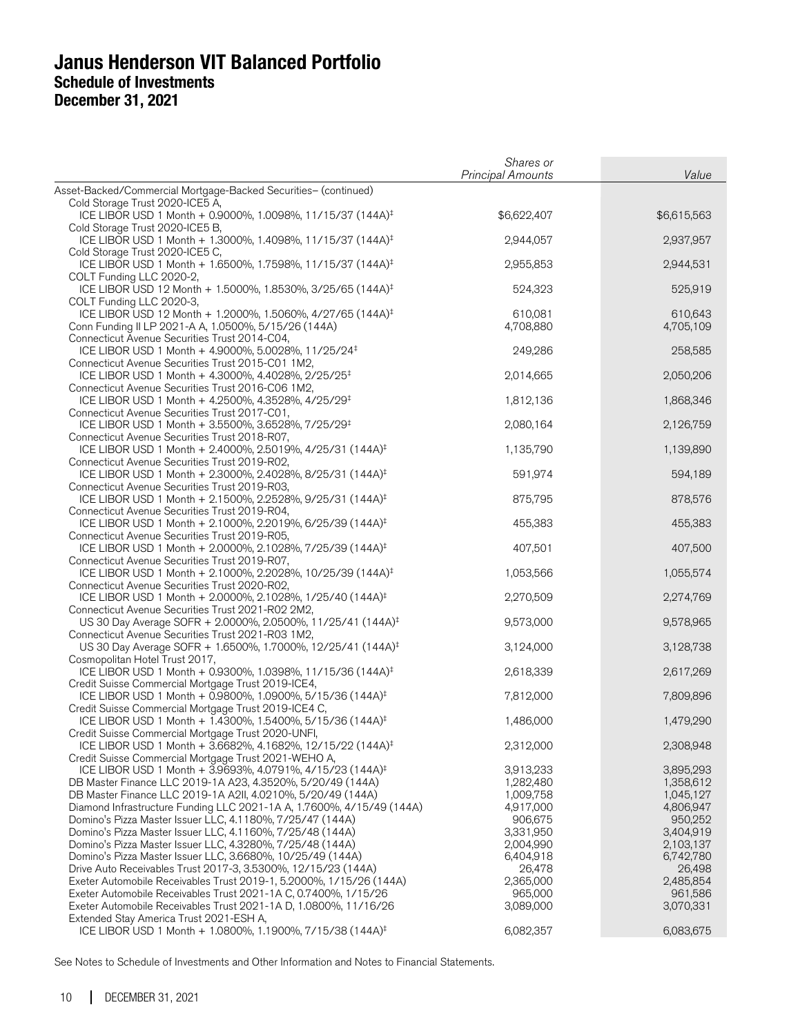# Janus Henderson VIT Balanced Portfolio
## Schedule of Investments
## December 31, 2021

| | Shares or Principal Amounts | Value |
|---|---|---|
| Asset-Backed/Commercial Mortgage-Backed Securities– (continued) | | |
| Cold Storage Trust 2020-ICE5 A, ICE LIBOR USD 1 Month + 0.9000%, 1.0098%, 11/15/37 (144A)‡ | $6,622,407 | $6,615,563 |
| Cold Storage Trust 2020-ICE5 B, ICE LIBOR USD 1 Month + 1.3000%, 1.4098%, 11/15/37 (144A)‡ | 2,944,057 | 2,937,957 |
| Cold Storage Trust 2020-ICE5 C, ICE LIBOR USD 1 Month + 1.6500%, 1.7598%, 11/15/37 (144A)‡ | 2,955,853 | 2,944,531 |
| COLT Funding LLC 2020-2, ICE LIBOR USD 12 Month + 1.5000%, 1.8530%, 3/25/65 (144A)‡ | 524,323 | 525,919 |
| COLT Funding LLC 2020-3, ICE LIBOR USD 12 Month + 1.2000%, 1.5060%, 4/27/65 (144A)‡ | 610,081 | 610,643 |
| Conn Funding II LP 2021-A A, 1.0500%, 5/15/26 (144A) | 4,708,880 | 4,705,109 |
| Connecticut Avenue Securities Trust 2014-C04, ICE LIBOR USD 1 Month + 4.9000%, 5.0028%, 11/25/24‡ | 249,286 | 258,585 |
| Connecticut Avenue Securities Trust 2015-C01 1M2, ICE LIBOR USD 1 Month + 4.3000%, 4.4028%, 2/25/25‡ | 2,014,665 | 2,050,206 |
| Connecticut Avenue Securities Trust 2016-C06 1M2, ICE LIBOR USD 1 Month + 4.2500%, 4.3528%, 4/25/29‡ | 1,812,136 | 1,868,346 |
| Connecticut Avenue Securities Trust 2017-C01, ICE LIBOR USD 1 Month + 3.5500%, 3.6528%, 7/25/29‡ | 2,080,164 | 2,126,759 |
| Connecticut Avenue Securities Trust 2018-R07, ICE LIBOR USD 1 Month + 2.4000%, 2.5019%, 4/25/31 (144A)‡ | 1,135,790 | 1,139,890 |
| Connecticut Avenue Securities Trust 2019-R02, ICE LIBOR USD 1 Month + 2.3000%, 2.4028%, 8/25/31 (144A)‡ | 591,974 | 594,189 |
| Connecticut Avenue Securities Trust 2019-R03, ICE LIBOR USD 1 Month + 2.1500%, 2.2528%, 9/25/31 (144A)‡ | 875,795 | 878,576 |
| Connecticut Avenue Securities Trust 2019-R04, ICE LIBOR USD 1 Month + 2.1000%, 2.2019%, 6/25/39 (144A)‡ | 455,383 | 455,383 |
| Connecticut Avenue Securities Trust 2019-R05, ICE LIBOR USD 1 Month + 2.0000%, 2.1028%, 7/25/39 (144A)‡ | 407,501 | 407,500 |
| Connecticut Avenue Securities Trust 2019-R07, ICE LIBOR USD 1 Month + 2.1000%, 2.2028%, 10/25/39 (144A)‡ | 1,053,566 | 1,055,574 |
| Connecticut Avenue Securities Trust 2020-R02, ICE LIBOR USD 1 Month + 2.0000%, 2.1028%, 1/25/40 (144A)‡ | 2,270,509 | 2,274,769 |
| Connecticut Avenue Securities Trust 2021-R02 2M2, US 30 Day Average SOFR + 2.0000%, 2.0500%, 11/25/41 (144A)‡ | 9,573,000 | 9,578,965 |
| Connecticut Avenue Securities Trust 2021-R03 1M2, US 30 Day Average SOFR + 1.6500%, 1.7000%, 12/25/41 (144A)‡ | 3,124,000 | 3,128,738 |
| Cosmopolitan Hotel Trust 2017, ICE LIBOR USD 1 Month + 0.9300%, 1.0398%, 11/15/36 (144A)‡ | 2,618,339 | 2,617,269 |
| Credit Suisse Commercial Mortgage Trust 2019-ICE4, ICE LIBOR USD 1 Month + 0.9800%, 1.0900%, 5/15/36 (144A)‡ | 7,812,000 | 7,809,896 |
| Credit Suisse Commercial Mortgage Trust 2019-ICE4 C, ICE LIBOR USD 1 Month + 1.4300%, 1.5400%, 5/15/36 (144A)‡ | 1,486,000 | 1,479,290 |
| Credit Suisse Commercial Mortgage Trust 2020-UNFI, ICE LIBOR USD 1 Month + 3.6682%, 4.1682%, 12/15/22 (144A)‡ | 2,312,000 | 2,308,948 |
| Credit Suisse Commercial Mortgage Trust 2021-WEHO A, ICE LIBOR USD 1 Month + 3.9693%, 4.0791%, 4/15/23 (144A)‡ | 3,913,233 | 3,895,293 |
| DB Master Finance LLC 2019-1A A23, 4.3520%, 5/20/49 (144A) | 1,282,480 | 1,358,612 |
| DB Master Finance LLC 2019-1A A2II, 4.0210%, 5/20/49 (144A) | 1,009,758 | 1,045,127 |
| Diamond Infrastructure Funding LLC 2021-1A A, 1.7600%, 4/15/49 (144A) | 4,917,000 | 4,806,947 |
| Domino's Pizza Master Issuer LLC, 4.1180%, 7/25/47 (144A) | 906,675 | 950,252 |
| Domino's Pizza Master Issuer LLC, 4.1160%, 7/25/48 (144A) | 3,331,950 | 3,404,919 |
| Domino's Pizza Master Issuer LLC, 4.3280%, 7/25/48 (144A) | 2,004,990 | 2,103,137 |
| Domino's Pizza Master Issuer LLC, 3.6680%, 10/25/49 (144A) | 6,404,918 | 6,742,780 |
| Drive Auto Receivables Trust 2017-3, 3.5300%, 12/15/23 (144A) | 26,478 | 26,498 |
| Exeter Automobile Receivables Trust 2019-1, 5.2000%, 1/15/26 (144A) | 2,365,000 | 2,485,854 |
| Exeter Automobile Receivables Trust 2021-1A C, 0.7400%, 1/15/26 | 965,000 | 961,586 |
| Exeter Automobile Receivables Trust 2021-1A D, 1.0800%, 11/16/26 | 3,089,000 | 3,070,331 |
| Extended Stay America Trust 2021-ESH A, ICE LIBOR USD 1 Month + 1.0800%, 1.1900%, 7/15/38 (144A)‡ | 6,082,357 | 6,083,675 |

See Notes to Schedule of Investments and Other Information and Notes to Financial Statements.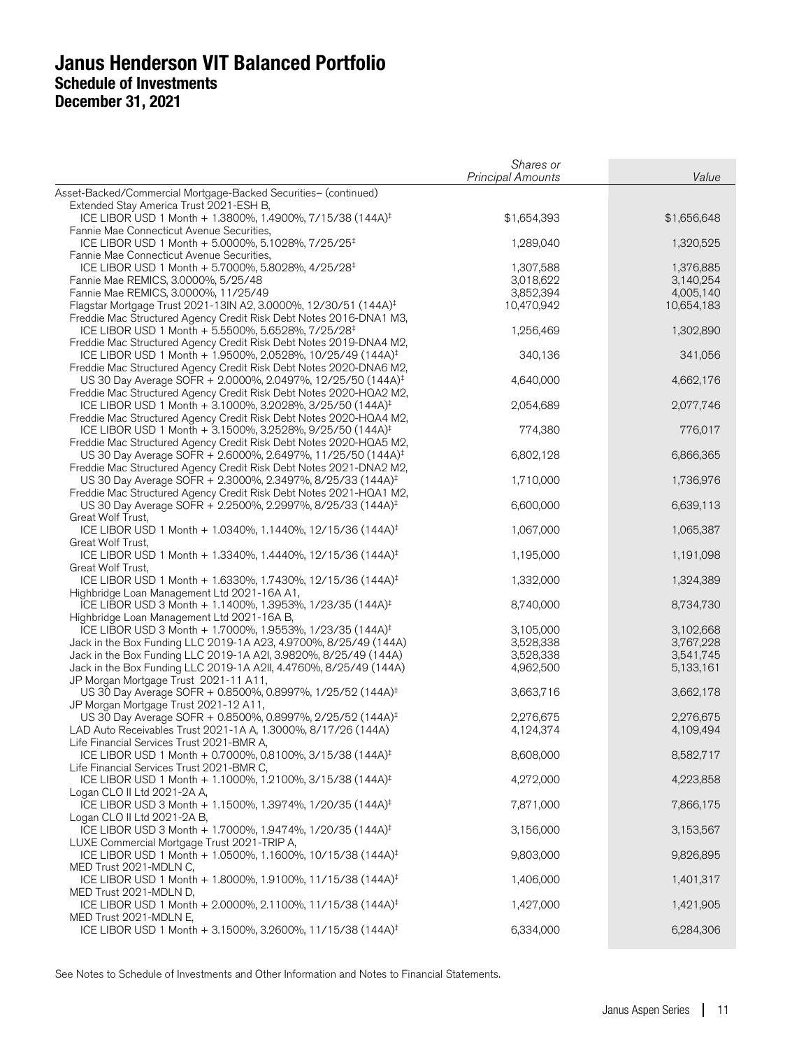# Janus Henderson VIT Balanced Portfolio
## Schedule of Investments
### December 31, 2021

| | Shares or Principal Amounts | Value |
|---|---|---|
| Asset-Backed/Commercial Mortgage-Backed Securities– (continued) | | |
| Extended Stay America Trust 2021-ESH B, ICE LIBOR USD 1 Month + 1.3800%, 1.4900%, 7/15/38 (144A)‡ | $1,654,393 | $1,656,648 |
| Fannie Mae Connecticut Avenue Securities, ICE LIBOR USD 1 Month + 5.0000%, 5.1028%, 7/25/25‡ | 1,289,040 | 1,320,525 |
| Fannie Mae Connecticut Avenue Securities, ICE LIBOR USD 1 Month + 5.7000%, 5.8028%, 4/25/28‡ | 1,307,588 | 1,376,885 |
| Fannie Mae REMICS, 3.0000%, 5/25/48 | 3,018,622 | 3,140,254 |
| Fannie Mae REMICS, 3.0000%, 11/25/49 | 3,852,394 | 4,005,140 |
| Flagstar Mortgage Trust 2021-13IN A2, 3.0000%, 12/30/51 (144A)‡ | 10,470,942 | 10,654,183 |
| Freddie Mac Structured Agency Credit Risk Debt Notes 2016-DNA1 M3, ICE LIBOR USD 1 Month + 5.5500%, 5.6528%, 7/25/28‡ | 1,256,469 | 1,302,890 |
| Freddie Mac Structured Agency Credit Risk Debt Notes 2019-DNA4 M2, ICE LIBOR USD 1 Month + 1.9500%, 2.0528%, 10/25/49 (144A)‡ | 340,136 | 341,056 |
| Freddie Mac Structured Agency Credit Risk Debt Notes 2020-DNA6 M2, US 30 Day Average SOFR + 2.0000%, 2.0497%, 12/25/50 (144A)‡ | 4,640,000 | 4,662,176 |
| Freddie Mac Structured Agency Credit Risk Debt Notes 2020-HQA2 M2, ICE LIBOR USD 1 Month + 3.1000%, 3.2028%, 3/25/50 (144A)‡ | 2,054,689 | 2,077,746 |
| Freddie Mac Structured Agency Credit Risk Debt Notes 2020-HQA4 M2, ICE LIBOR USD 1 Month + 3.1500%, 3.2528%, 9/25/50 (144A)‡ | 774,380 | 776,017 |
| Freddie Mac Structured Agency Credit Risk Debt Notes 2020-HQA5 M2, US 30 Day Average SOFR + 2.6000%, 2.6497%, 11/25/50 (144A)‡ | 6,802,128 | 6,866,365 |
| Freddie Mac Structured Agency Credit Risk Debt Notes 2021-DNA2 M2, US 30 Day Average SOFR + 2.3000%, 2.3497%, 8/25/33 (144A)‡ | 1,710,000 | 1,736,976 |
| Freddie Mac Structured Agency Credit Risk Debt Notes 2021-HQA1 M2, US 30 Day Average SOFR + 2.2500%, 2.2997%, 8/25/33 (144A)‡ | 6,600,000 | 6,639,113 |
| Great Wolf Trust, ICE LIBOR USD 1 Month + 1.0340%, 1.1440%, 12/15/36 (144A)‡ | 1,067,000 | 1,065,387 |
| Great Wolf Trust, ICE LIBOR USD 1 Month + 1.3340%, 1.4440%, 12/15/36 (144A)‡ | 1,195,000 | 1,191,098 |
| Great Wolf Trust, ICE LIBOR USD 1 Month + 1.6330%, 1.7430%, 12/15/36 (144A)‡ | 1,332,000 | 1,324,389 |
| Highbridge Loan Management Ltd 2021-16A A1, ICE LIBOR USD 3 Month + 1.1400%, 1.3953%, 1/23/35 (144A)‡ | 8,740,000 | 8,734,730 |
| Highbridge Loan Management Ltd 2021-16A B, ICE LIBOR USD 3 Month + 1.7000%, 1.9553%, 1/23/35 (144A)‡ | 3,105,000 | 3,102,668 |
| Jack in the Box Funding LLC 2019-1A A23, 4.9700%, 8/25/49 (144A) | 3,528,338 | 3,767,228 |
| Jack in the Box Funding LLC 2019-1A A2I, 3.9820%, 8/25/49 (144A) | 3,528,338 | 3,541,745 |
| Jack in the Box Funding LLC 2019-1A A2II, 4.4760%, 8/25/49 (144A) | 4,962,500 | 5,133,161 |
| JP Morgan Mortgage Trust 2021-11 A11, US 30 Day Average SOFR + 0.8500%, 0.8997%, 1/25/52 (144A)‡ | 3,663,716 | 3,662,178 |
| JP Morgan Mortgage Trust 2021-12 A11, US 30 Day Average SOFR + 0.8500%, 0.8997%, 2/25/52 (144A)‡ | 2,276,675 | 2,276,675 |
| LAD Auto Receivables Trust 2021-1A A, 1.3000%, 8/17/26 (144A) | 4,124,374 | 4,109,494 |
| Life Financial Services Trust 2021-BMR A, ICE LIBOR USD 1 Month + 0.7000%, 0.8100%, 3/15/38 (144A)‡ | 8,608,000 | 8,582,717 |
| Life Financial Services Trust 2021-BMR C, ICE LIBOR USD 1 Month + 1.1000%, 1.2100%, 3/15/38 (144A)‡ | 4,272,000 | 4,223,858 |
| Logan CLO II Ltd 2021-2A A, ICE LIBOR USD 3 Month + 1.1500%, 1.3974%, 1/20/35 (144A)‡ | 7,871,000 | 7,866,175 |
| Logan CLO II Ltd 2021-2A B, ICE LIBOR USD 3 Month + 1.7000%, 1.9474%, 1/20/35 (144A)‡ | 3,156,000 | 3,153,567 |
| LUXE Commercial Mortgage Trust 2021-TRIP A, ICE LIBOR USD 1 Month + 1.0500%, 1.1600%, 10/15/38 (144A)‡ | 9,803,000 | 9,826,895 |
| MED Trust 2021-MDLN C, ICE LIBOR USD 1 Month + 1.8000%, 1.9100%, 11/15/38 (144A)‡ | 1,406,000 | 1,401,317 |
| MED Trust 2021-MDLN D, ICE LIBOR USD 1 Month + 2.0000%, 2.1100%, 11/15/38 (144A)‡ | 1,427,000 | 1,421,905 |
| MED Trust 2021-MDLN E, ICE LIBOR USD 1 Month + 3.1500%, 3.2600%, 11/15/38 (144A)‡ | 6,334,000 | 6,284,306 |

See Notes to Schedule of Investments and Other Information and Notes to Financial Statements.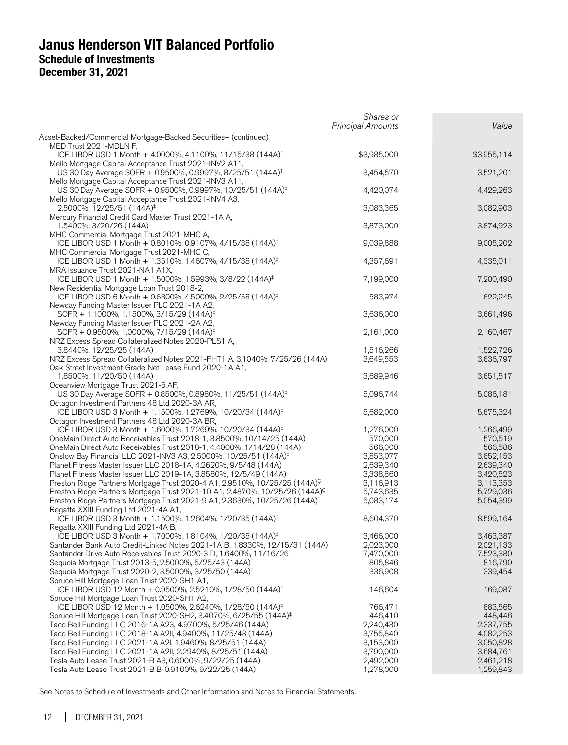# Janus Henderson VIT Balanced Portfolio
## Schedule of Investments
## December 31, 2021

| | *Shares or Principal Amounts* | *Value* |
|---|---|---|
| Asset-Backed/Commercial Mortgage-Backed Securities– (continued) | | |
| MED Trust 2021-MDLN F, ICE LIBOR USD 1 Month + 4.0000%, 4.1100%, 11/15/38 (144A)‡ | $3,985,000 | $3,955,114 |
| Mello Mortgage Capital Acceptance Trust 2021-INV2 A11, US 30 Day Average SOFR + 0.9500%, 0.9997%, 8/25/51 (144A)‡ | 3,454,570 | 3,521,201 |
| Mello Mortgage Capital Acceptance Trust 2021-INV3 A11, US 30 Day Average SOFR + 0.9500%, 0.9997%, 10/25/51 (144A)‡ | 4,420,074 | 4,429,263 |
| Mello Mortgage Capital Acceptance Trust 2021-INV4 A3, 2.5000%, 12/25/51 (144A)‡ | 3,083,365 | 3,082,903 |
| Mercury Financial Credit Card Master Trust 2021-1A A, 1.5400%, 3/20/26 (144A) | 3,873,000 | 3,874,923 |
| MHC Commercial Mortgage Trust 2021-MHC A, ICE LIBOR USD 1 Month + 0.8010%, 0.9107%, 4/15/38 (144A)‡ | 9,039,888 | 9,005,202 |
| MHC Commercial Mortgage Trust 2021-MHC C, ICE LIBOR USD 1 Month + 1.3510%, 1.4607%, 4/15/38 (144A)‡ | 4,357,691 | 4,335,011 |
| MRA Issuance Trust 2021-NA1 A1X, ICE LIBOR USD 1 Month + 1.5000%, 1.5993%, 3/8/22 (144A)‡ | 7,199,000 | 7,200,490 |
| New Residential Mortgage Loan Trust 2018-2, ICE LIBOR USD 6 Month + 0.6800%, 4.5000%, 2/25/58 (144A)‡ | 583,974 | 622,245 |
| Newday Funding Master Issuer PLC 2021-1A A2, SOFR + 1.1000%, 1.1500%, 3/15/29 (144A)‡ | 3,636,000 | 3,661,496 |
| Newday Funding Master Issuer PLC 2021-2A A2, SOFR + 0.9500%, 1.0000%, 7/15/29 (144A)‡ | 2,161,000 | 2,160,467 |
| NRZ Excess Spread Collateralized Notes 2020-PLS1 A, 3.8440%, 12/25/25 (144A) | 1,516,266 | 1,522,726 |
| NRZ Excess Spread Collateralized Notes 2021-FHT1 A, 3.1040%, 7/25/26 (144A) | 3,649,553 | 3,636,797 |
| Oak Street Investment Grade Net Lease Fund 2020-1A A1, 1.8500%, 11/20/50 (144A) | 3,689,946 | 3,651,517 |
| Oceanview Mortgage Trust 2021-5 AF, US 30 Day Average SOFR + 0.8500%, 0.8980%, 11/25/51 (144A)‡ | 5,096,744 | 5,086,181 |
| Octagon Investment Partners 48 Ltd 2020-3A AR, ICE LIBOR USD 3 Month + 1.1500%, 1.2769%, 10/20/34 (144A)‡ | 5,682,000 | 5,675,324 |
| Octagon Investment Partners 48 Ltd 2020-3A BR, ICE LIBOR USD 3 Month + 1.6000%, 1.7269%, 10/20/34 (144A)‡ | 1,276,000 | 1,266,499 |
| OneMain Direct Auto Receivables Trust 2018-1, 3.8500%, 10/14/25 (144A) | 570,000 | 570,519 |
| OneMain Direct Auto Receivables Trust 2018-1, 4.4000%, 1/14/28 (144A) | 566,000 | 566,586 |
| Onslow Bay Financial LLC 2021-INV3 A3, 2.5000%, 10/25/51 (144A)‡ | 3,853,077 | 3,852,153 |
| Planet Fitness Master Issuer LLC 2018-1A, 4.2620%, 9/5/48 (144A) | 2,639,340 | 2,639,340 |
| Planet Fitness Master Issuer LLC 2019-1A, 3.8580%, 12/5/49 (144A) | 3,338,860 | 3,420,523 |
| Preston Ridge Partners Mortgage Trust 2020-4 A1, 2.9510%, 10/25/25 (144A)Ç | 3,116,913 | 3,113,353 |
| Preston Ridge Partners Mortgage Trust 2021-10 A1, 2.4870%, 10/25/26 (144A)Ç | 5,743,635 | 5,729,036 |
| Preston Ridge Partners Mortgage Trust 2021-9 A1, 2.3630%, 10/25/26 (144A)‡ | 5,083,174 | 5,054,399 |
| Regatta XXIII Funding Ltd 2021-4A A1, ICE LIBOR USD 3 Month + 1.1500%, 1.2604%, 1/20/35 (144A)‡ | 8,604,370 | 8,599,164 |
| Regatta XXIII Funding Ltd 2021-4A B, ICE LIBOR USD 3 Month + 1.7000%, 1.8104%, 1/20/35 (144A)‡ | 3,466,000 | 3,463,387 |
| Santander Bank Auto Credit-Linked Notes 2021-1A B, 1.8330%, 12/15/31 (144A) | 2,023,000 | 2,021,133 |
| Santander Drive Auto Receivables Trust 2020-3 D, 1.6400%, 11/16/26 | 7,470,000 | 7,523,380 |
| Sequoia Mortgage Trust 2013-5, 2.5000%, 5/25/43 (144A)‡ | 805,846 | 816,790 |
| Sequoia Mortgage Trust 2020-2, 3.5000%, 3/25/50 (144A)‡ | 336,908 | 339,454 |
| Spruce Hill Mortgage Loan Trust 2020-SH1 A1, ICE LIBOR USD 12 Month + 0.9500%, 2.5210%, 1/28/50 (144A)‡ | 146,604 | 169,087 |
| Spruce Hill Mortgage Loan Trust 2020-SH1 A2, ICE LIBOR USD 12 Month + 1.0500%, 2.6240%, 1/28/50 (144A)‡ | 766,471 | 883,565 |
| Spruce Hill Mortgage Loan Trust 2020-SH2, 3.4070%, 6/25/55 (144A)‡ | 446,410 | 448,446 |
| Taco Bell Funding LLC 2016-1A A23, 4.9700%, 5/25/46 (144A) | 2,240,430 | 2,337,755 |
| Taco Bell Funding LLC 2018-1A A2II, 4.9400%, 11/25/48 (144A) | 3,755,840 | 4,082,253 |
| Taco Bell Funding LLC 2021-1A A2I, 1.9460%, 8/25/51 (144A) | 3,153,000 | 3,050,828 |
| Taco Bell Funding LLC 2021-1A A2II, 2.2940%, 8/25/51 (144A) | 3,790,000 | 3,684,761 |
| Tesla Auto Lease Trust 2021-B A3, 0.6000%, 9/22/25 (144A) | 2,492,000 | 2,461,218 |
| Tesla Auto Lease Trust 2021-B B, 0.9100%, 9/22/25 (144A) | 1,278,000 | 1,259,843 |

See Notes to Schedule of Investments and Other Information and Notes to Financial Statements.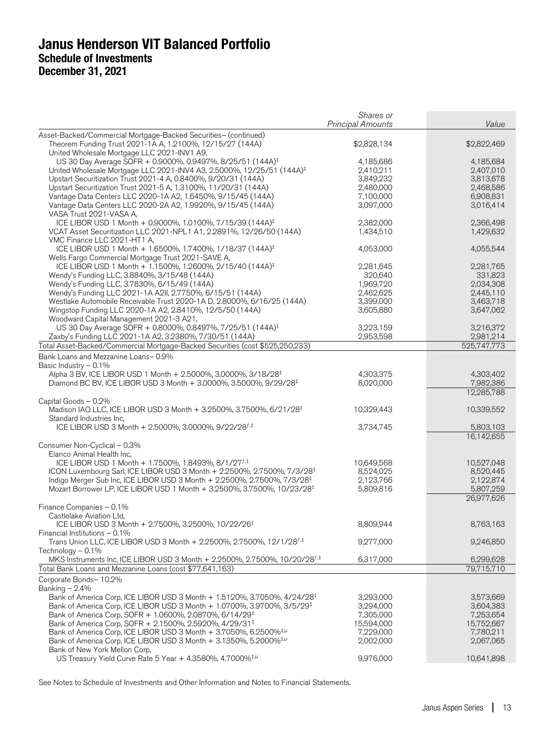# Janus Henderson VIT Balanced Portfolio
## Schedule of Investments
## December 31, 2021

| | Shares or Principal Amounts | Value |
|---|---|---|
| Asset-Backed/Commercial Mortgage-Backed Securities– (continued) | | |
| Theorem Funding Trust 2021-1A A, 1.2100%, 12/15/27 (144A) | $2,828,134 | $2,822,469 |
| United Wholesale Mortgage LLC 2021-INV1 A9, | | |
| US 30 Day Average SOFR + 0.9000%, 0.9497%, 8/25/51 (144A)‡ | 4,185,686 | 4,185,684 |
| United Wholesale Mortgage LLC 2021-INV4 A3, 2.5000%, 12/25/51 (144A)‡ | 2,410,211 | 2,407,010 |
| Upstart Securitization Trust 2021-4 A, 0.8400%, 9/20/31 (144A) | 3,849,232 | 3,813,678 |
| Upstart Securitization Trust 2021-5 A, 1.3100%, 11/20/31 (144A) | 2,480,000 | 2,468,586 |
| Vantage Data Centers LLC 2020-1A A2, 1.6450%, 9/15/45 (144A) | 7,100,000 | 6,908,831 |
| Vantage Data Centers LLC 2020-2A A2, 1.9920%, 9/15/45 (144A) | 3,097,000 | 3,016,414 |
| VASA Trust 2021-VASA A, | | |
| ICE LIBOR USD 1 Month + 0.9000%, 1.0100%, 7/15/39 (144A)‡ | 2,382,000 | 2,366,498 |
| VCAT Asset Securitization LLC 2021-NPL1 A1, 2.2891%, 12/26/50 (144A) | 1,434,510 | 1,429,632 |
| VMC Finance LLC 2021-HT1 A, | | |
| ICE LIBOR USD 1 Month + 1.6500%, 1.7400%, 1/18/37 (144A)‡ | 4,053,000 | 4,055,544 |
| Wells Fargo Commercial Mortgage Trust 2021-SAVE A, | | |
| ICE LIBOR USD 1 Month + 1.1500%, 1.2600%, 2/15/40 (144A)‡ | 2,281,645 | 2,281,765 |
| Wendy's Funding LLC, 3.8840%, 3/15/48 (144A) | 320,640 | 331,823 |
| Wendy's Funding LLC, 3.7830%, 6/15/49 (144A) | 1,969,720 | 2,034,308 |
| Wendy's Funding LLC 2021-1A A2II, 2.7750%, 6/15/51 (144A) | 2,462,625 | 2,445,110 |
| Westlake Automobile Receivable Trust 2020-1A D, 2.8000%, 6/16/25 (144A) | 3,399,000 | 3,463,718 |
| Wingstop Funding LLC 2020-1A A2, 2.8410%, 12/5/50 (144A) | 3,605,880 | 3,647,062 |
| Woodward Capital Management 2021-3 A21, | | |
| US 30 Day Average SOFR + 0.8000%, 0.8497%, 7/25/51 (144A)‡ | 3,223,159 | 3,216,372 |
| Zaxby's Funding LLC 2021-1A A2, 3.2380%, 7/30/51 (144A) | 2,953,598 | 2,981,214 |
| Total Asset-Backed/Commercial Mortgage-Backed Securities (cost $525,250,233) | | 525,747,773 |
| Bank Loans and Mezzanine Loans– 0.9% | | |
| Basic Industry – 0.1% | | |
| Alpha 3 BV, ICE LIBOR USD 1 Month + 2.5000%, 3.0000%, 3/18/28‡ | 4,303,375 | 4,303,402 |
| Diamond BC BV, ICE LIBOR USD 3 Month + 3.0000%, 3.5000%, 9/29/28‡ | 8,020,000 | 7,982,386 |
| | | 12,285,788 |
| Capital Goods – 0.2% | | |
| Madison IAQ LLC, ICE LIBOR USD 3 Month + 3.2500%, 3.7500%, 6/21/28‡ | 10,329,443 | 10,339,552 |
| Standard Industries Inc, | | |
| ICE LIBOR USD 3 Month + 2.5000%, 3.0000%, 9/22/28ƒ,‡ | 3,734,745 | 5,803,103 |
| | | 16,142,655 |
| Consumer Non-Cyclical – 0.3% | | |
| Elanco Animal Health Inc, | | |
| ICE LIBOR USD 1 Month + 1.7500%, 1.8493%, 8/1/27ƒ,‡ | 10,649,568 | 10,527,048 |
| ICON Luxembourg Sarl, ICE LIBOR USD 3 Month + 2.2500%, 2.7500%, 7/3/28‡ | 8,524,025 | 8,520,445 |
| Indigo Merger Sub Inc, ICE LIBOR USD 3 Month + 2.2500%, 2.7500%, 7/3/28‡ | 2,123,766 | 2,122,874 |
| Mozart Borrower LP, ICE LIBOR USD 1 Month + 3.2500%, 3.7500%, 10/23/28‡ | 5,809,816 | 5,807,259 |
| | | 26,977,626 |
| Finance Companies – 0.1% | | |
| Castlelake Aviation Ltd, | | |
| ICE LIBOR USD 3 Month + 2.7500%, 3.2500%, 10/22/26‡ | 8,809,944 | 8,763,163 |
| Financial Institutions – 0.1% | | |
| Trans Union LLC, ICE LIBOR USD 3 Month + 2.2500%, 2.7500%, 12/1/28ƒ,‡ | 9,277,000 | 9,246,850 |
| Technology – 0.1% | | |
| MKS Instruments Inc, ICE LIBOR USD 3 Month + 2.2500%, 2.7500%, 10/20/28ƒ,‡ | 6,317,000 | 6,299,628 |
| Total Bank Loans and Mezzanine Loans (cost $77,641,163) | | 79,715,710 |
| Corporate Bonds– 10.2% | | |
| Banking – 2.4% | | |
| Bank of America Corp, ICE LIBOR USD 3 Month + 1.5120%, 3.7050%, 4/24/28‡ | 3,293,000 | 3,573,669 |
| Bank of America Corp, ICE LIBOR USD 3 Month + 1.0700%, 3.9700%, 3/5/29‡ | 3,294,000 | 3,604,383 |
| Bank of America Corp, SOFR + 1.0600%, 2.0870%, 6/14/29‡ | 7,305,000 | 7,253,654 |
| Bank of America Corp, SOFR + 2.1500%, 2.5920%, 4/29/31‡ | 15,594,000 | 15,752,667 |
| Bank of America Corp, ICE LIBOR USD 3 Month + 3.7050%, 6.2500%‡,µ | 7,229,000 | 7,780,211 |
| Bank of America Corp, ICE LIBOR USD 3 Month + 3.1350%, 5.2000%‡,µ | 2,002,000 | 2,067,065 |
| Bank of New York Mellon Corp, | | |
| US Treasury Yield Curve Rate 5 Year + 4.3580%, 4.7000%‡,µ | 9,976,000 | 10,641,898 |

See Notes to Schedule of Investments and Other Information and Notes to Financial Statements.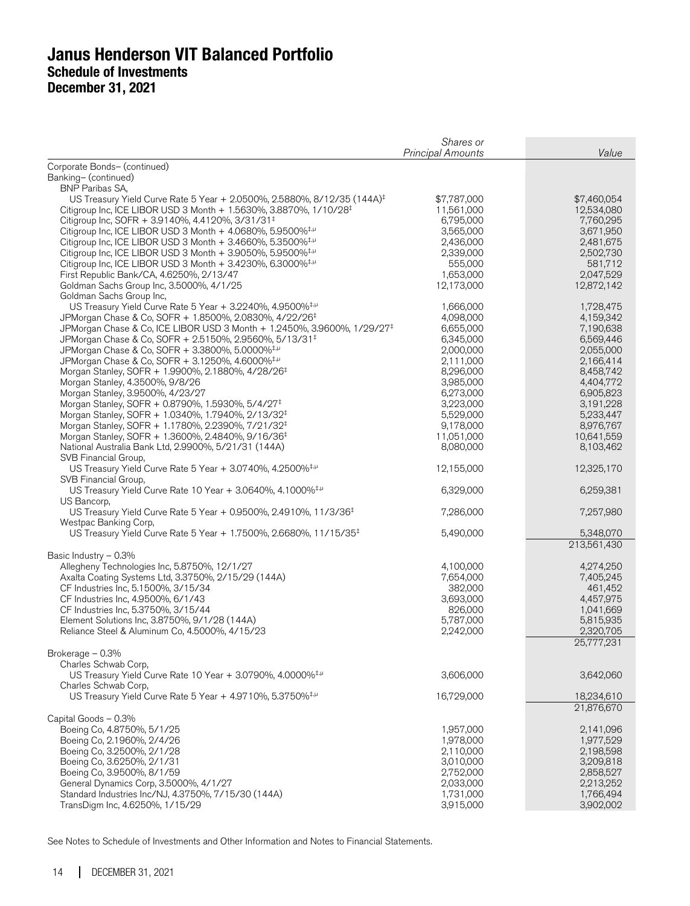# Janus Henderson VIT Balanced Portfolio
## Schedule of Investments
## December 31, 2021

| | Shares or Principal Amounts | Value |
|---|---|---|
| Corporate Bonds– (continued) | | |
| Banking– (continued) | | |
| BNP Paribas SA, | | |
| US Treasury Yield Curve Rate 5 Year + 2.0500%, 2.5880%, 8/12/35 (144A)‡ | $7,787,000 | $7,460,054 |
| Citigroup Inc, ICE LIBOR USD 3 Month + 1.5630%, 3.8870%, 1/10/28‡ | 11,561,000 | 12,534,080 |
| Citigroup Inc, SOFR + 3.9140%, 4.4120%, 3/31/31‡ | 6,795,000 | 7,760,295 |
| Citigroup Inc, ICE LIBOR USD 3 Month + 4.0680%, 5.9500%‡,µ | 3,565,000 | 3,671,950 |
| Citigroup Inc, ICE LIBOR USD 3 Month + 3.4660%, 5.3500%‡,µ | 2,436,000 | 2,481,675 |
| Citigroup Inc, ICE LIBOR USD 3 Month + 3.9050%, 5.9500%‡,µ | 2,339,000 | 2,502,730 |
| Citigroup Inc, ICE LIBOR USD 3 Month + 3.4230%, 6.3000%‡,µ | 555,000 | 581,712 |
| First Republic Bank/CA, 4.6250%, 2/13/47 | 1,653,000 | 2,047,529 |
| Goldman Sachs Group Inc, 3.5000%, 4/1/25 | 12,173,000 | 12,872,142 |
| Goldman Sachs Group Inc, | | |
| US Treasury Yield Curve Rate 5 Year + 3.2240%, 4.9500%‡,µ | 1,666,000 | 1,728,475 |
| JPMorgan Chase & Co, SOFR + 1.8500%, 2.0830%, 4/22/26‡ | 4,098,000 | 4,159,342 |
| JPMorgan Chase & Co, ICE LIBOR USD 3 Month + 1.2450%, 3.9600%, 1/29/27‡ | 6,655,000 | 7,190,638 |
| JPMorgan Chase & Co, SOFR + 2.5150%, 2.9560%, 5/13/31‡ | 6,345,000 | 6,569,446 |
| JPMorgan Chase & Co, SOFR + 3.3800%, 5.0000%‡,µ | 2,000,000 | 2,055,000 |
| JPMorgan Chase & Co, SOFR + 3.1250%, 4.6000%‡,µ | 2,111,000 | 2,166,414 |
| Morgan Stanley, SOFR + 1.9900%, 2.1880%, 4/28/26‡ | 8,296,000 | 8,458,742 |
| Morgan Stanley, 4.3500%, 9/8/26 | 3,985,000 | 4,404,772 |
| Morgan Stanley, 3.9500%, 4/23/27 | 6,273,000 | 6,905,823 |
| Morgan Stanley, SOFR + 0.8790%, 1.5930%, 5/4/27‡ | 3,223,000 | 3,191,228 |
| Morgan Stanley, SOFR + 1.0340%, 1.7940%, 2/13/32‡ | 5,529,000 | 5,233,447 |
| Morgan Stanley, SOFR + 1.1780%, 2.2390%, 7/21/32‡ | 9,178,000 | 8,976,767 |
| Morgan Stanley, SOFR + 1.3600%, 2.4840%, 9/16/36‡ | 11,051,000 | 10,641,559 |
| National Australia Bank Ltd, 2.9900%, 5/21/31 (144A) | 8,080,000 | 8,103,462 |
| SVB Financial Group, | | |
| US Treasury Yield Curve Rate 5 Year + 3.0740%, 4.2500%‡,µ | 12,155,000 | 12,325,170 |
| SVB Financial Group, | | |
| US Treasury Yield Curve Rate 10 Year + 3.0640%, 4.1000%‡,µ | 6,329,000 | 6,259,381 |
| US Bancorp, | | |
| US Treasury Yield Curve Rate 5 Year + 0.9500%, 2.4910%, 11/3/36‡ | 7,286,000 | 7,257,980 |
| Westpac Banking Corp, | | |
| US Treasury Yield Curve Rate 5 Year + 1.7500%, 2.6680%, 11/15/35‡ | 5,490,000 | 5,348,070 |
| | | 213,561,430 |
| Basic Industry – 0.3% | | |
| Allegheny Technologies Inc, 5.8750%, 12/1/27 | 4,100,000 | 4,274,250 |
| Axalta Coating Systems Ltd, 3.3750%, 2/15/29 (144A) | 7,654,000 | 7,405,245 |
| CF Industries Inc, 5.1500%, 3/15/34 | 382,000 | 461,452 |
| CF Industries Inc, 4.9500%, 6/1/43 | 3,693,000 | 4,457,975 |
| CF Industries Inc, 5.3750%, 3/15/44 | 826,000 | 1,041,669 |
| Element Solutions Inc, 3.8750%, 9/1/28 (144A) | 5,787,000 | 5,815,935 |
| Reliance Steel & Aluminum Co, 4.5000%, 4/15/23 | 2,242,000 | 2,320,705 |
| | | 25,777,231 |
| Brokerage – 0.3% | | |
| Charles Schwab Corp, | | |
| US Treasury Yield Curve Rate 10 Year + 3.0790%, 4.0000%‡,µ | 3,606,000 | 3,642,060 |
| Charles Schwab Corp, | | |
| US Treasury Yield Curve Rate 5 Year + 4.9710%, 5.3750%‡,µ | 16,729,000 | 18,234,610 |
| | | 21,876,670 |
| Capital Goods – 0.3% | | |
| Boeing Co, 4.8750%, 5/1/25 | 1,957,000 | 2,141,096 |
| Boeing Co, 2.1960%, 2/4/26 | 1,978,000 | 1,977,529 |
| Boeing Co, 3.2500%, 2/1/28 | 2,110,000 | 2,198,598 |
| Boeing Co, 3.6250%, 2/1/31 | 3,010,000 | 3,209,818 |
| Boeing Co, 3.9500%, 8/1/59 | 2,752,000 | 2,858,527 |
| General Dynamics Corp, 3.5000%, 4/1/27 | 2,033,000 | 2,213,252 |
| Standard Industries Inc/NJ, 4.3750%, 7/15/30 (144A) | 1,731,000 | 1,766,494 |
| TransDigm Inc, 4.6250%, 1/15/29 | 3,915,000 | 3,902,002 |

See Notes to Schedule of Investments and Other Information and Notes to Financial Statements.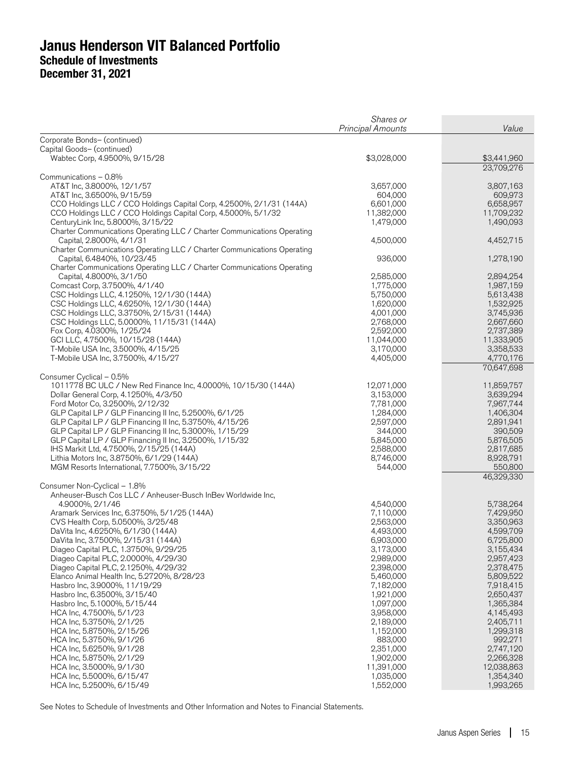# Janus Henderson VIT Balanced Portfolio
## Schedule of Investments
## December 31, 2021

| | Shares or Principal Amounts | Value |
|---|---|---|
| Corporate Bonds– (continued) | | |
| Capital Goods– (continued) | | |
| Wabtec Corp, 4.9500%, 9/15/28 | $3,028,000 | $3,441,960 |
| | | 23,709,276 |
| Communications – 0.8% | | |
| AT&T Inc, 3.8000%, 12/1/57 | 3,657,000 | 3,807,163 |
| AT&T Inc, 3.6500%, 9/15/59 | 604,000 | 609,973 |
| CCO Holdings LLC / CCO Holdings Capital Corp, 4.2500%, 2/1/31 (144A) | 6,601,000 | 6,658,957 |
| CCO Holdings LLC / CCO Holdings Capital Corp, 4.5000%, 5/1/32 | 11,382,000 | 11,709,232 |
| CenturyLink Inc, 5.8000%, 3/15/22 | 1,479,000 | 1,490,093 |
| Charter Communications Operating LLC / Charter Communications Operating Capital, 2.8000%, 4/1/31 | 4,500,000 | 4,452,715 |
| Charter Communications Operating LLC / Charter Communications Operating Capital, 6.4840%, 10/23/45 | 936,000 | 1,278,190 |
| Charter Communications Operating LLC / Charter Communications Operating Capital, 4.8000%, 3/1/50 | 2,585,000 | 2,894,254 |
| Comcast Corp, 3.7500%, 4/1/40 | 1,775,000 | 1,987,159 |
| CSC Holdings LLC, 4.1250%, 12/1/30 (144A) | 5,750,000 | 5,613,438 |
| CSC Holdings LLC, 4.6250%, 12/1/30 (144A) | 1,620,000 | 1,532,925 |
| CSC Holdings LLC, 3.3750%, 2/15/31 (144A) | 4,001,000 | 3,745,936 |
| CSC Holdings LLC, 5.0000%, 11/15/31 (144A) | 2,768,000 | 2,667,660 |
| Fox Corp, 4.0300%, 1/25/24 | 2,592,000 | 2,737,389 |
| GCI LLC, 4.7500%, 10/15/28 (144A) | 11,044,000 | 11,333,905 |
| T-Mobile USA Inc, 3.5000%, 4/15/25 | 3,170,000 | 3,358,533 |
| T-Mobile USA Inc, 3.7500%, 4/15/27 | 4,405,000 | 4,770,176 |
| | | 70,647,698 |
| Consumer Cyclical – 0.5% | | |
| 1011778 BC ULC / New Red Finance Inc, 4.0000%, 10/15/30 (144A) | 12,071,000 | 11,859,757 |
| Dollar General Corp, 4.1250%, 4/3/50 | 3,153,000 | 3,639,294 |
| Ford Motor Co, 3.2500%, 2/12/32 | 7,781,000 | 7,967,744 |
| GLP Capital LP / GLP Financing II Inc, 5.2500%, 6/1/25 | 1,284,000 | 1,406,304 |
| GLP Capital LP / GLP Financing II Inc, 5.3750%, 4/15/26 | 2,597,000 | 2,891,941 |
| GLP Capital LP / GLP Financing II Inc, 5.3000%, 1/15/29 | 344,000 | 390,509 |
| GLP Capital LP / GLP Financing II Inc, 3.2500%, 1/15/32 | 5,845,000 | 5,876,505 |
| IHS Markit Ltd, 4.7500%, 2/15/25 (144A) | 2,588,000 | 2,817,685 |
| Lithia Motors Inc, 3.8750%, 6/1/29 (144A) | 8,746,000 | 8,928,791 |
| MGM Resorts International, 7.7500%, 3/15/22 | 544,000 | 550,800 |
| | | 46,329,330 |
| Consumer Non-Cyclical – 1.8% | | |
| Anheuser-Busch Cos LLC / Anheuser-Busch InBev Worldwide Inc, 4.9000%, 2/1/46 | 4,540,000 | 5,738,264 |
| Aramark Services Inc, 6.3750%, 5/1/25 (144A) | 7,110,000 | 7,429,950 |
| CVS Health Corp, 5.0500%, 3/25/48 | 2,563,000 | 3,350,963 |
| DaVita Inc, 4.6250%, 6/1/30 (144A) | 4,493,000 | 4,599,709 |
| DaVita Inc, 3.7500%, 2/15/31 (144A) | 6,903,000 | 6,725,800 |
| Diageo Capital PLC, 1.3750%, 9/29/25 | 3,173,000 | 3,155,434 |
| Diageo Capital PLC, 2.0000%, 4/29/30 | 2,989,000 | 2,957,423 |
| Diageo Capital PLC, 2.1250%, 4/29/32 | 2,398,000 | 2,378,475 |
| Elanco Animal Health Inc, 5.2720%, 8/28/23 | 5,460,000 | 5,809,522 |
| Hasbro Inc, 3.9000%, 11/19/29 | 7,182,000 | 7,918,415 |
| Hasbro Inc, 6.3500%, 3/15/40 | 1,921,000 | 2,650,437 |
| Hasbro Inc, 5.1000%, 5/15/44 | 1,097,000 | 1,365,384 |
| HCA Inc, 4.7500%, 5/1/23 | 3,958,000 | 4,145,493 |
| HCA Inc, 5.3750%, 2/1/25 | 2,189,000 | 2,405,711 |
| HCA Inc, 5.8750%, 2/15/26 | 1,152,000 | 1,299,318 |
| HCA Inc, 5.3750%, 9/1/26 | 883,000 | 992,271 |
| HCA Inc, 5.6250%, 9/1/28 | 2,351,000 | 2,747,120 |
| HCA Inc, 5.8750%, 2/1/29 | 1,902,000 | 2,266,328 |
| HCA Inc, 3.5000%, 9/1/30 | 11,391,000 | 12,038,863 |
| HCA Inc, 5.5000%, 6/15/47 | 1,035,000 | 1,354,340 |
| HCA Inc, 5.2500%, 6/15/49 | 1,552,000 | 1,993,265 |

See Notes to Schedule of Investments and Other Information and Notes to Financial Statements.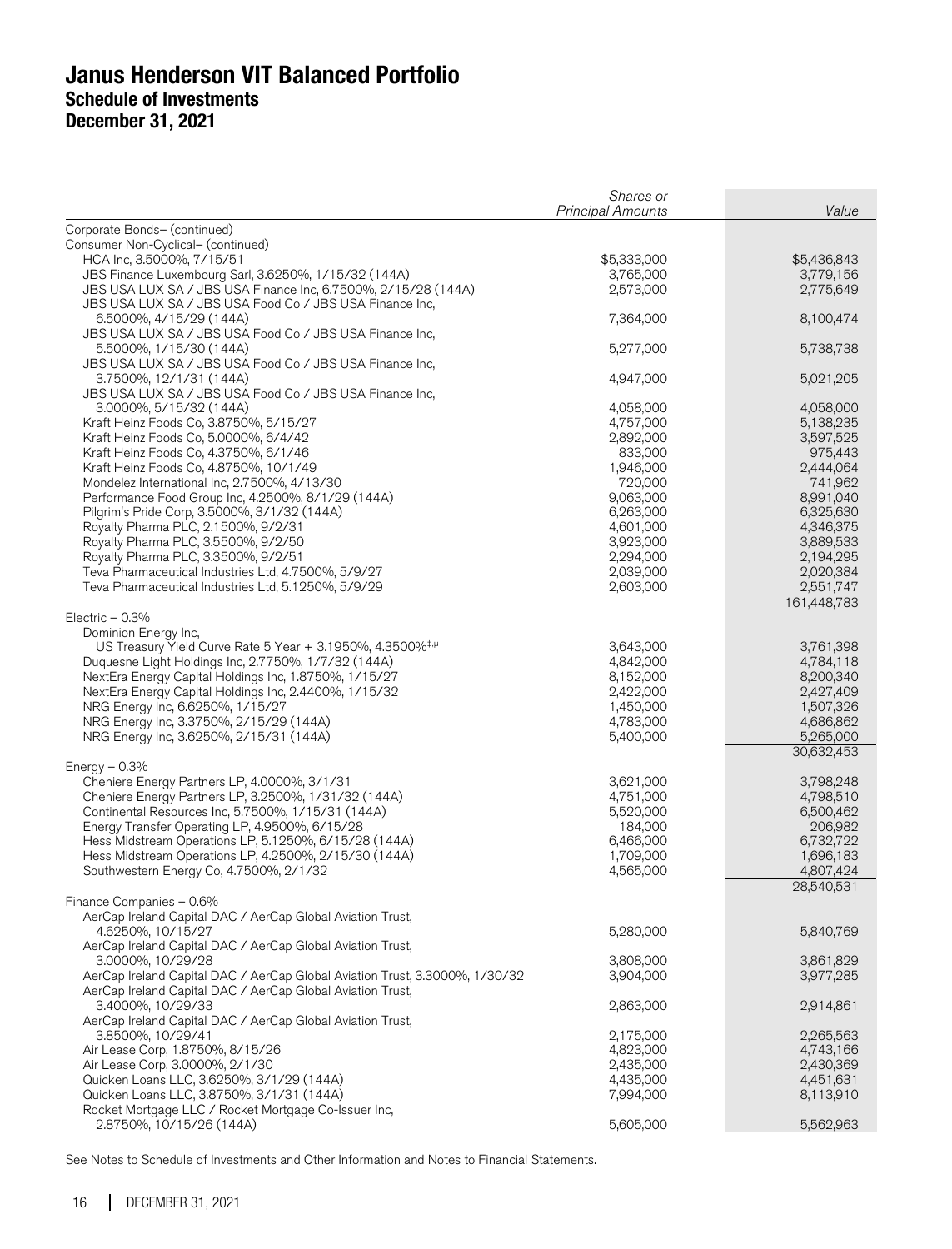# Janus Henderson VIT Balanced Portfolio
## Schedule of Investments
## December 31, 2021

| | *Shares or Principal Amounts* | *Value* |
|---|---|---|
| Corporate Bonds– (continued) | | |
| Consumer Non-Cyclical– (continued) | | |
| HCA Inc, 3.5000%, 7/15/51 | $5,333,000 | $5,436,843 |
| JBS Finance Luxembourg Sarl, 3.6250%, 1/15/32 (144A) | 3,765,000 | 3,779,156 |
| JBS USA LUX SA / JBS USA Finance Inc, 6.7500%, 2/15/28 (144A) | 2,573,000 | 2,775,649 |
| JBS USA LUX SA / JBS USA Food Co / JBS USA Finance Inc, 6.5000%, 4/15/29 (144A) | 7,364,000 | 8,100,474 |
| JBS USA LUX SA / JBS USA Food Co / JBS USA Finance Inc, 5.5000%, 1/15/30 (144A) | 5,277,000 | 5,738,738 |
| JBS USA LUX SA / JBS USA Food Co / JBS USA Finance Inc, 3.7500%, 12/1/31 (144A) | 4,947,000 | 5,021,205 |
| JBS USA LUX SA / JBS USA Food Co / JBS USA Finance Inc, 3.0000%, 5/15/32 (144A) | 4,058,000 | 4,058,000 |
| Kraft Heinz Foods Co, 3.8750%, 5/15/27 | 4,757,000 | 5,138,235 |
| Kraft Heinz Foods Co, 5.0000%, 6/4/42 | 2,892,000 | 3,597,525 |
| Kraft Heinz Foods Co, 4.3750%, 6/1/46 | 833,000 | 975,443 |
| Kraft Heinz Foods Co, 4.8750%, 10/1/49 | 1,946,000 | 2,444,064 |
| Mondelez International Inc, 2.7500%, 4/13/30 | 720,000 | 741,962 |
| Performance Food Group Inc, 4.2500%, 8/1/29 (144A) | 9,063,000 | 8,991,040 |
| Pilgrim's Pride Corp, 3.5000%, 3/1/32 (144A) | 6,263,000 | 6,325,630 |
| Royalty Pharma PLC, 2.1500%, 9/2/31 | 4,601,000 | 4,346,375 |
| Royalty Pharma PLC, 3.5500%, 9/2/50 | 3,923,000 | 3,889,533 |
| Royalty Pharma PLC, 3.3500%, 9/2/51 | 2,294,000 | 2,194,295 |
| Teva Pharmaceutical Industries Ltd, 4.7500%, 5/9/27 | 2,039,000 | 2,020,384 |
| Teva Pharmaceutical Industries Ltd, 5.1250%, 5/9/29 | 2,603,000 | 2,551,747 |
| | | 161,448,783 |
| Electric – 0.3% | | |
| Dominion Energy Inc, US Treasury Yield Curve Rate 5 Year + 3.1950%, 4.3500%[‡,µ] | 3,643,000 | 3,761,398 |
| Duquesne Light Holdings Inc, 2.7750%, 1/7/32 (144A) | 4,842,000 | 4,784,118 |
| NextEra Energy Capital Holdings Inc, 1.8750%, 1/15/27 | 8,152,000 | 8,200,340 |
| NextEra Energy Capital Holdings Inc, 2.4400%, 1/15/32 | 2,422,000 | 2,427,409 |
| NRG Energy Inc, 6.6250%, 1/15/27 | 1,450,000 | 1,507,326 |
| NRG Energy Inc, 3.3750%, 2/15/29 (144A) | 4,783,000 | 4,686,862 |
| NRG Energy Inc, 3.6250%, 2/15/31 (144A) | 5,400,000 | 5,265,000 |
| | | 30,632,453 |
| Energy – 0.3% | | |
| Cheniere Energy Partners LP, 4.0000%, 3/1/31 | 3,621,000 | 3,798,248 |
| Cheniere Energy Partners LP, 3.2500%, 1/31/32 (144A) | 4,751,000 | 4,798,510 |
| Continental Resources Inc, 5.7500%, 1/15/31 (144A) | 5,520,000 | 6,500,462 |
| Energy Transfer Operating LP, 4.9500%, 6/15/28 | 184,000 | 206,982 |
| Hess Midstream Operations LP, 5.1250%, 6/15/28 (144A) | 6,466,000 | 6,732,722 |
| Hess Midstream Operations LP, 4.2500%, 2/15/30 (144A) | 1,709,000 | 1,696,183 |
| Southwestern Energy Co, 4.7500%, 2/1/32 | 4,565,000 | 4,807,424 |
| | | 28,540,531 |
| Finance Companies – 0.6% | | |
| AerCap Ireland Capital DAC / AerCap Global Aviation Trust, 4.6250%, 10/15/27 | 5,280,000 | 5,840,769 |
| AerCap Ireland Capital DAC / AerCap Global Aviation Trust, 3.0000%, 10/29/28 | 3,808,000 | 3,861,829 |
| AerCap Ireland Capital DAC / AerCap Global Aviation Trust, 3.3000%, 1/30/32 | 3,904,000 | 3,977,285 |
| AerCap Ireland Capital DAC / AerCap Global Aviation Trust, 3.4000%, 10/29/33 | 2,863,000 | 2,914,861 |
| AerCap Ireland Capital DAC / AerCap Global Aviation Trust, 3.8500%, 10/29/41 | 2,175,000 | 2,265,563 |
| Air Lease Corp, 1.8750%, 8/15/26 | 4,823,000 | 4,743,166 |
| Air Lease Corp, 3.0000%, 2/1/30 | 2,435,000 | 2,430,369 |
| Quicken Loans LLC, 3.6250%, 3/1/29 (144A) | 4,435,000 | 4,451,631 |
| Quicken Loans LLC, 3.8750%, 3/1/31 (144A) | 7,994,000 | 8,113,910 |
| Rocket Mortgage LLC / Rocket Mortgage Co-Issuer Inc, 2.8750%, 10/15/26 (144A) | 5,605,000 | 5,562,963 |

See Notes to Schedule of Investments and Other Information and Notes to Financial Statements.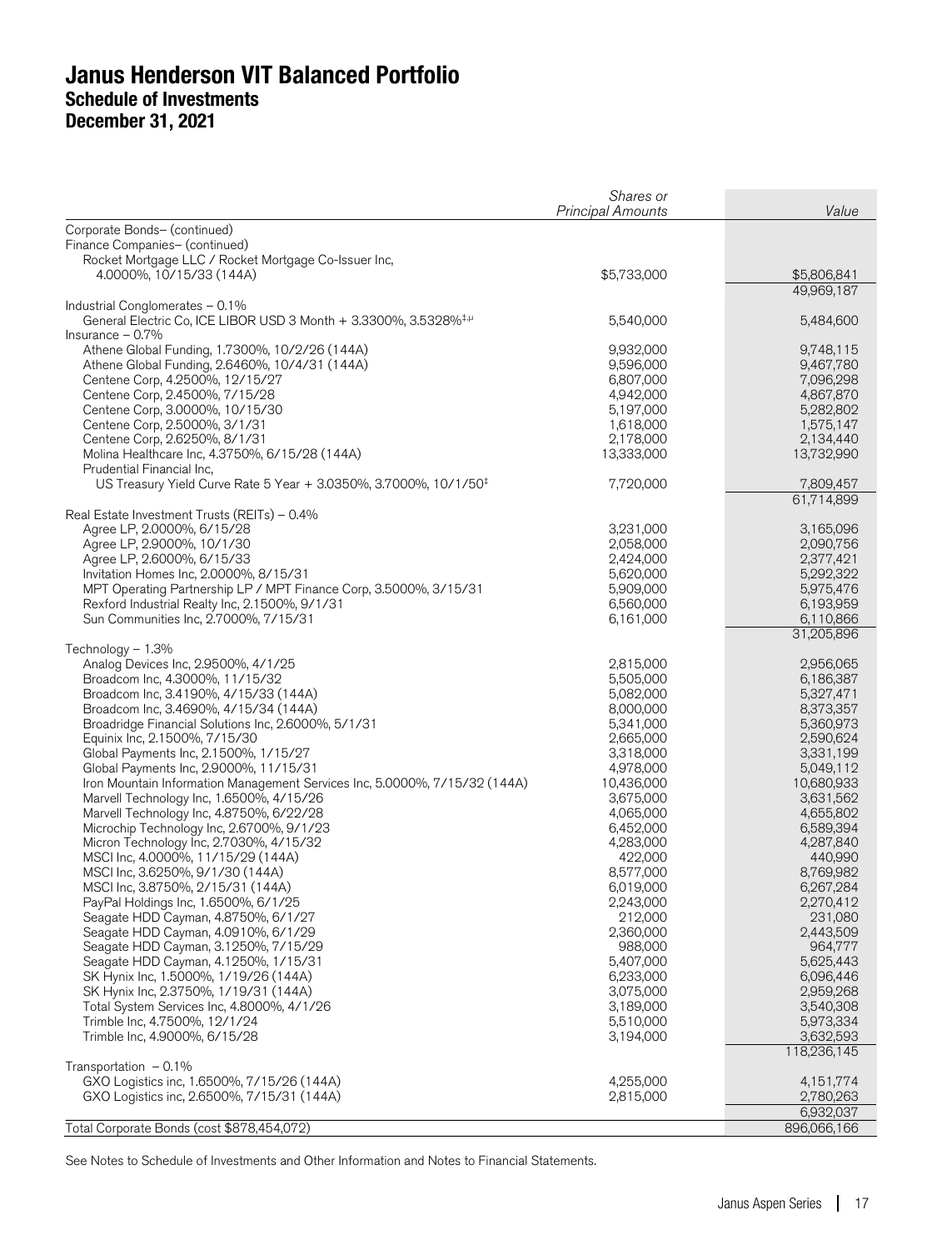# Janus Henderson VIT Balanced Portfolio
## Schedule of Investments
## December 31, 2021

| | Shares or Principal Amounts | Value |
|---|---|---|
| Corporate Bonds– (continued) | | |
| Finance Companies– (continued) | | |
| Rocket Mortgage LLC / Rocket Mortgage Co-Issuer Inc, 4.0000%, 10/15/33 (144A) | $5,733,000 | $5,806,841 |
| | | 49,969,187 |
| Industrial Conglomerates – 0.1% | | |
| General Electric Co, ICE LIBOR USD 3 Month + 3.3300%, 3.5328%‡,µ | 5,540,000 | 5,484,600 |
| Insurance – 0.7% | | |
| Athene Global Funding, 1.7300%, 10/2/26 (144A) | 9,932,000 | 9,748,115 |
| Athene Global Funding, 2.6460%, 10/4/31 (144A) | 9,596,000 | 9,467,780 |
| Centene Corp, 4.2500%, 12/15/27 | 6,807,000 | 7,096,298 |
| Centene Corp, 2.4500%, 7/15/28 | 4,942,000 | 4,867,870 |
| Centene Corp, 3.0000%, 10/15/30 | 5,197,000 | 5,282,802 |
| Centene Corp, 2.5000%, 3/1/31 | 1,618,000 | 1,575,147 |
| Centene Corp, 2.6250%, 8/1/31 | 2,178,000 | 2,134,440 |
| Molina Healthcare Inc, 4.3750%, 6/15/28 (144A) | 13,333,000 | 13,732,990 |
| Prudential Financial Inc, US Treasury Yield Curve Rate 5 Year + 3.0350%, 3.7000%, 10/1/50‡ | 7,720,000 | 7,809,457 |
| | | 61,714,899 |
| Real Estate Investment Trusts (REITs) – 0.4% | | |
| Agree LP, 2.0000%, 6/15/28 | 3,231,000 | 3,165,096 |
| Agree LP, 2.9000%, 10/1/30 | 2,058,000 | 2,090,756 |
| Agree LP, 2.6000%, 6/15/33 | 2,424,000 | 2,377,421 |
| Invitation Homes Inc, 2.0000%, 8/15/31 | 5,620,000 | 5,292,322 |
| MPT Operating Partnership LP / MPT Finance Corp, 3.5000%, 3/15/31 | 5,909,000 | 5,975,476 |
| Rexford Industrial Realty Inc, 2.1500%, 9/1/31 | 6,560,000 | 6,193,959 |
| Sun Communities Inc, 2.7000%, 7/15/31 | 6,161,000 | 6,110,866 |
| | | 31,205,896 |
| Technology – 1.3% | | |
| Analog Devices Inc, 2.9500%, 4/1/25 | 2,815,000 | 2,956,065 |
| Broadcom Inc, 4.3000%, 11/15/32 | 5,505,000 | 6,186,387 |
| Broadcom Inc, 3.4190%, 4/15/33 (144A) | 5,082,000 | 5,327,471 |
| Broadcom Inc, 3.4690%, 4/15/34 (144A) | 8,000,000 | 8,373,357 |
| Broadridge Financial Solutions Inc, 2.6000%, 5/1/31 | 5,341,000 | 5,360,973 |
| Equinix Inc, 2.1500%, 7/15/30 | 2,665,000 | 2,590,624 |
| Global Payments Inc, 2.1500%, 1/15/27 | 3,318,000 | 3,331,199 |
| Global Payments Inc, 2.9000%, 11/15/31 | 4,978,000 | 5,049,112 |
| Iron Mountain Information Management Services Inc, 5.0000%, 7/15/32 (144A) | 10,436,000 | 10,680,933 |
| Marvell Technology Inc, 1.6500%, 4/15/26 | 3,675,000 | 3,631,562 |
| Marvell Technology Inc, 4.8750%, 6/22/28 | 4,065,000 | 4,655,802 |
| Microchip Technology Inc, 2.6700%, 9/1/23 | 6,452,000 | 6,589,394 |
| Micron Technology Inc, 2.7030%, 4/15/32 | 4,283,000 | 4,287,840 |
| MSCI Inc, 4.0000%, 11/15/29 (144A) | 422,000 | 440,990 |
| MSCI Inc, 3.6250%, 9/1/30 (144A) | 8,577,000 | 8,769,982 |
| MSCI Inc, 3.8750%, 2/15/31 (144A) | 6,019,000 | 6,267,284 |
| PayPal Holdings Inc, 1.6500%, 6/1/25 | 2,243,000 | 2,270,412 |
| Seagate HDD Cayman, 4.8750%, 6/1/27 | 212,000 | 231,080 |
| Seagate HDD Cayman, 4.0910%, 6/1/29 | 2,360,000 | 2,443,509 |
| Seagate HDD Cayman, 3.1250%, 7/15/29 | 988,000 | 964,777 |
| Seagate HDD Cayman, 4.1250%, 1/15/31 | 5,407,000 | 5,625,443 |
| SK Hynix Inc, 1.5000%, 1/19/26 (144A) | 6,233,000 | 6,096,446 |
| SK Hynix Inc, 2.3750%, 1/19/31 (144A) | 3,075,000 | 2,959,268 |
| Total System Services Inc, 4.8000%, 4/1/26 | 3,189,000 | 3,540,308 |
| Trimble Inc, 4.7500%, 12/1/24 | 5,510,000 | 5,973,334 |
| Trimble Inc, 4.9000%, 6/15/28 | 3,194,000 | 3,632,593 |
| | | 118,236,145 |
| Transportation – 0.1% | | |
| GXO Logistics inc, 1.6500%, 7/15/26 (144A) | 4,255,000 | 4,151,774 |
| GXO Logistics inc, 2.6500%, 7/15/31 (144A) | 2,815,000 | 2,780,263 |
| | | 6,932,037 |
| Total Corporate Bonds (cost $878,454,072) | | 896,066,166 |

See Notes to Schedule of Investments and Other Information and Notes to Financial Statements.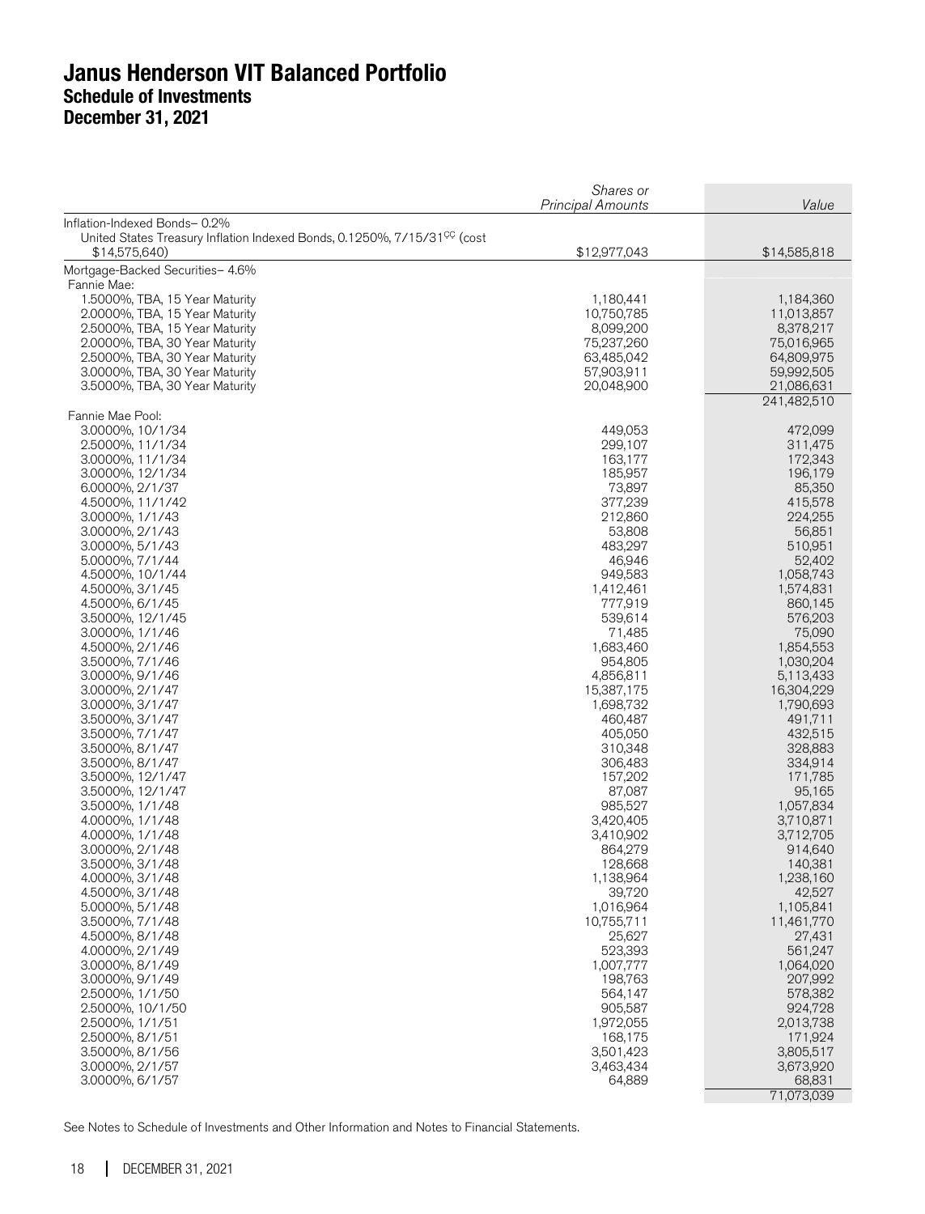# Janus Henderson VIT Balanced Portfolio
## Schedule of Investments
## December 31, 2021

| | *Shares or Principal Amounts* | *Value* |
|---|---|---|
| Inflation-Indexed Bonds– 0.2% | | |
| United States Treasury Inflation Indexed Bonds, 0.1250%, 7/15/31[CC] (cost $14,575,640) | $12,977,043 | $14,585,818 |
| Mortgage-Backed Securities– 4.6% | | |
| Fannie Mae: | | |
| 1.5000%, TBA, 15 Year Maturity | 1,180,441 | 1,184,360 |
| 2.0000%, TBA, 15 Year Maturity | 10,750,785 | 11,013,857 |
| 2.5000%, TBA, 15 Year Maturity | 8,099,200 | 8,378,217 |
| 2.0000%, TBA, 30 Year Maturity | 75,237,260 | 75,016,965 |
| 2.5000%, TBA, 30 Year Maturity | 63,485,042 | 64,809,975 |
| 3.0000%, TBA, 30 Year Maturity | 57,903,911 | 59,992,505 |
| 3.5000%, TBA, 30 Year Maturity | 20,048,900 | 21,086,631 |
| | | 241,482,510 |
| Fannie Mae Pool: | | |
| 3.0000%, 10/1/34 | 449,053 | 472,099 |
| 2.5000%, 11/1/34 | 299,107 | 311,475 |
| 3.0000%, 11/1/34 | 163,177 | 172,343 |
| 3.0000%, 12/1/34 | 185,957 | 196,179 |
| 6.0000%, 2/1/37 | 73,897 | 85,350 |
| 4.5000%, 11/1/42 | 377,239 | 415,578 |
| 3.0000%, 1/1/43 | 212,860 | 224,255 |
| 3.0000%, 2/1/43 | 53,808 | 56,851 |
| 3.0000%, 5/1/43 | 483,297 | 510,951 |
| 5.0000%, 7/1/44 | 46,946 | 52,402 |
| 4.5000%, 10/1/44 | 949,583 | 1,058,743 |
| 4.5000%, 3/1/45 | 1,412,461 | 1,574,831 |
| 4.5000%, 6/1/45 | 777,919 | 860,145 |
| 3.5000%, 12/1/45 | 539,614 | 576,203 |
| 3.0000%, 1/1/46 | 71,485 | 75,090 |
| 4.5000%, 2/1/46 | 1,683,460 | 1,854,553 |
| 3.5000%, 7/1/46 | 954,805 | 1,030,204 |
| 3.0000%, 9/1/46 | 4,856,811 | 5,113,433 |
| 3.0000%, 2/1/47 | 15,387,175 | 16,304,229 |
| 3.0000%, 3/1/47 | 1,698,732 | 1,790,693 |
| 3.5000%, 3/1/47 | 460,487 | 491,711 |
| 3.5000%, 7/1/47 | 405,050 | 432,515 |
| 3.5000%, 8/1/47 | 310,348 | 328,883 |
| 3.5000%, 8/1/47 | 306,483 | 334,914 |
| 3.5000%, 12/1/47 | 157,202 | 171,785 |
| 3.5000%, 12/1/47 | 87,087 | 95,165 |
| 3.5000%, 1/1/48 | 985,527 | 1,057,834 |
| 4.0000%, 1/1/48 | 3,420,405 | 3,710,871 |
| 4.0000%, 1/1/48 | 3,410,902 | 3,712,705 |
| 3.0000%, 2/1/48 | 864,279 | 914,640 |
| 3.5000%, 3/1/48 | 128,668 | 140,381 |
| 4.0000%, 3/1/48 | 1,138,964 | 1,238,160 |
| 4.5000%, 3/1/48 | 39,720 | 42,527 |
| 5.0000%, 5/1/48 | 1,016,964 | 1,105,841 |
| 3.5000%, 7/1/48 | 10,755,711 | 11,461,770 |
| 4.5000%, 8/1/48 | 25,627 | 27,431 |
| 4.0000%, 2/1/49 | 523,393 | 561,247 |
| 3.0000%, 8/1/49 | 1,007,777 | 1,064,020 |
| 3.0000%, 9/1/49 | 198,763 | 207,992 |
| 2.5000%, 1/1/50 | 564,147 | 578,382 |
| 2.5000%, 10/1/50 | 905,587 | 924,728 |
| 2.5000%, 1/1/51 | 1,972,055 | 2,013,738 |
| 2.5000%, 8/1/51 | 168,175 | 171,924 |
| 3.5000%, 8/1/56 | 3,501,423 | 3,805,517 |
| 3.0000%, 2/1/57 | 3,463,434 | 3,673,920 |
| 3.0000%, 6/1/57 | 64,889 | 68,831 |
| | | 71,073,039 |

See Notes to Schedule of Investments and Other Information and Notes to Financial Statements.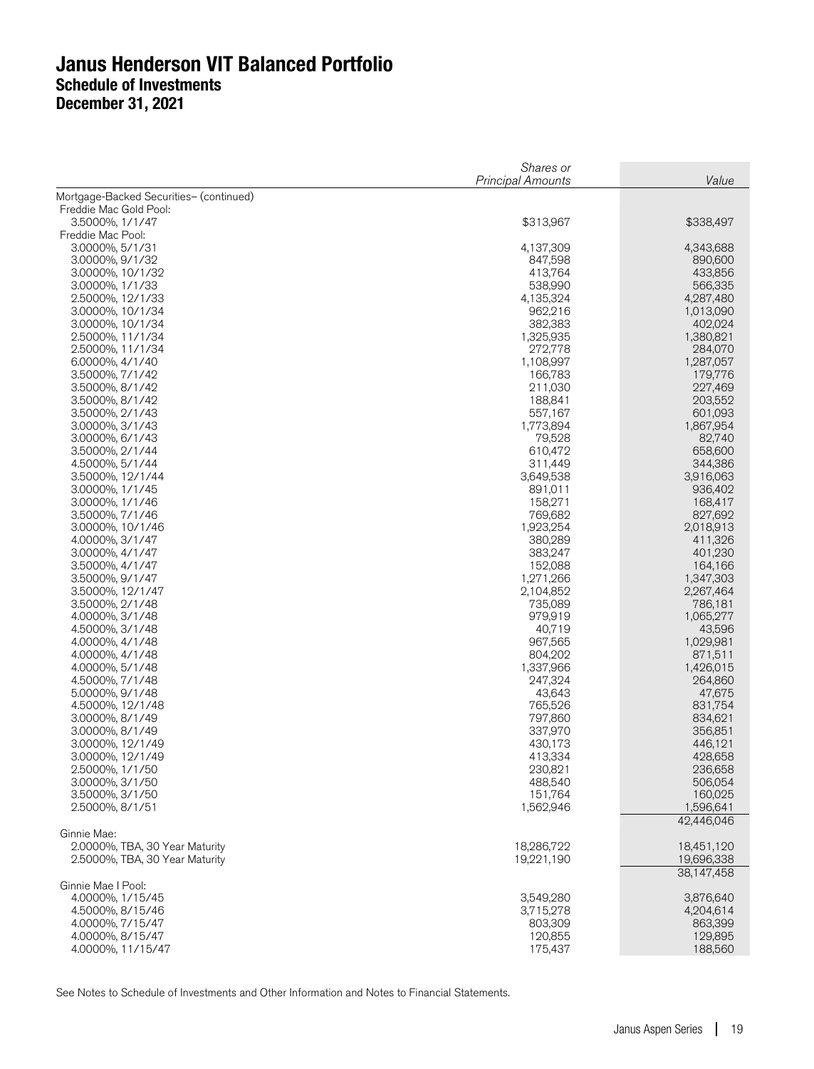# Janus Henderson VIT Balanced Portfolio
## Schedule of Investments
### December 31, 2021

| | *Shares or Principal Amounts* | *Value* |
|---|---|---|
| Mortgage-Backed Securities– (continued) | | |
| Freddie Mac Gold Pool: | | |
| 3.5000%, 1/1/47 | $313,967 | $338,497 |
| Freddie Mac Pool: | | |
| 3.0000%, 5/1/31 | 4,137,309 | 4,343,688 |
| 3.0000%, 9/1/32 | 847,598 | 890,600 |
| 3.0000%, 10/1/32 | 413,764 | 433,856 |
| 3.0000%, 1/1/33 | 538,990 | 566,335 |
| 2.5000%, 12/1/33 | 4,135,324 | 4,287,480 |
| 3.0000%, 10/1/34 | 962,216 | 1,013,090 |
| 3.0000%, 10/1/34 | 382,383 | 402,024 |
| 2.5000%, 11/1/34 | 1,325,935 | 1,380,821 |
| 2.5000%, 11/1/34 | 272,778 | 284,070 |
| 6.0000%, 4/1/40 | 1,108,997 | 1,287,057 |
| 3.5000%, 7/1/42 | 166,783 | 179,776 |
| 3.5000%, 8/1/42 | 211,030 | 227,469 |
| 3.5000%, 8/1/42 | 188,841 | 203,552 |
| 3.5000%, 2/1/43 | 557,167 | 601,093 |
| 3.0000%, 3/1/43 | 1,773,894 | 1,867,954 |
| 3.0000%, 6/1/43 | 79,528 | 82,740 |
| 3.5000%, 2/1/44 | 610,472 | 658,600 |
| 4.5000%, 5/1/44 | 311,449 | 344,386 |
| 3.5000%, 12/1/44 | 3,649,538 | 3,916,063 |
| 3.0000%, 1/1/45 | 891,011 | 936,402 |
| 3.0000%, 1/1/46 | 158,271 | 168,417 |
| 3.5000%, 7/1/46 | 769,682 | 827,692 |
| 3.0000%, 10/1/46 | 1,923,254 | 2,018,913 |
| 4.0000%, 3/1/47 | 380,289 | 411,326 |
| 3.0000%, 4/1/47 | 383,247 | 401,230 |
| 3.5000%, 4/1/47 | 152,088 | 164,166 |
| 3.5000%, 9/1/47 | 1,271,266 | 1,347,303 |
| 3.5000%, 12/1/47 | 2,104,852 | 2,267,464 |
| 3.5000%, 2/1/48 | 735,089 | 786,181 |
| 4.0000%, 3/1/48 | 979,919 | 1,065,277 |
| 4.5000%, 3/1/48 | 40,719 | 43,596 |
| 4.0000%, 4/1/48 | 967,565 | 1,029,981 |
| 4.0000%, 4/1/48 | 804,202 | 871,511 |
| 4.0000%, 5/1/48 | 1,337,966 | 1,426,015 |
| 4.5000%, 7/1/48 | 247,324 | 264,860 |
| 5.0000%, 9/1/48 | 43,643 | 47,675 |
| 4.5000%, 12/1/48 | 765,526 | 831,754 |
| 3.0000%, 8/1/49 | 797,860 | 834,621 |
| 3.0000%, 8/1/49 | 337,970 | 356,851 |
| 3.0000%, 12/1/49 | 430,173 | 446,121 |
| 3.0000%, 12/1/49 | 413,334 | 428,658 |
| 2.5000%, 1/1/50 | 230,821 | 236,658 |
| 3.0000%, 3/1/50 | 488,540 | 506,054 |
| 3.5000%, 3/1/50 | 151,764 | 160,025 |
| 2.5000%, 8/1/51 | 1,562,946 | 1,596,641 |
| | | 42,446,046 |
| Ginnie Mae: | | |
| 2.0000%, TBA, 30 Year Maturity | 18,286,722 | 18,451,120 |
| 2.5000%, TBA, 30 Year Maturity | 19,221,190 | 19,696,338 |
| | | 38,147,458 |
| Ginnie Mae I Pool: | | |
| 4.0000%, 1/15/45 | 3,549,280 | 3,876,640 |
| 4.5000%, 8/15/46 | 3,715,278 | 4,204,614 |
| 4.0000%, 7/15/47 | 803,309 | 863,399 |
| 4.0000%, 8/15/47 | 120,855 | 129,895 |
| 4.0000%, 11/15/47 | 175,437 | 188,560 |

See Notes to Schedule of Investments and Other Information and Notes to Financial Statements.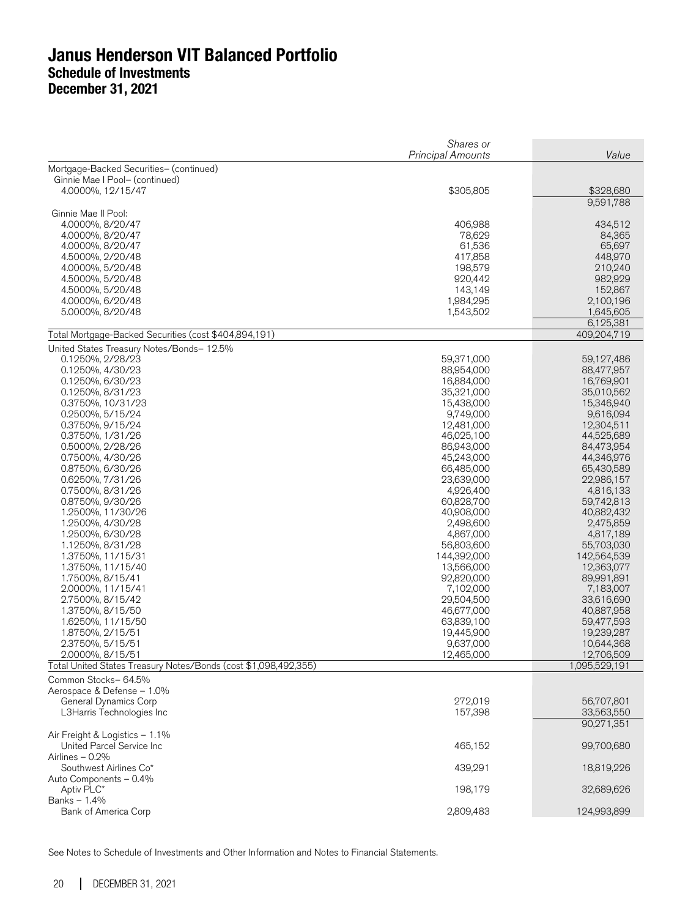# Janus Henderson VIT Balanced Portfolio
## Schedule of Investments
## December 31, 2021

| | *Shares or Principal Amounts* | *Value* |
|---|---|---|
| Mortgage-Backed Securities– (continued) | | |
| Ginnie Mae I Pool– (continued) | | |
| 4.0000%, 12/15/47 | $305,805 | $328,680 |
| | | 9,591,788 |
| Ginnie Mae II Pool: | | |
| 4.0000%, 8/20/47 | 406,988 | 434,512 |
| 4.0000%, 8/20/47 | 78,629 | 84,365 |
| 4.0000%, 8/20/47 | 61,536 | 65,697 |
| 4.5000%, 2/20/48 | 417,858 | 448,970 |
| 4.0000%, 5/20/48 | 198,579 | 210,240 |
| 4.5000%, 5/20/48 | 920,442 | 982,929 |
| 4.5000%, 5/20/48 | 143,149 | 152,867 |
| 4.0000%, 6/20/48 | 1,984,295 | 2,100,196 |
| 5.0000%, 8/20/48 | 1,543,502 | 1,645,605 |
| | | 6,125,381 |
| Total Mortgage-Backed Securities (cost $404,894,191) | | 409,204,719 |
| United States Treasury Notes/Bonds– 12.5% | | |
| 0.1250%, 2/28/23 | 59,371,000 | 59,127,486 |
| 0.1250%, 4/30/23 | 88,954,000 | 88,477,957 |
| 0.1250%, 6/30/23 | 16,884,000 | 16,769,901 |
| 0.1250%, 8/31/23 | 35,321,000 | 35,010,562 |
| 0.3750%, 10/31/23 | 15,438,000 | 15,346,940 |
| 0.2500%, 5/15/24 | 9,749,000 | 9,616,094 |
| 0.3750%, 9/15/24 | 12,481,000 | 12,304,511 |
| 0.3750%, 1/31/26 | 46,025,100 | 44,525,689 |
| 0.5000%, 2/28/26 | 86,943,000 | 84,473,954 |
| 0.7500%, 4/30/26 | 45,243,000 | 44,346,976 |
| 0.8750%, 6/30/26 | 66,485,000 | 65,430,589 |
| 0.6250%, 7/31/26 | 23,639,000 | 22,986,157 |
| 0.7500%, 8/31/26 | 4,926,400 | 4,816,133 |
| 0.8750%, 9/30/26 | 60,828,700 | 59,742,813 |
| 1.2500%, 11/30/26 | 40,908,000 | 40,882,432 |
| 1.2500%, 4/30/28 | 2,498,600 | 2,475,859 |
| 1.2500%, 6/30/28 | 4,867,000 | 4,817,189 |
| 1.1250%, 8/31/28 | 56,803,600 | 55,703,030 |
| 1.3750%, 11/15/31 | 144,392,000 | 142,564,539 |
| 1.3750%, 11/15/40 | 13,566,000 | 12,363,077 |
| 1.7500%, 8/15/41 | 92,820,000 | 89,991,891 |
| 2.0000%, 11/15/41 | 7,102,000 | 7,183,007 |
| 2.7500%, 8/15/42 | 29,504,500 | 33,616,690 |
| 1.3750%, 8/15/50 | 46,677,000 | 40,887,958 |
| 1.6250%, 11/15/50 | 63,839,100 | 59,477,593 |
| 1.8750%, 2/15/51 | 19,445,900 | 19,239,287 |
| 2.3750%, 5/15/51 | 9,637,000 | 10,644,368 |
| 2.0000%, 8/15/51 | 12,465,000 | 12,706,509 |
| Total United States Treasury Notes/Bonds (cost $1,098,492,355) | | 1,095,529,191 |
| Common Stocks– 64.5% | | |
| Aerospace & Defense – 1.0% | | |
| General Dynamics Corp | 272,019 | 56,707,801 |
| L3Harris Technologies Inc | 157,398 | 33,563,550 |
| | | 90,271,351 |
| Air Freight & Logistics – 1.1% | | |
| United Parcel Service Inc | 465,152 | 99,700,680 |
| Airlines – 0.2% | | |
| Southwest Airlines Co* | 439,291 | 18,819,226 |
| Auto Components – 0.4% | | |
| Aptiv PLC* | 198,179 | 32,689,626 |
| Banks – 1.4% | | |
| Bank of America Corp | 2,809,483 | 124,993,899 |

See Notes to Schedule of Investments and Other Information and Notes to Financial Statements.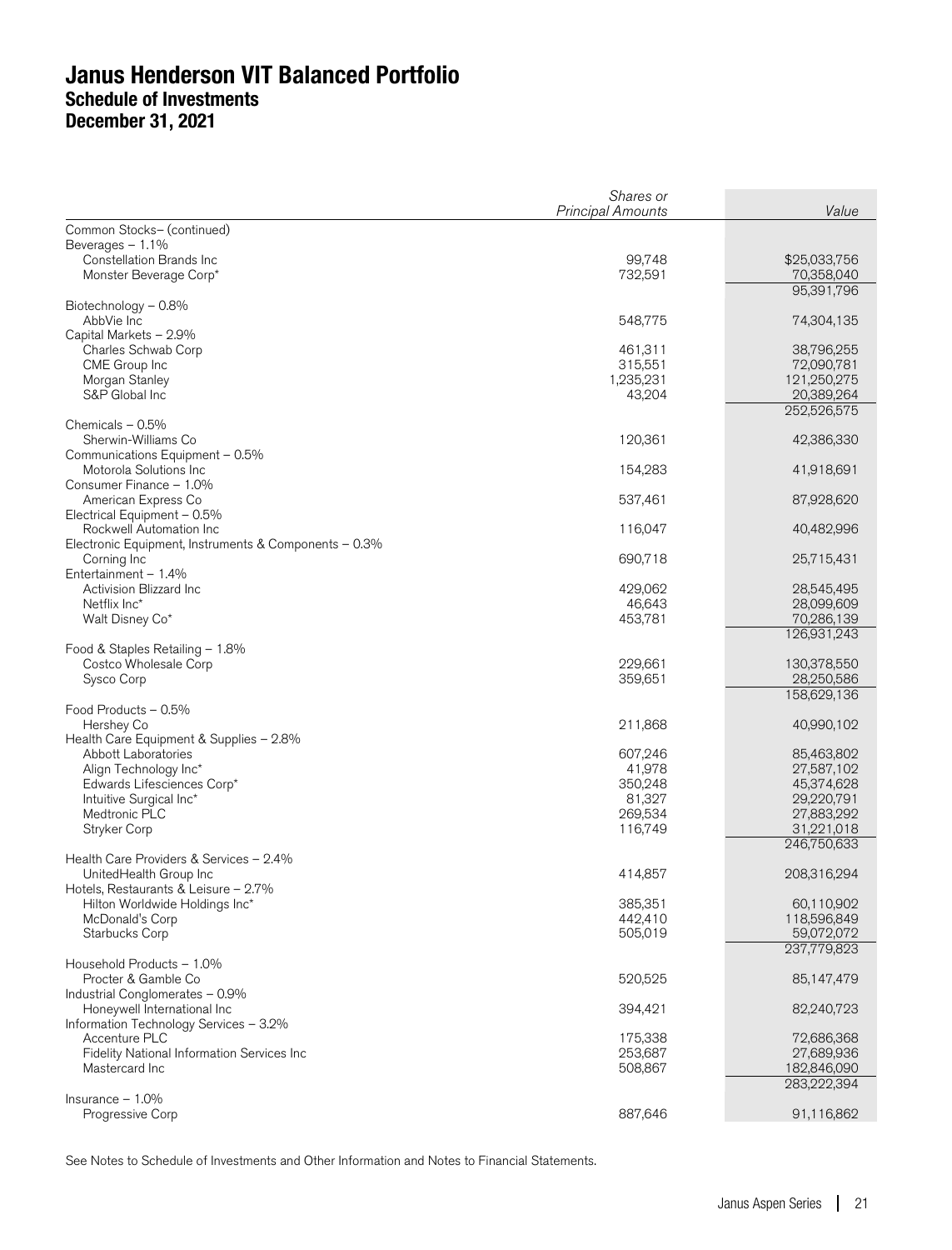# Janus Henderson VIT Balanced Portfolio
## Schedule of Investments
## December 31, 2021

| | *Shares or Principal Amounts* | *Value* |
|---|---|---|
| Common Stocks– (continued) | | |
| Beverages – 1.1% | | |
| Constellation Brands Inc | 99,748 | $25,033,756 |
| Monster Beverage Corp* | 732,591 | 70,358,040 |
| | | 95,391,796 |
| Biotechnology – 0.8% | | |
| AbbVie Inc | 548,775 | 74,304,135 |
| Capital Markets – 2.9% | | |
| Charles Schwab Corp | 461,311 | 38,796,255 |
| CME Group Inc | 315,551 | 72,090,781 |
| Morgan Stanley | 1,235,231 | 121,250,275 |
| S&P Global Inc | 43,204 | 20,389,264 |
| | | 252,526,575 |
| Chemicals – 0.5% | | |
| Sherwin-Williams Co | 120,361 | 42,386,330 |
| Communications Equipment – 0.5% | | |
| Motorola Solutions Inc | 154,283 | 41,918,691 |
| Consumer Finance – 1.0% | | |
| American Express Co | 537,461 | 87,928,620 |
| Electrical Equipment – 0.5% | | |
| Rockwell Automation Inc | 116,047 | 40,482,996 |
| Electronic Equipment, Instruments & Components – 0.3% | | |
| Corning Inc | 690,718 | 25,715,431 |
| Entertainment – 1.4% | | |
| Activision Blizzard Inc | 429,062 | 28,545,495 |
| Netflix Inc* | 46,643 | 28,099,609 |
| Walt Disney Co* | 453,781 | 70,286,139 |
| | | 126,931,243 |
| Food & Staples Retailing – 1.8% | | |
| Costco Wholesale Corp | 229,661 | 130,378,550 |
| Sysco Corp | 359,651 | 28,250,586 |
| | | 158,629,136 |
| Food Products – 0.5% | | |
| Hershey Co | 211,868 | 40,990,102 |
| Health Care Equipment & Supplies – 2.8% | | |
| Abbott Laboratories | 607,246 | 85,463,802 |
| Align Technology Inc* | 41,978 | 27,587,102 |
| Edwards Lifesciences Corp* | 350,248 | 45,374,628 |
| Intuitive Surgical Inc* | 81,327 | 29,220,791 |
| Medtronic PLC | 269,534 | 27,883,292 |
| Stryker Corp | 116,749 | 31,221,018 |
| | | 246,750,633 |
| Health Care Providers & Services – 2.4% | | |
| UnitedHealth Group Inc | 414,857 | 208,316,294 |
| Hotels, Restaurants & Leisure – 2.7% | | |
| Hilton Worldwide Holdings Inc* | 385,351 | 60,110,902 |
| McDonald's Corp | 442,410 | 118,596,849 |
| Starbucks Corp | 505,019 | 59,072,072 |
| | | 237,779,823 |
| Household Products – 1.0% | | |
| Procter & Gamble Co | 520,525 | 85,147,479 |
| Industrial Conglomerates – 0.9% | | |
| Honeywell International Inc | 394,421 | 82,240,723 |
| Information Technology Services – 3.2% | | |
| Accenture PLC | 175,338 | 72,686,368 |
| Fidelity National Information Services Inc | 253,687 | 27,689,936 |
| Mastercard Inc | 508,867 | 182,846,090 |
| | | 283,222,394 |
| Insurance – 1.0% | | |
| Progressive Corp | 887,646 | 91,116,862 |

See Notes to Schedule of Investments and Other Information and Notes to Financial Statements.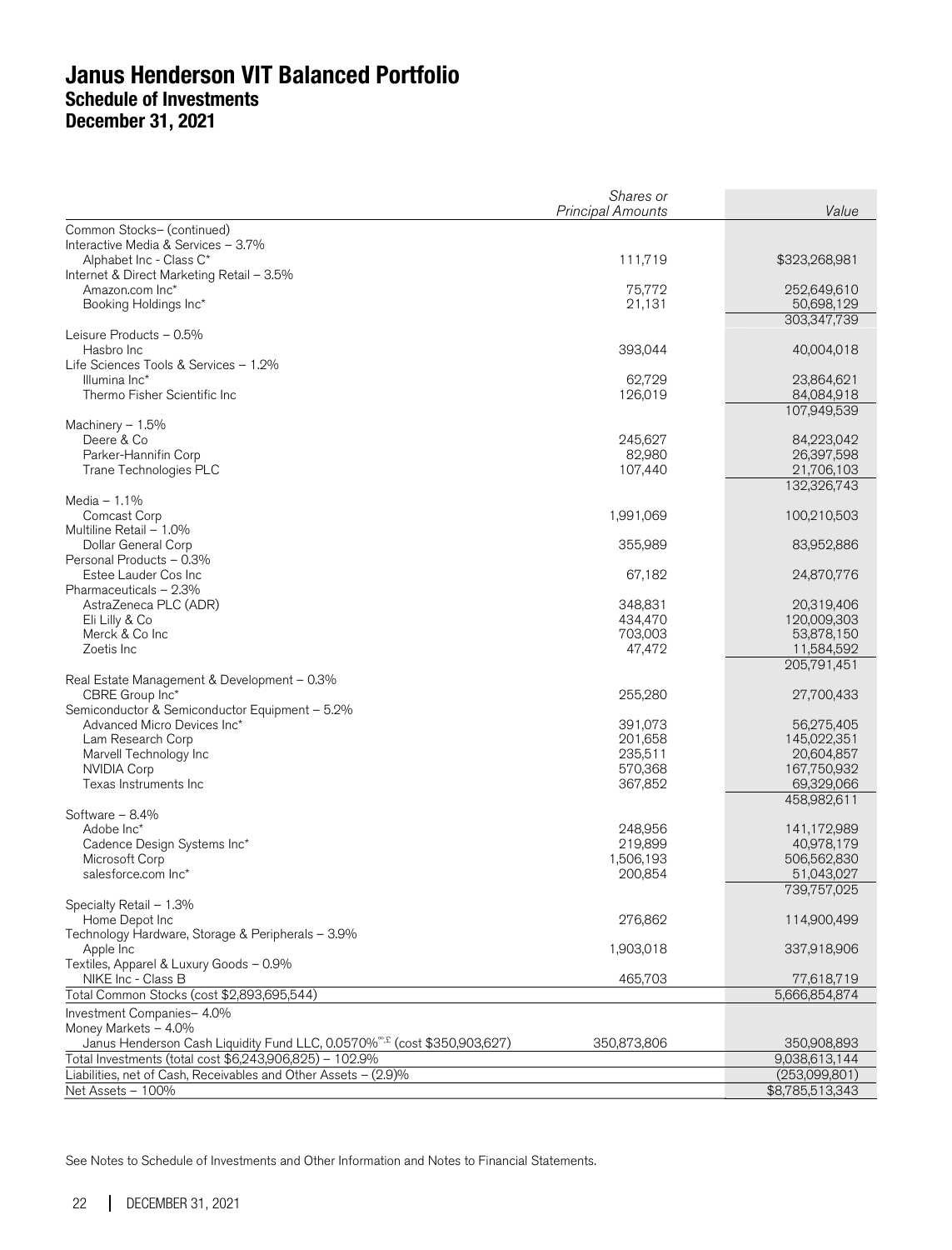# Janus Henderson VIT Balanced Portfolio
## Schedule of Investments
## December 31, 2021

| | *Shares or Principal Amounts* | *Value* |
|---|---|---|
| Common Stocks– (continued) | | |
| Interactive Media & Services – 3.7% | | |
| Alphabet Inc - Class C* | 111,719 | $323,268,981 |
| Internet & Direct Marketing Retail – 3.5% | | |
| Amazon.com Inc* | 75,772 | 252,649,610 |
| Booking Holdings Inc* | 21,131 | 50,698,129 |
| | | 303,347,739 |
| Leisure Products – 0.5% | | |
| Hasbro Inc | 393,044 | 40,004,018 |
| Life Sciences Tools & Services – 1.2% | | |
| Illumina Inc* | 62,729 | 23,864,621 |
| Thermo Fisher Scientific Inc | 126,019 | 84,084,918 |
| | | 107,949,539 |
| Machinery – 1.5% | | |
| Deere & Co | 245,627 | 84,223,042 |
| Parker-Hannifin Corp | 82,980 | 26,397,598 |
| Trane Technologies PLC | 107,440 | 21,706,103 |
| | | 132,326,743 |
| Media – 1.1% | | |
| Comcast Corp | 1,991,069 | 100,210,503 |
| Multiline Retail – 1.0% | | |
| Dollar General Corp | 355,989 | 83,952,886 |
| Personal Products – 0.3% | | |
| Estee Lauder Cos Inc | 67,182 | 24,870,776 |
| Pharmaceuticals – 2.3% | | |
| AstraZeneca PLC (ADR) | 348,831 | 20,319,406 |
| Eli Lilly & Co | 434,470 | 120,009,303 |
| Merck & Co Inc | 703,003 | 53,878,150 |
| Zoetis Inc | 47,472 | 11,584,592 |
| | | 205,791,451 |
| Real Estate Management & Development – 0.3% | | |
| CBRE Group Inc* | 255,280 | 27,700,433 |
| Semiconductor & Semiconductor Equipment – 5.2% | | |
| Advanced Micro Devices Inc* | 391,073 | 56,275,405 |
| Lam Research Corp | 201,658 | 145,022,351 |
| Marvell Technology Inc | 235,511 | 20,604,857 |
| NVIDIA Corp | 570,368 | 167,750,932 |
| Texas Instruments Inc | 367,852 | 69,329,066 |
| | | 458,982,611 |
| Software – 8.4% | | |
| Adobe Inc* | 248,956 | 141,172,989 |
| Cadence Design Systems Inc* | 219,899 | 40,978,179 |
| Microsoft Corp | 1,506,193 | 506,562,830 |
| salesforce.com Inc* | 200,854 | 51,043,027 |
| | | 739,757,025 |
| Specialty Retail – 1.3% | | |
| Home Depot Inc | 276,862 | 114,900,499 |
| Technology Hardware, Storage & Peripherals – 3.9% | | |
| Apple Inc | 1,903,018 | 337,918,906 |
| Textiles, Apparel & Luxury Goods – 0.9% | | |
| NIKE Inc - Class B | 465,703 | 77,618,719 |
| Total Common Stocks (cost $2,893,695,544) | | 5,666,854,874 |
| Investment Companies– 4.0% | | |
| Money Markets – 4.0% | | |
| Janus Henderson Cash Liquidity Fund LLC, 0.0570%ºº,£ (cost $350,903,627) | 350,873,806 | 350,908,893 |
| Total Investments (total cost $6,243,906,825) – 102.9% | | 9,038,613,144 |
| Liabilities, net of Cash, Receivables and Other Assets – (2.9)% | | (253,099,801) |
| Net Assets – 100% | | $8,785,513,343 |

See Notes to Schedule of Investments and Other Information and Notes to Financial Statements.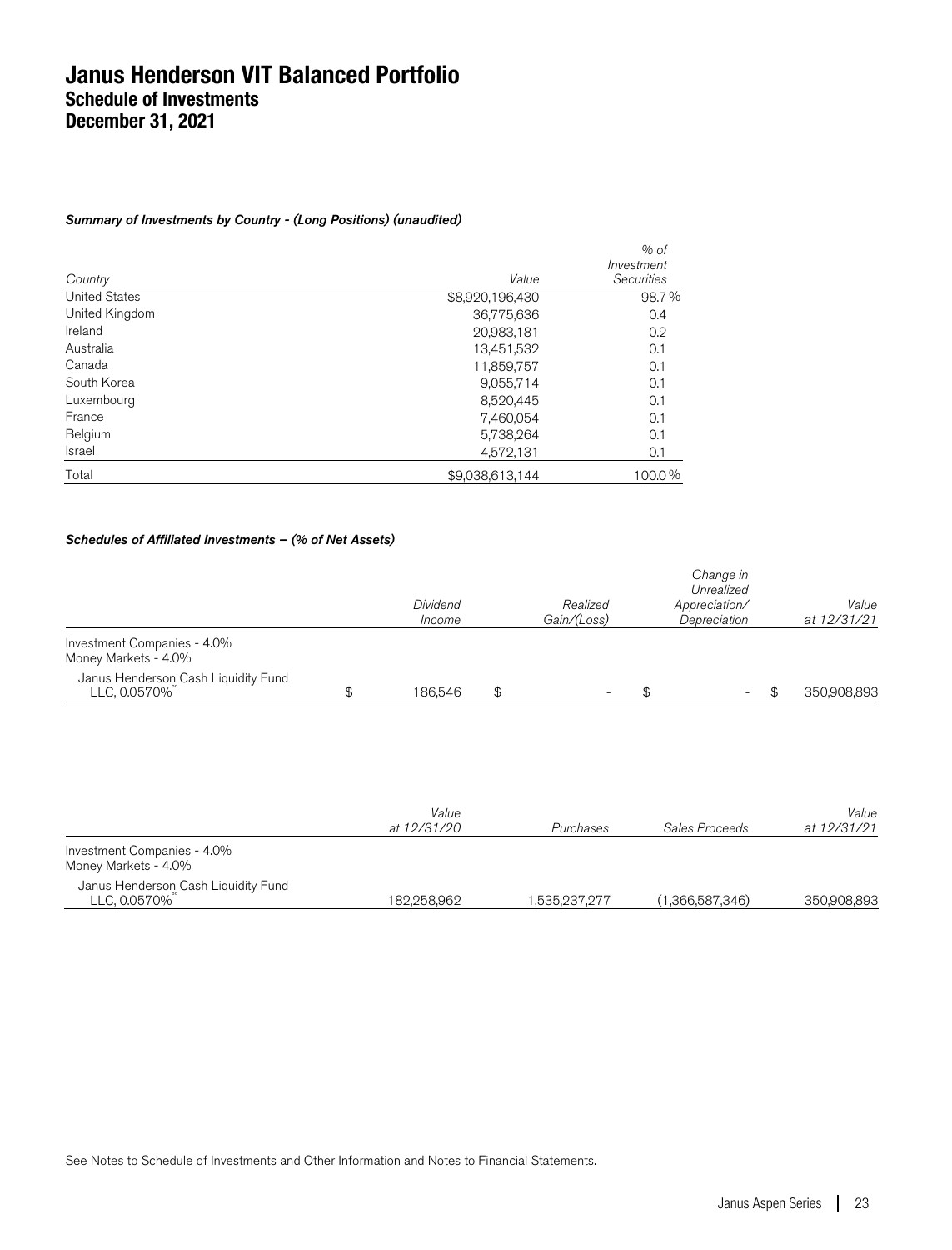# Janus Henderson VIT Balanced Portfolio
## Schedule of Investments
## December 31, 2021

***Summary of Investments by Country - (Long Positions) (unaudited)***

| *Country* | *Value* | *% of Investment Securities* |
|---|---|---|
| United States | $8,920,196,430 | 98.7 % |
| United Kingdom | 36,775,636 | 0.4 |
| Ireland | 20,983,181 | 0.2 |
| Australia | 13,451,532 | 0.1 |
| Canada | 11,859,757 | 0.1 |
| South Korea | 9,055,714 | 0.1 |
| Luxembourg | 8,520,445 | 0.1 |
| France | 7,460,054 | 0.1 |
| Belgium | 5,738,264 | 0.1 |
| Israel | 4,572,131 | 0.1 |
| Total | $9,038,613,144 | 100.0 % |

***Schedules of Affiliated Investments – (% of Net Assets)***

| | *Dividend Income* | *Realized Gain/(Loss)* | *Change in Unrealized Appreciation/ Depreciation* | *Value at 12/31/21* |
|---|---|---|---|---|
| Investment Companies - 4.0% | | | | |
| Money Markets - 4.0% | | | | |
| Janus Henderson Cash Liquidity Fund LLC, 0.0570%ºº | $ 186,546 | $ - | $ - | $ 350,908,893 |

| | *Value at 12/31/20* | *Purchases* | *Sales Proceeds* | *Value at 12/31/21* |
|---|---|---|---|---|
| Investment Companies - 4.0% | | | | |
| Money Markets - 4.0% | | | | |
| Janus Henderson Cash Liquidity Fund LLC, 0.0570%ºº | 182,258,962 | 1,535,237,277 | (1,366,587,346) | 350,908,893 |

See Notes to Schedule of Investments and Other Information and Notes to Financial Statements.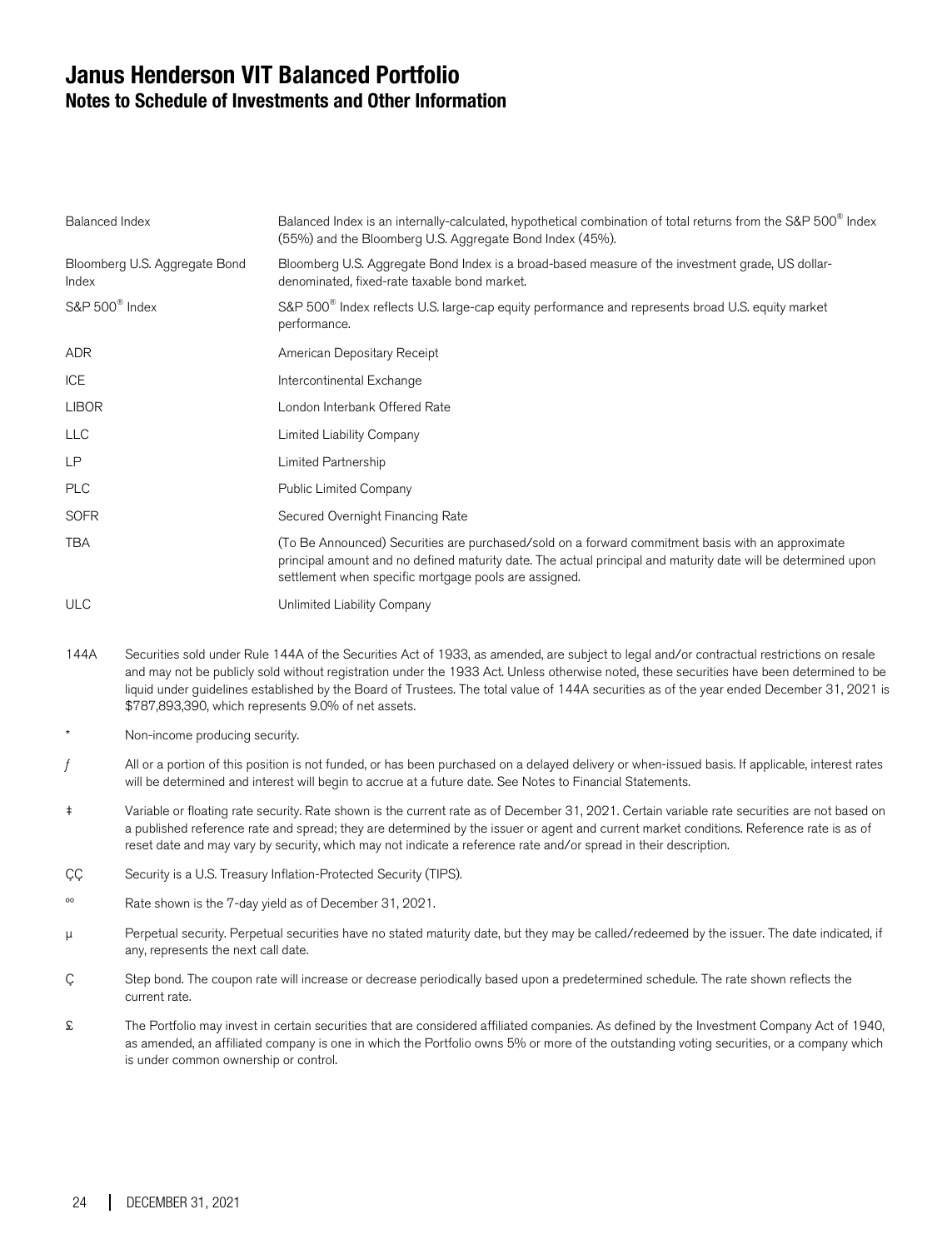# Janus Henderson VIT Balanced Portfolio
## Notes to Schedule of Investments and Other Information

| | |
|---|---|
| Balanced Index | Balanced Index is an internally-calculated, hypothetical combination of total returns from the S&P 500® Index (55%) and the Bloomberg U.S. Aggregate Bond Index (45%). |
| Bloomberg U.S. Aggregate Bond Index | Bloomberg U.S. Aggregate Bond Index is a broad-based measure of the investment grade, US dollar-denominated, fixed-rate taxable bond market. |
| S&P 500® Index | S&P 500® Index reflects U.S. large-cap equity performance and represents broad U.S. equity market performance. |
| ADR | American Depositary Receipt |
| ICE | Intercontinental Exchange |
| LIBOR | London Interbank Offered Rate |
| LLC | Limited Liability Company |
| LP | Limited Partnership |
| PLC | Public Limited Company |
| SOFR | Secured Overnight Financing Rate |
| TBA | (To Be Announced) Securities are purchased/sold on a forward commitment basis with an approximate principal amount and no defined maturity date. The actual principal and maturity date will be determined upon settlement when specific mortgage pools are assigned. |
| ULC | Unlimited Liability Company |

144A Securities sold under Rule 144A of the Securities Act of 1933, as amended, are subject to legal and/or contractual restrictions on resale and may not be publicly sold without registration under the 1933 Act. Unless otherwise noted, these securities have been determined to be liquid under guidelines established by the Board of Trustees. The total value of 144A securities as of the year ended December 31, 2021 is $787,893,390, which represents 9.0% of net assets.

* Non-income producing security.

ƒ All or a portion of this position is not funded, or has been purchased on a delayed delivery or when-issued basis. If applicable, interest rates will be determined and interest will begin to accrue at a future date. See Notes to Financial Statements.

‡ Variable or floating rate security. Rate shown is the current rate as of December 31, 2021. Certain variable rate securities are not based on a published reference rate and spread; they are determined by the issuer or agent and current market conditions. Reference rate is as of reset date and may vary by security, which may not indicate a reference rate and/or spread in their description.

ÇÇ Security is a U.S. Treasury Inflation-Protected Security (TIPS).

ºº Rate shown is the 7-day yield as of December 31, 2021.

µ Perpetual security. Perpetual securities have no stated maturity date, but they may be called/redeemed by the issuer. The date indicated, if any, represents the next call date.

Ç Step bond. The coupon rate will increase or decrease periodically based upon a predetermined schedule. The rate shown reflects the current rate.

£ The Portfolio may invest in certain securities that are considered affiliated companies. As defined by the Investment Company Act of 1940, as amended, an affiliated company is one in which the Portfolio owns 5% or more of the outstanding voting securities, or a company which is under common ownership or control.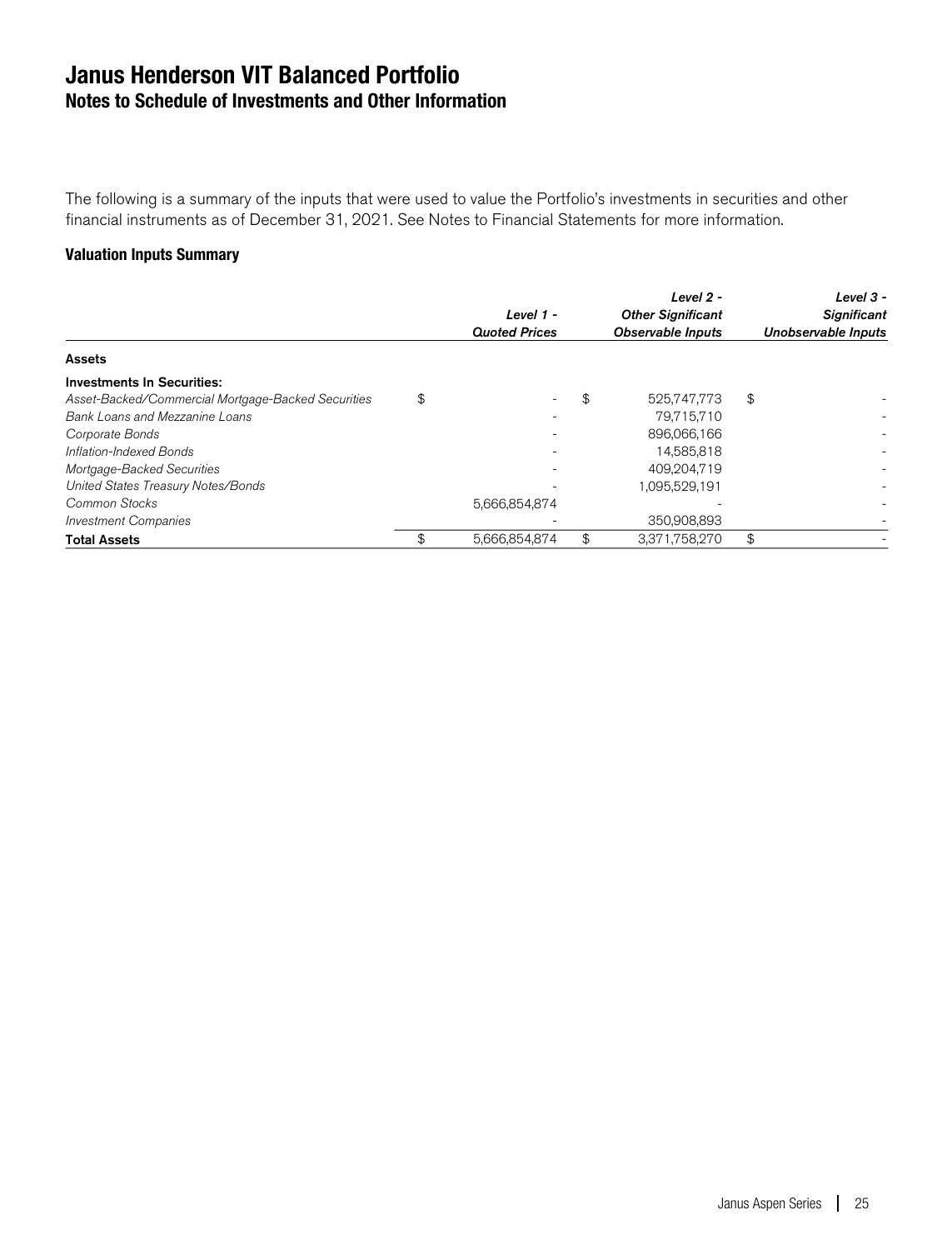# Janus Henderson VIT Balanced Portfolio
## Notes to Schedule of Investments and Other Information

The following is a summary of the inputs that were used to value the Portfolio's investments in securities and other financial instruments as of December 31, 2021. See Notes to Financial Statements for more information.

### Valuation Inputs Summary

| | *Level 1 - Quoted Prices* | *Level 2 - Other Significant Observable Inputs* | *Level 3 - Significant Unobservable Inputs* |
|---|---|---|---|
| **Assets** | | | |
| **Investments In Securities:** | | | |
| *Asset-Backed/Commercial Mortgage-Backed Securities* | $ - | $ 525,747,773 | $ - |
| *Bank Loans and Mezzanine Loans* | - | 79,715,710 | - |
| *Corporate Bonds* | - | 896,066,166 | - |
| *Inflation-Indexed Bonds* | - | 14,585,818 | - |
| *Mortgage-Backed Securities* | - | 409,204,719 | - |
| *United States Treasury Notes/Bonds* | - | 1,095,529,191 | - |
| *Common Stocks* | 5,666,854,874 | - | - |
| *Investment Companies* | - | 350,908,893 | - |
| **Total Assets** | $ 5,666,854,874 | $ 3,371,758,270 | $ - |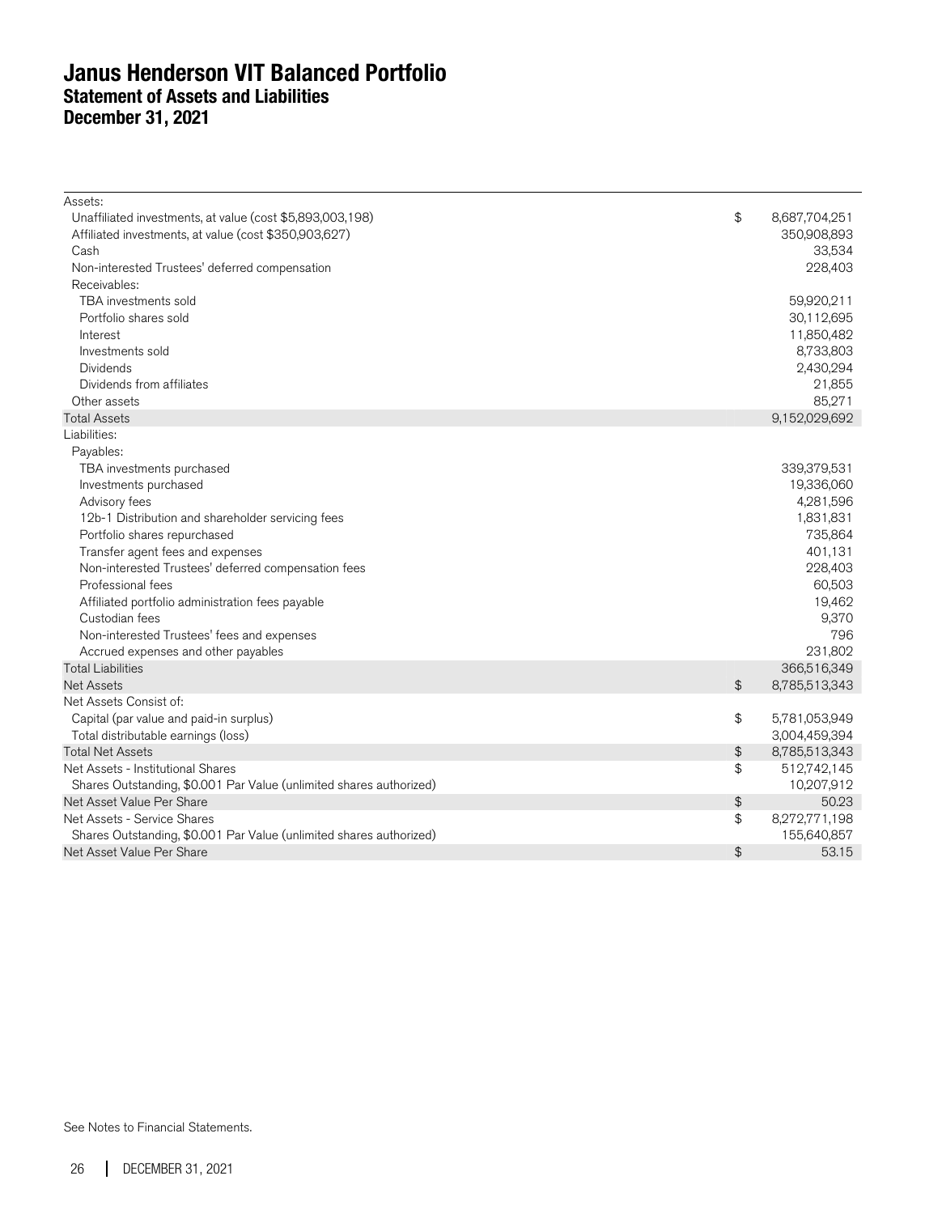# Janus Henderson VIT Balanced Portfolio
## Statement of Assets and Liabilities
## December 31, 2021

| | | |
|---|---|---|
| Assets: | | |
| Unaffiliated investments, at value (cost $5,893,003,198) | $ | 8,687,704,251 |
| Affiliated investments, at value (cost $350,903,627) | | 350,908,893 |
| Cash | | 33,534 |
| Non-interested Trustees' deferred compensation | | 228,403 |
| Receivables: | | |
| TBA investments sold | | 59,920,211 |
| Portfolio shares sold | | 30,112,695 |
| Interest | | 11,850,482 |
| Investments sold | | 8,733,803 |
| Dividends | | 2,430,294 |
| Dividends from affiliates | | 21,855 |
| Other assets | | 85,271 |
| Total Assets | | 9,152,029,692 |
| Liabilities: | | |
| Payables: | | |
| TBA investments purchased | | 339,379,531 |
| Investments purchased | | 19,336,060 |
| Advisory fees | | 4,281,596 |
| 12b-1 Distribution and shareholder servicing fees | | 1,831,831 |
| Portfolio shares repurchased | | 735,864 |
| Transfer agent fees and expenses | | 401,131 |
| Non-interested Trustees' deferred compensation fees | | 228,403 |
| Professional fees | | 60,503 |
| Affiliated portfolio administration fees payable | | 19,462 |
| Custodian fees | | 9,370 |
| Non-interested Trustees' fees and expenses | | 796 |
| Accrued expenses and other payables | | 231,802 |
| Total Liabilities | | 366,516,349 |
| Net Assets | $ | 8,785,513,343 |
| Net Assets Consist of: | | |
| Capital (par value and paid-in surplus) | $ | 5,781,053,949 |
| Total distributable earnings (loss) | | 3,004,459,394 |
| Total Net Assets | $ | 8,785,513,343 |
| Net Assets - Institutional Shares | $ | 512,742,145 |
| Shares Outstanding, $0.001 Par Value (unlimited shares authorized) | | 10,207,912 |
| Net Asset Value Per Share | $ | 50.23 |
| Net Assets - Service Shares | $ | 8,272,771,198 |
| Shares Outstanding, $0.001 Par Value (unlimited shares authorized) | | 155,640,857 |
| Net Asset Value Per Share | $ | 53.15 |

See Notes to Financial Statements.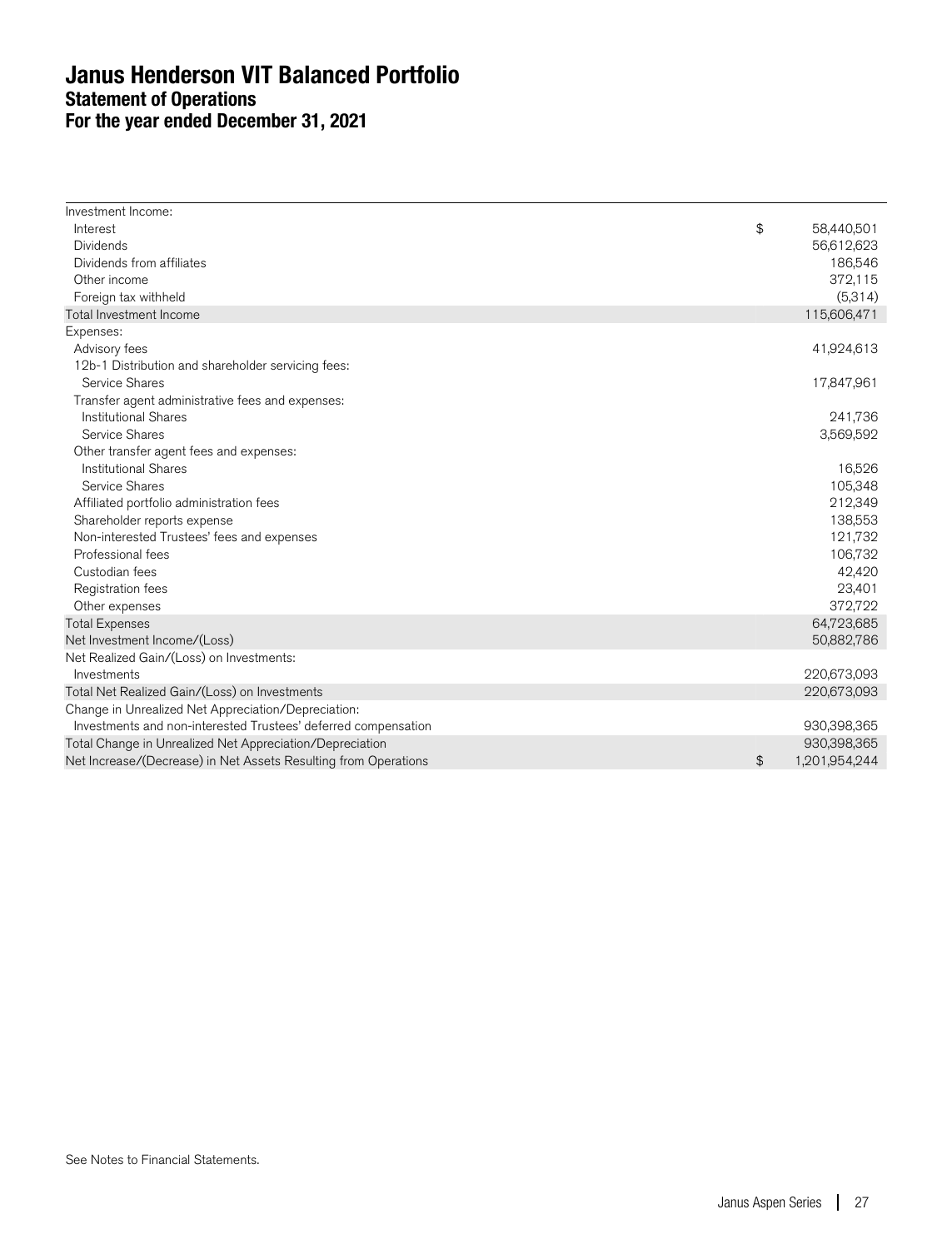# Janus Henderson VIT Balanced Portfolio
## Statement of Operations
## For the year ended December 31, 2021

| | | |
|---|---|---|
| Investment Income: | | |
| Interest | $ | 58,440,501 |
| Dividends | | 56,612,623 |
| Dividends from affiliates | | 186,546 |
| Other income | | 372,115 |
| Foreign tax withheld | | (5,314) |
| Total Investment Income | | 115,606,471 |
| Expenses: | | |
| Advisory fees | | 41,924,613 |
| 12b-1 Distribution and shareholder servicing fees: | | |
| Service Shares | | 17,847,961 |
| Transfer agent administrative fees and expenses: | | |
| Institutional Shares | | 241,736 |
| Service Shares | | 3,569,592 |
| Other transfer agent fees and expenses: | | |
| Institutional Shares | | 16,526 |
| Service Shares | | 105,348 |
| Affiliated portfolio administration fees | | 212,349 |
| Shareholder reports expense | | 138,553 |
| Non-interested Trustees' fees and expenses | | 121,732 |
| Professional fees | | 106,732 |
| Custodian fees | | 42,420 |
| Registration fees | | 23,401 |
| Other expenses | | 372,722 |
| Total Expenses | | 64,723,685 |
| Net Investment Income/(Loss) | | 50,882,786 |
| Net Realized Gain/(Loss) on Investments: | | |
| Investments | | 220,673,093 |
| Total Net Realized Gain/(Loss) on Investments | | 220,673,093 |
| Change in Unrealized Net Appreciation/Depreciation: | | |
| Investments and non-interested Trustees' deferred compensation | | 930,398,365 |
| Total Change in Unrealized Net Appreciation/Depreciation | | 930,398,365 |
| Net Increase/(Decrease) in Net Assets Resulting from Operations | $ | 1,201,954,244 |

See Notes to Financial Statements.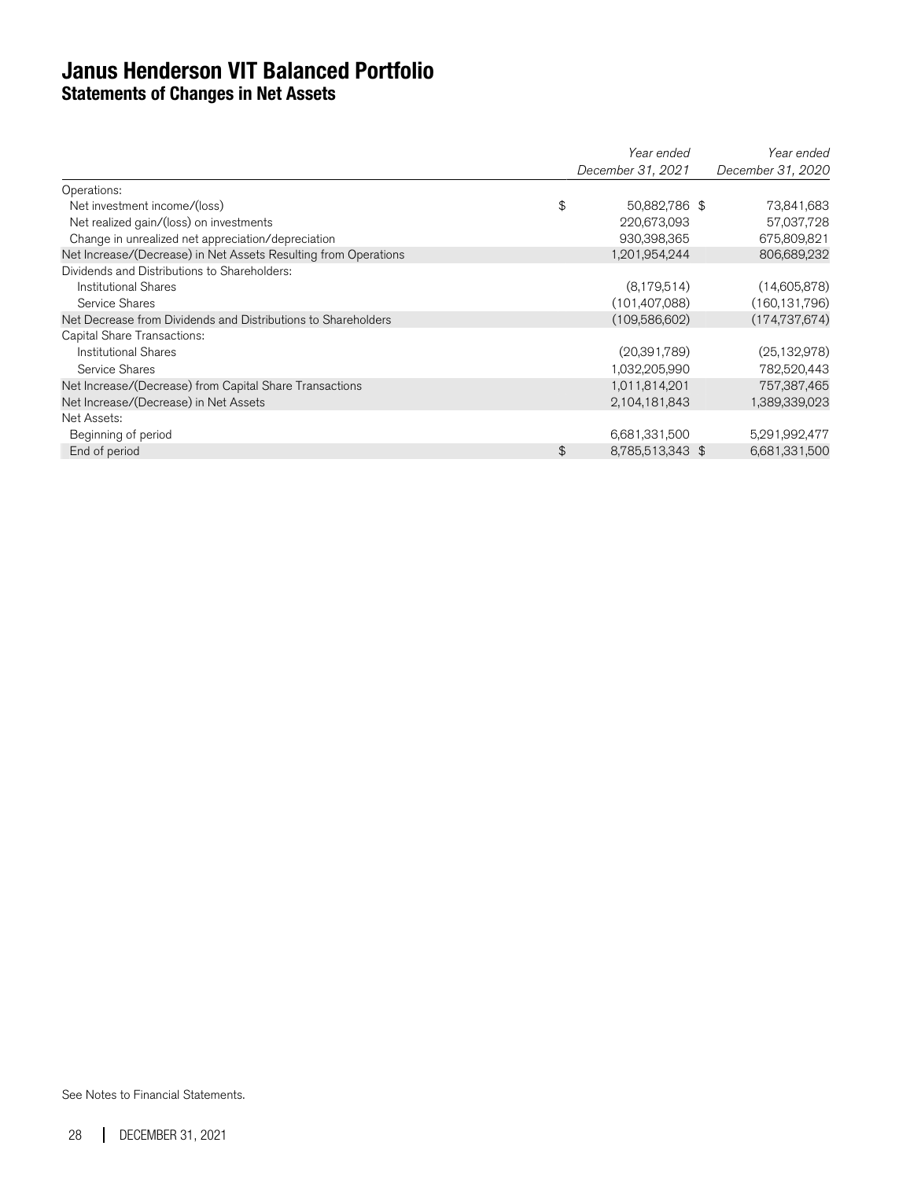# Janus Henderson VIT Balanced Portfolio
## Statements of Changes in Net Assets

| | Year ended December 31, 2021 | Year ended December 31, 2020 |
|---|---|---|
| Operations: | | |
| Net investment income/(loss) | $ 50,882,786 | $ 73,841,683 |
| Net realized gain/(loss) on investments | 220,673,093 | 57,037,728 |
| Change in unrealized net appreciation/depreciation | 930,398,365 | 675,809,821 |
| Net Increase/(Decrease) in Net Assets Resulting from Operations | 1,201,954,244 | 806,689,232 |
| Dividends and Distributions to Shareholders: | | |
| Institutional Shares | (8,179,514) | (14,605,878) |
| Service Shares | (101,407,088) | (160,131,796) |
| Net Decrease from Dividends and Distributions to Shareholders | (109,586,602) | (174,737,674) |
| Capital Share Transactions: | | |
| Institutional Shares | (20,391,789) | (25,132,978) |
| Service Shares | 1,032,205,990 | 782,520,443 |
| Net Increase/(Decrease) from Capital Share Transactions | 1,011,814,201 | 757,387,465 |
| Net Increase/(Decrease) in Net Assets | 2,104,181,843 | 1,389,339,023 |
| Net Assets: | | |
| Beginning of period | 6,681,331,500 | 5,291,992,477 |
| End of period | $ 8,785,513,343 | $ 6,681,331,500 |

See Notes to Financial Statements.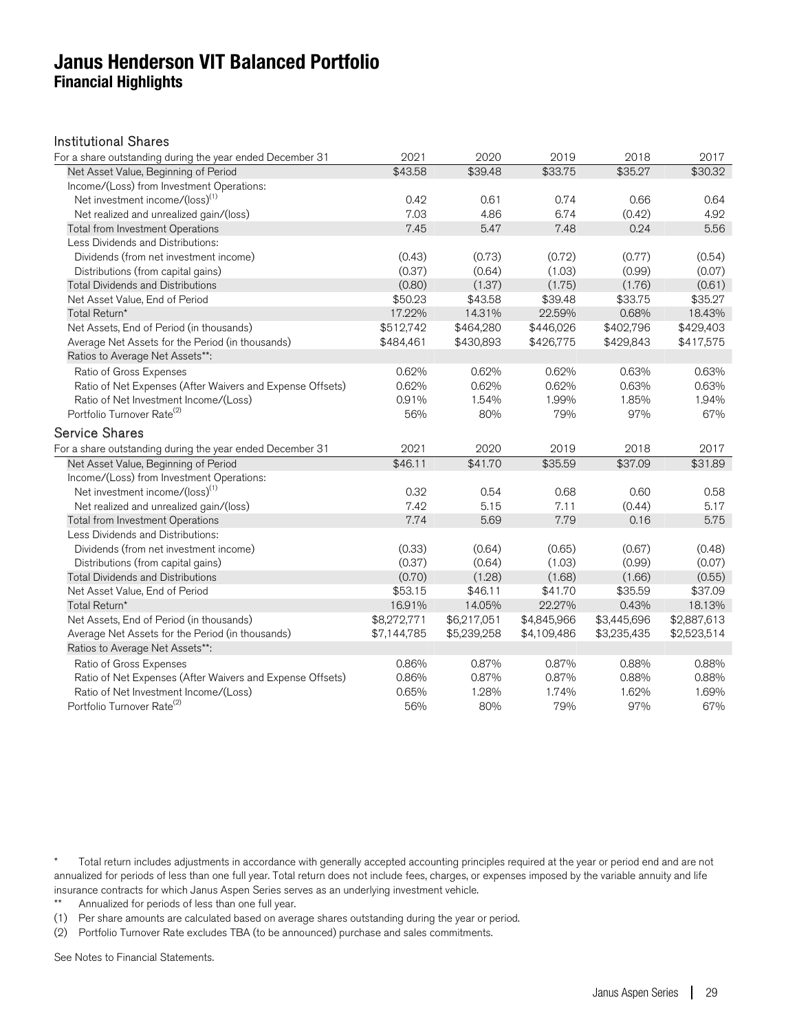# Janus Henderson VIT Balanced Portfolio
## Financial Highlights

### Institutional Shares

| For a share outstanding during the year ended December 31 | 2021 | 2020 | 2019 | 2018 | 2017 |
|---|---|---|---|---|---|
| Net Asset Value, Beginning of Period | $43.58 | $39.48 | $33.75 | $35.27 | $30.32 |
| Income/(Loss) from Investment Operations: | | | | | |
| Net investment income/(loss)[1] | 0.42 | 0.61 | 0.74 | 0.66 | 0.64 |
| Net realized and unrealized gain/(loss) | 7.03 | 4.86 | 6.74 | (0.42) | 4.92 |
| Total from Investment Operations | 7.45 | 5.47 | 7.48 | 0.24 | 5.56 |
| Less Dividends and Distributions: | | | | | |
| Dividends (from net investment income) | (0.43) | (0.73) | (0.72) | (0.77) | (0.54) |
| Distributions (from capital gains) | (0.37) | (0.64) | (1.03) | (0.99) | (0.07) |
| Total Dividends and Distributions | (0.80) | (1.37) | (1.75) | (1.76) | (0.61) |
| Net Asset Value, End of Period | $50.23 | $43.58 | $39.48 | $33.75 | $35.27 |
| Total Return* | 17.22% | 14.31% | 22.59% | 0.68% | 18.43% |
| Net Assets, End of Period (in thousands) | $512,742 | $464,280 | $446,026 | $402,796 | $429,403 |
| Average Net Assets for the Period (in thousands) | $484,461 | $430,893 | $426,775 | $429,843 | $417,575 |
| Ratios to Average Net Assets**: | | | | | |
| Ratio of Gross Expenses | 0.62% | 0.62% | 0.62% | 0.63% | 0.63% |
| Ratio of Net Expenses (After Waivers and Expense Offsets) | 0.62% | 0.62% | 0.62% | 0.63% | 0.63% |
| Ratio of Net Investment Income/(Loss) | 0.91% | 1.54% | 1.99% | 1.85% | 1.94% |
| Portfolio Turnover Rate[2] | 56% | 80% | 79% | 97% | 67% |

### Service Shares

| For a share outstanding during the year ended December 31 | 2021 | 2020 | 2019 | 2018 | 2017 |
|---|---|---|---|---|---|
| Net Asset Value, Beginning of Period | $46.11 | $41.70 | $35.59 | $37.09 | $31.89 |
| Income/(Loss) from Investment Operations: | | | | | |
| Net investment income/(loss)[1] | 0.32 | 0.54 | 0.68 | 0.60 | 0.58 |
| Net realized and unrealized gain/(loss) | 7.42 | 5.15 | 7.11 | (0.44) | 5.17 |
| Total from Investment Operations | 7.74 | 5.69 | 7.79 | 0.16 | 5.75 |
| Less Dividends and Distributions: | | | | | |
| Dividends (from net investment income) | (0.33) | (0.64) | (0.65) | (0.67) | (0.48) |
| Distributions (from capital gains) | (0.37) | (0.64) | (1.03) | (0.99) | (0.07) |
| Total Dividends and Distributions | (0.70) | (1.28) | (1.68) | (1.66) | (0.55) |
| Net Asset Value, End of Period | $53.15 | $46.11 | $41.70 | $35.59 | $37.09 |
| Total Return* | 16.91% | 14.05% | 22.27% | 0.43% | 18.13% |
| Net Assets, End of Period (in thousands) | $8,272,771 | $6,217,051 | $4,845,966 | $3,445,696 | $2,887,613 |
| Average Net Assets for the Period (in thousands) | $7,144,785 | $5,239,258 | $4,109,486 | $3,235,435 | $2,523,514 |
| Ratios to Average Net Assets**: | | | | | |
| Ratio of Gross Expenses | 0.86% | 0.87% | 0.87% | 0.88% | 0.88% |
| Ratio of Net Expenses (After Waivers and Expense Offsets) | 0.86% | 0.87% | 0.87% | 0.88% | 0.88% |
| Ratio of Net Investment Income/(Loss) | 0.65% | 1.28% | 1.74% | 1.62% | 1.69% |
| Portfolio Turnover Rate[2] | 56% | 80% | 79% | 97% | 67% |

\* Total return includes adjustments in accordance with generally accepted accounting principles required at the year or period end and are not annualized for periods of less than one full year. Total return does not include fees, charges, or expenses imposed by the variable annuity and life insurance contracts for which Janus Aspen Series serves as an underlying investment vehicle.

** Annualized for periods of less than one full year.

(1) Per share amounts are calculated based on average shares outstanding during the year or period.

(2) Portfolio Turnover Rate excludes TBA (to be announced) purchase and sales commitments.

See Notes to Financial Statements.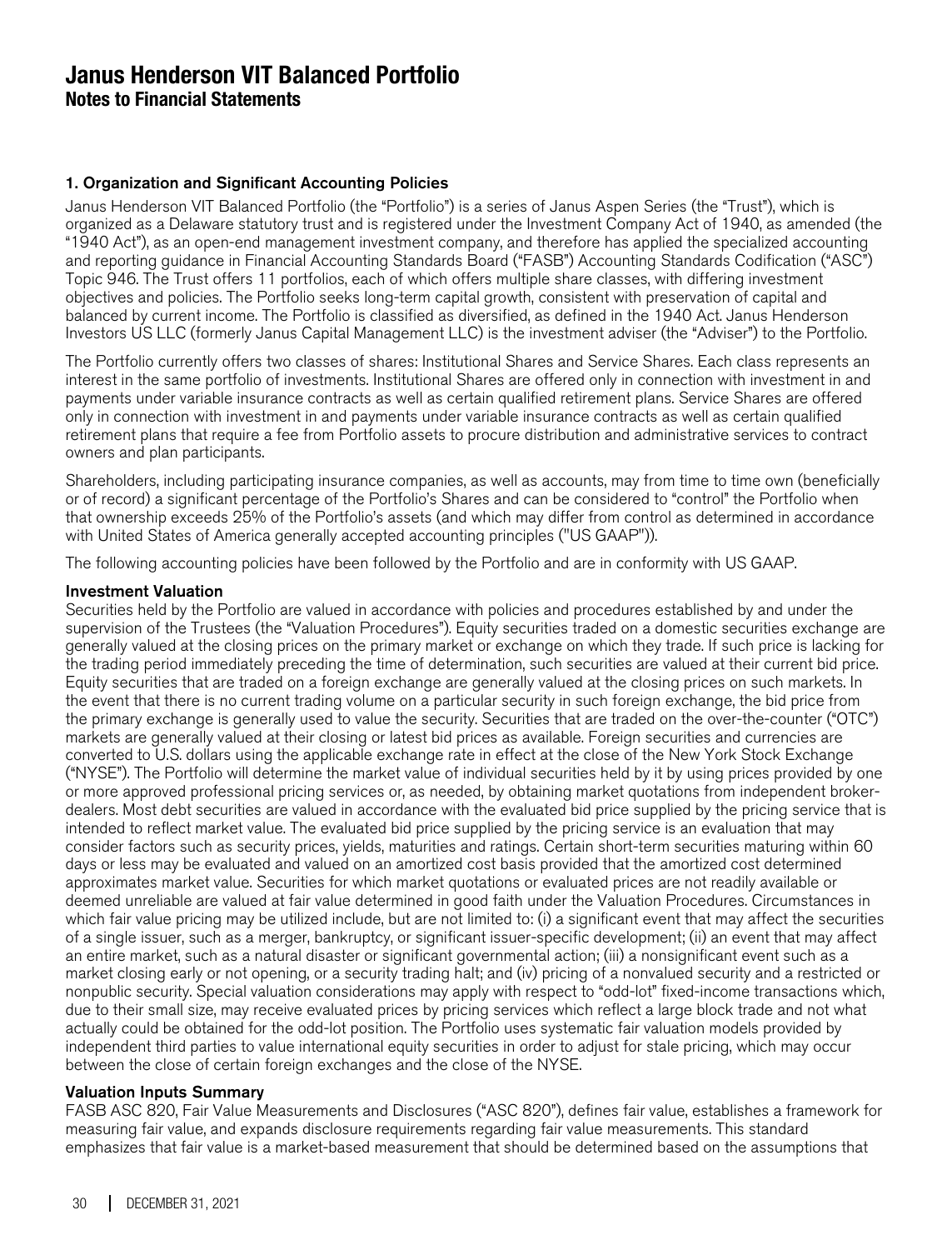# Janus Henderson VIT Balanced Portfolio
## Notes to Financial Statements

### 1. Organization and Significant Accounting Policies

Janus Henderson VIT Balanced Portfolio (the "Portfolio") is a series of Janus Aspen Series (the "Trust"), which is organized as a Delaware statutory trust and is registered under the Investment Company Act of 1940, as amended (the "1940 Act"), as an open-end management investment company, and therefore has applied the specialized accounting and reporting guidance in Financial Accounting Standards Board ("FASB") Accounting Standards Codification ("ASC") Topic 946. The Trust offers 11 portfolios, each of which offers multiple share classes, with differing investment objectives and policies. The Portfolio seeks long-term capital growth, consistent with preservation of capital and balanced by current income. The Portfolio is classified as diversified, as defined in the 1940 Act. Janus Henderson Investors US LLC (formerly Janus Capital Management LLC) is the investment adviser (the "Adviser") to the Portfolio.

The Portfolio currently offers two classes of shares: Institutional Shares and Service Shares. Each class represents an interest in the same portfolio of investments. Institutional Shares are offered only in connection with investment in and payments under variable insurance contracts as well as certain qualified retirement plans. Service Shares are offered only in connection with investment in and payments under variable insurance contracts as well as certain qualified retirement plans that require a fee from Portfolio assets to procure distribution and administrative services to contract owners and plan participants.

Shareholders, including participating insurance companies, as well as accounts, may from time to time own (beneficially or of record) a significant percentage of the Portfolio's Shares and can be considered to "control" the Portfolio when that ownership exceeds 25% of the Portfolio's assets (and which may differ from control as determined in accordance with United States of America generally accepted accounting principles ("US GAAP")).

The following accounting policies have been followed by the Portfolio and are in conformity with US GAAP.

**Investment Valuation**

Securities held by the Portfolio are valued in accordance with policies and procedures established by and under the supervision of the Trustees (the "Valuation Procedures"). Equity securities traded on a domestic securities exchange are generally valued at the closing prices on the primary market or exchange on which they trade. If such price is lacking for the trading period immediately preceding the time of determination, such securities are valued at their current bid price. Equity securities that are traded on a foreign exchange are generally valued at the closing prices on such markets. In the event that there is no current trading volume on a particular security in such foreign exchange, the bid price from the primary exchange is generally used to value the security. Securities that are traded on the over-the-counter ("OTC") markets are generally valued at their closing or latest bid prices as available. Foreign securities and currencies are converted to U.S. dollars using the applicable exchange rate in effect at the close of the New York Stock Exchange ("NYSE"). The Portfolio will determine the market value of individual securities held by it by using prices provided by one or more approved professional pricing services or, as needed, by obtaining market quotations from independent broker-dealers. Most debt securities are valued in accordance with the evaluated bid price supplied by the pricing service that is intended to reflect market value. The evaluated bid price supplied by the pricing service is an evaluation that may consider factors such as security prices, yields, maturities and ratings. Certain short-term securities maturing within 60 days or less may be evaluated and valued on an amortized cost basis provided that the amortized cost determined approximates market value. Securities for which market quotations or evaluated prices are not readily available or deemed unreliable are valued at fair value determined in good faith under the Valuation Procedures. Circumstances in which fair value pricing may be utilized include, but are not limited to: (i) a significant event that may affect the securities of a single issuer, such as a merger, bankruptcy, or significant issuer-specific development; (ii) an event that may affect an entire market, such as a natural disaster or significant governmental action; (iii) a nonsignificant event such as a market closing early or not opening, or a security trading halt; and (iv) pricing of a nonvalued security and a restricted or nonpublic security. Special valuation considerations may apply with respect to "odd-lot" fixed-income transactions which, due to their small size, may receive evaluated prices by pricing services which reflect a large block trade and not what actually could be obtained for the odd-lot position. The Portfolio uses systematic fair valuation models provided by independent third parties to value international equity securities in order to adjust for stale pricing, which may occur between the close of certain foreign exchanges and the close of the NYSE.

**Valuation Inputs Summary**

FASB ASC 820, Fair Value Measurements and Disclosures ("ASC 820"), defines fair value, establishes a framework for measuring fair value, and expands disclosure requirements regarding fair value measurements. This standard emphasizes that fair value is a market-based measurement that should be determined based on the assumptions that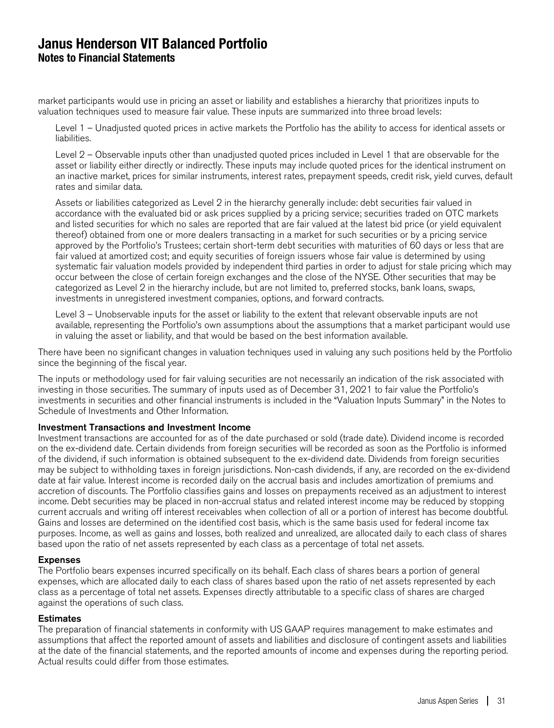market participants would use in pricing an asset or liability and establishes a hierarchy that prioritizes inputs to valuation techniques used to measure fair value. These inputs are summarized into three broad levels:

Level 1 – Unadjusted quoted prices in active markets the Portfolio has the ability to access for identical assets or liabilities.

Level 2 – Observable inputs other than unadjusted quoted prices included in Level 1 that are observable for the asset or liability either directly or indirectly. These inputs may include quoted prices for the identical instrument on an inactive market, prices for similar instruments, interest rates, prepayment speeds, credit risk, yield curves, default rates and similar data.

Assets or liabilities categorized as Level 2 in the hierarchy generally include: debt securities fair valued in accordance with the evaluated bid or ask prices supplied by a pricing service; securities traded on OTC markets and listed securities for which no sales are reported that are fair valued at the latest bid price (or yield equivalent thereof) obtained from one or more dealers transacting in a market for such securities or by a pricing service approved by the Portfolio's Trustees; certain short-term debt securities with maturities of 60 days or less that are fair valued at amortized cost; and equity securities of foreign issuers whose fair value is determined by using systematic fair valuation models provided by independent third parties in order to adjust for stale pricing which may occur between the close of certain foreign exchanges and the close of the NYSE. Other securities that may be categorized as Level 2 in the hierarchy include, but are not limited to, preferred stocks, bank loans, swaps, investments in unregistered investment companies, options, and forward contracts.

Level 3 – Unobservable inputs for the asset or liability to the extent that relevant observable inputs are not available, representing the Portfolio's own assumptions about the assumptions that a market participant would use in valuing the asset or liability, and that would be based on the best information available.

There have been no significant changes in valuation techniques used in valuing any such positions held by the Portfolio since the beginning of the fiscal year.

The inputs or methodology used for fair valuing securities are not necessarily an indication of the risk associated with investing in those securities. The summary of inputs used as of December 31, 2021 to fair value the Portfolio's investments in securities and other financial instruments is included in the "Valuation Inputs Summary" in the Notes to Schedule of Investments and Other Information.

**Investment Transactions and Investment Income**

Investment transactions are accounted for as of the date purchased or sold (trade date). Dividend income is recorded on the ex-dividend date. Certain dividends from foreign securities will be recorded as soon as the Portfolio is informed of the dividend, if such information is obtained subsequent to the ex-dividend date. Dividends from foreign securities may be subject to withholding taxes in foreign jurisdictions. Non-cash dividends, if any, are recorded on the ex-dividend date at fair value. Interest income is recorded daily on the accrual basis and includes amortization of premiums and accretion of discounts. The Portfolio classifies gains and losses on prepayments received as an adjustment to interest income. Debt securities may be placed in non-accrual status and related interest income may be reduced by stopping current accruals and writing off interest receivables when collection of all or a portion of interest has become doubtful. Gains and losses are determined on the identified cost basis, which is the same basis used for federal income tax purposes. Income, as well as gains and losses, both realized and unrealized, are allocated daily to each class of shares based upon the ratio of net assets represented by each class as a percentage of total net assets.

**Expenses**

The Portfolio bears expenses incurred specifically on its behalf. Each class of shares bears a portion of general expenses, which are allocated daily to each class of shares based upon the ratio of net assets represented by each class as a percentage of total net assets. Expenses directly attributable to a specific class of shares are charged against the operations of such class.

**Estimates**

The preparation of financial statements in conformity with US GAAP requires management to make estimates and assumptions that affect the reported amount of assets and liabilities and disclosure of contingent assets and liabilities at the date of the financial statements, and the reported amounts of income and expenses during the reporting period. Actual results could differ from those estimates.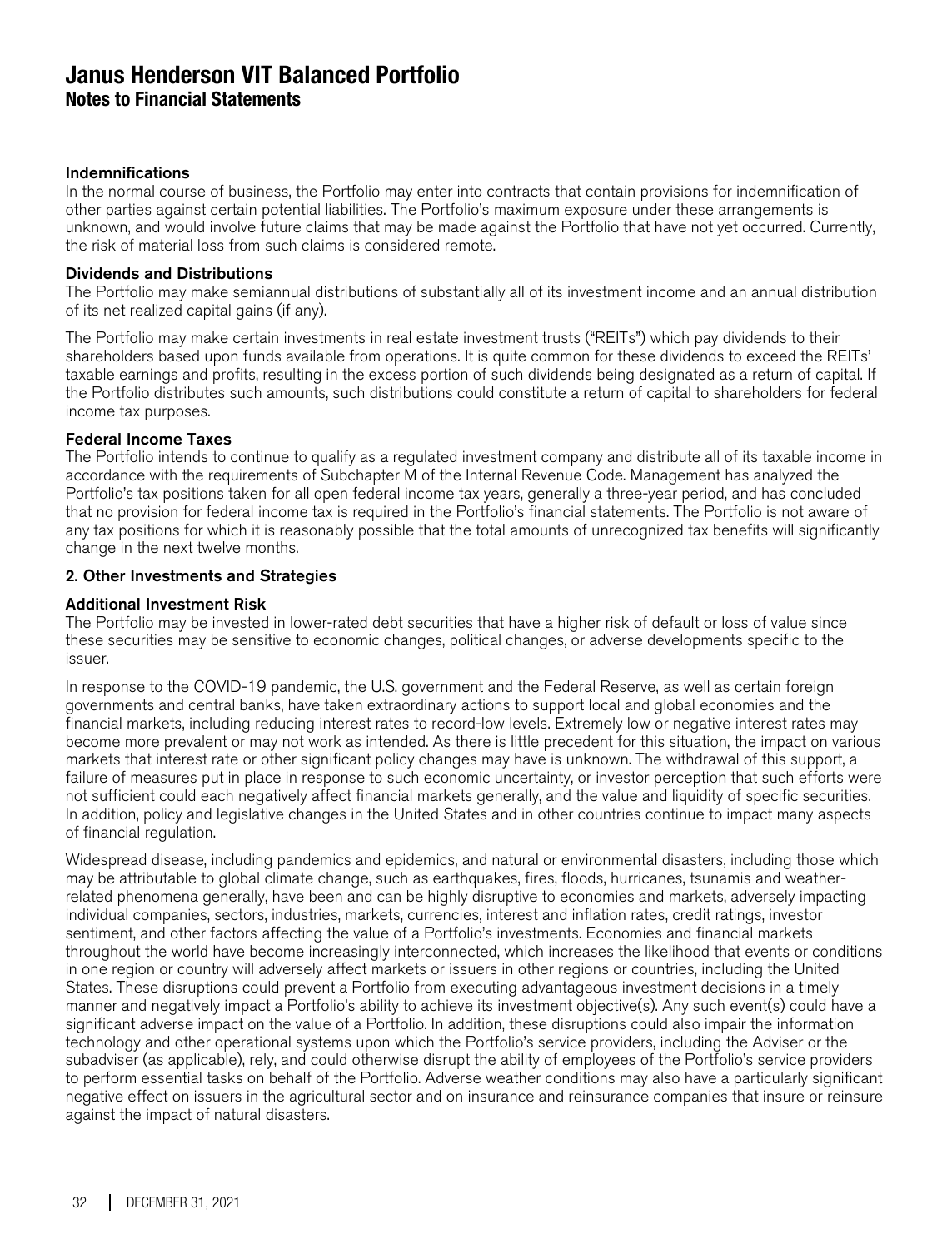#### Indemnifications

In the normal course of business, the Portfolio may enter into contracts that contain provisions for indemnification of other parties against certain potential liabilities. The Portfolio's maximum exposure under these arrangements is unknown, and would involve future claims that may be made against the Portfolio that have not yet occurred. Currently, the risk of material loss from such claims is considered remote.

#### Dividends and Distributions

The Portfolio may make semiannual distributions of substantially all of its investment income and an annual distribution of its net realized capital gains (if any).

The Portfolio may make certain investments in real estate investment trusts ("REITs") which pay dividends to their shareholders based upon funds available from operations. It is quite common for these dividends to exceed the REITs' taxable earnings and profits, resulting in the excess portion of such dividends being designated as a return of capital. If the Portfolio distributes such amounts, such distributions could constitute a return of capital to shareholders for federal income tax purposes.

#### Federal Income Taxes

The Portfolio intends to continue to qualify as a regulated investment company and distribute all of its taxable income in accordance with the requirements of Subchapter M of the Internal Revenue Code. Management has analyzed the Portfolio's tax positions taken for all open federal income tax years, generally a three-year period, and has concluded that no provision for federal income tax is required in the Portfolio's financial statements. The Portfolio is not aware of any tax positions for which it is reasonably possible that the total amounts of unrecognized tax benefits will significantly change in the next twelve months.

### 2. Other Investments and Strategies

#### Additional Investment Risk

The Portfolio may be invested in lower-rated debt securities that have a higher risk of default or loss of value since these securities may be sensitive to economic changes, political changes, or adverse developments specific to the issuer.

In response to the COVID-19 pandemic, the U.S. government and the Federal Reserve, as well as certain foreign governments and central banks, have taken extraordinary actions to support local and global economies and the financial markets, including reducing interest rates to record-low levels. Extremely low or negative interest rates may become more prevalent or may not work as intended. As there is little precedent for this situation, the impact on various markets that interest rate or other significant policy changes may have is unknown. The withdrawal of this support, a failure of measures put in place in response to such economic uncertainty, or investor perception that such efforts were not sufficient could each negatively affect financial markets generally, and the value and liquidity of specific securities. In addition, policy and legislative changes in the United States and in other countries continue to impact many aspects of financial regulation.

Widespread disease, including pandemics and epidemics, and natural or environmental disasters, including those which may be attributable to global climate change, such as earthquakes, fires, floods, hurricanes, tsunamis and weather-related phenomena generally, have been and can be highly disruptive to economies and markets, adversely impacting individual companies, sectors, industries, markets, currencies, interest and inflation rates, credit ratings, investor sentiment, and other factors affecting the value of a Portfolio's investments. Economies and financial markets throughout the world have become increasingly interconnected, which increases the likelihood that events or conditions in one region or country will adversely affect markets or issuers in other regions or countries, including the United States. These disruptions could prevent a Portfolio from executing advantageous investment decisions in a timely manner and negatively impact a Portfolio's ability to achieve its investment objective(s). Any such event(s) could have a significant adverse impact on the value of a Portfolio. In addition, these disruptions could also impair the information technology and other operational systems upon which the Portfolio's service providers, including the Adviser or the subadviser (as applicable), rely, and could otherwise disrupt the ability of employees of the Portfolio's service providers to perform essential tasks on behalf of the Portfolio. Adverse weather conditions may also have a particularly significant negative effect on issuers in the agricultural sector and on insurance and reinsurance companies that insure or reinsure against the impact of natural disasters.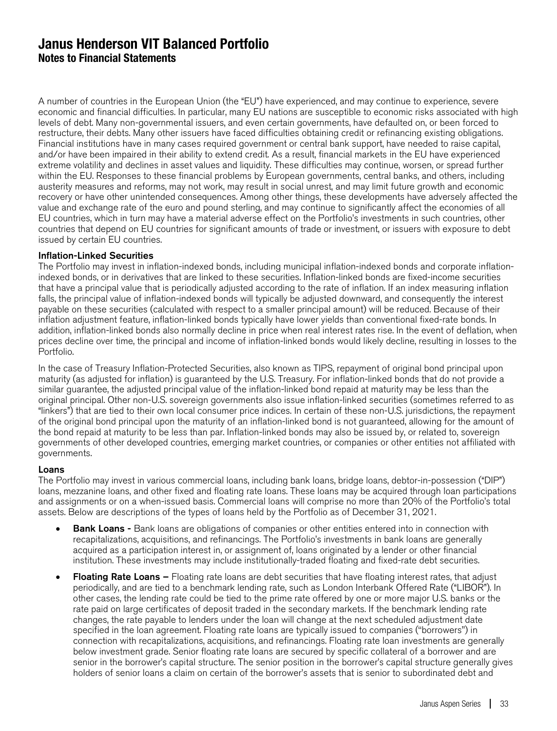A number of countries in the European Union (the "EU") have experienced, and may continue to experience, severe economic and financial difficulties. In particular, many EU nations are susceptible to economic risks associated with high levels of debt. Many non-governmental issuers, and even certain governments, have defaulted on, or been forced to restructure, their debts. Many other issuers have faced difficulties obtaining credit or refinancing existing obligations. Financial institutions have in many cases required government or central bank support, have needed to raise capital, and/or have been impaired in their ability to extend credit. As a result, financial markets in the EU have experienced extreme volatility and declines in asset values and liquidity. These difficulties may continue, worsen, or spread further within the EU. Responses to these financial problems by European governments, central banks, and others, including austerity measures and reforms, may not work, may result in social unrest, and may limit future growth and economic recovery or have other unintended consequences. Among other things, these developments have adversely affected the value and exchange rate of the euro and pound sterling, and may continue to significantly affect the economies of all EU countries, which in turn may have a material adverse effect on the Portfolio's investments in such countries, other countries that depend on EU countries for significant amounts of trade or investment, or issuers with exposure to debt issued by certain EU countries.

**Inflation-Linked Securities**

The Portfolio may invest in inflation-indexed bonds, including municipal inflation-indexed bonds and corporate inflation-indexed bonds, or in derivatives that are linked to these securities. Inflation-linked bonds are fixed-income securities that have a principal value that is periodically adjusted according to the rate of inflation. If an index measuring inflation falls, the principal value of inflation-indexed bonds will typically be adjusted downward, and consequently the interest payable on these securities (calculated with respect to a smaller principal amount) will be reduced. Because of their inflation adjustment feature, inflation-linked bonds typically have lower yields than conventional fixed-rate bonds. In addition, inflation-linked bonds also normally decline in price when real interest rates rise. In the event of deflation, when prices decline over time, the principal and income of inflation-linked bonds would likely decline, resulting in losses to the Portfolio.

In the case of Treasury Inflation-Protected Securities, also known as TIPS, repayment of original bond principal upon maturity (as adjusted for inflation) is guaranteed by the U.S. Treasury. For inflation-linked bonds that do not provide a similar guarantee, the adjusted principal value of the inflation-linked bond repaid at maturity may be less than the original principal. Other non-U.S. sovereign governments also issue inflation-linked securities (sometimes referred to as "linkers") that are tied to their own local consumer price indices. In certain of these non-U.S. jurisdictions, the repayment of the original bond principal upon the maturity of an inflation-linked bond is not guaranteed, allowing for the amount of the bond repaid at maturity to be less than par. Inflation-linked bonds may also be issued by, or related to, sovereign governments of other developed countries, emerging market countries, or companies or other entities not affiliated with governments.

**Loans**

The Portfolio may invest in various commercial loans, including bank loans, bridge loans, debtor-in-possession ("DIP") loans, mezzanine loans, and other fixed and floating rate loans. These loans may be acquired through loan participations and assignments or on a when-issued basis. Commercial loans will comprise no more than 20% of the Portfolio's total assets. Below are descriptions of the types of loans held by the Portfolio as of December 31, 2021.

- **Bank Loans -** Bank loans are obligations of companies or other entities entered into in connection with recapitalizations, acquisitions, and refinancings. The Portfolio's investments in bank loans are generally acquired as a participation interest in, or assignment of, loans originated by a lender or other financial institution. These investments may include institutionally-traded floating and fixed-rate debt securities.
- **Floating Rate Loans –** Floating rate loans are debt securities that have floating interest rates, that adjust periodically, and are tied to a benchmark lending rate, such as London Interbank Offered Rate ("LIBOR"). In other cases, the lending rate could be tied to the prime rate offered by one or more major U.S. banks or the rate paid on large certificates of deposit traded in the secondary markets. If the benchmark lending rate changes, the rate payable to lenders under the loan will change at the next scheduled adjustment date specified in the loan agreement. Floating rate loans are typically issued to companies ("borrowers") in connection with recapitalizations, acquisitions, and refinancings. Floating rate loan investments are generally below investment grade. Senior floating rate loans are secured by specific collateral of a borrower and are senior in the borrower's capital structure. The senior position in the borrower's capital structure generally gives holders of senior loans a claim on certain of the borrower's assets that is senior to subordinated debt and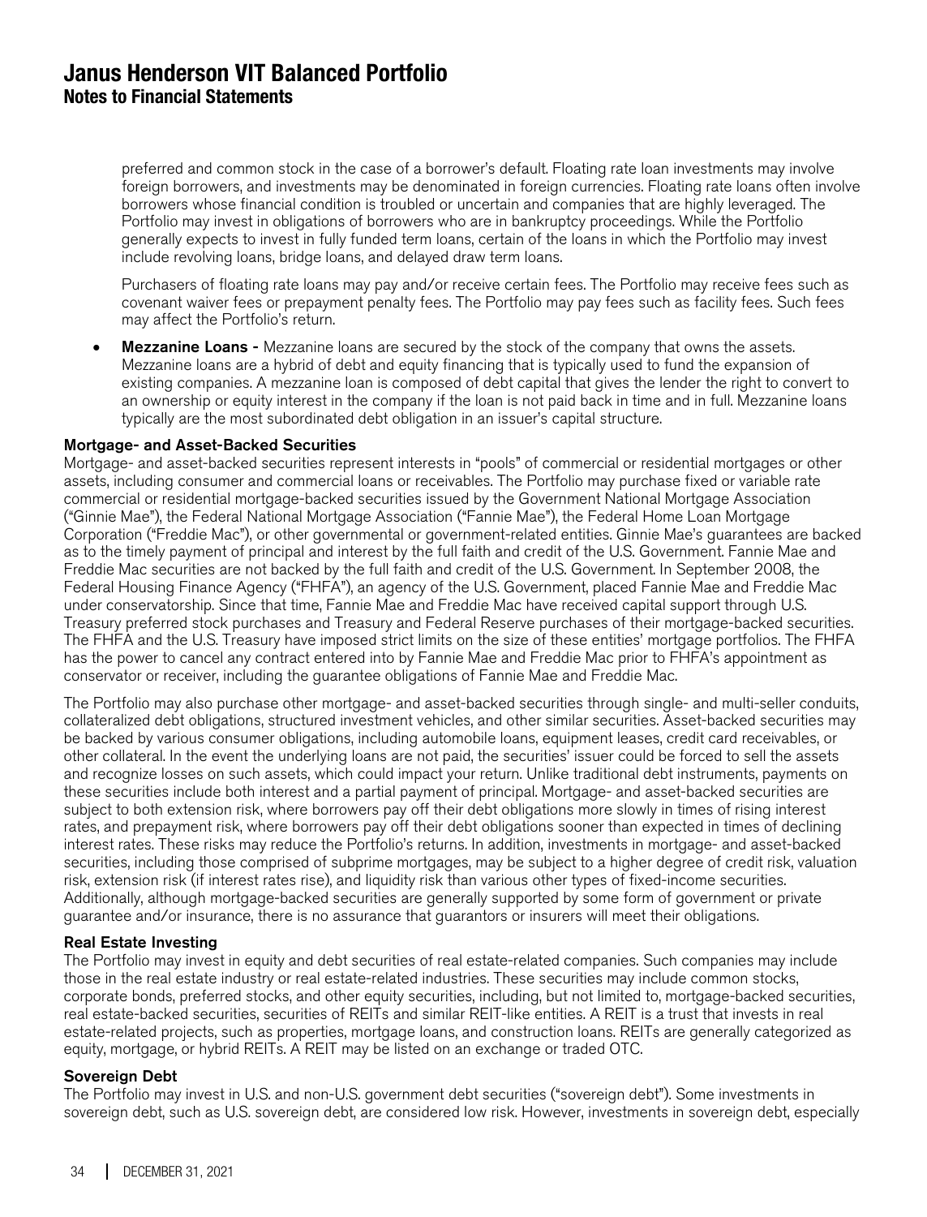preferred and common stock in the case of a borrower's default. Floating rate loan investments may involve foreign borrowers, and investments may be denominated in foreign currencies. Floating rate loans often involve borrowers whose financial condition is troubled or uncertain and companies that are highly leveraged. The Portfolio may invest in obligations of borrowers who are in bankruptcy proceedings. While the Portfolio generally expects to invest in fully funded term loans, certain of the loans in which the Portfolio may invest include revolving loans, bridge loans, and delayed draw term loans.

Purchasers of floating rate loans may pay and/or receive certain fees. The Portfolio may receive fees such as covenant waiver fees or prepayment penalty fees. The Portfolio may pay fees such as facility fees. Such fees may affect the Portfolio's return.

- **Mezzanine Loans -** Mezzanine loans are secured by the stock of the company that owns the assets. Mezzanine loans are a hybrid of debt and equity financing that is typically used to fund the expansion of existing companies. A mezzanine loan is composed of debt capital that gives the lender the right to convert to an ownership or equity interest in the company if the loan is not paid back in time and in full. Mezzanine loans typically are the most subordinated debt obligation in an issuer's capital structure.

**Mortgage- and Asset-Backed Securities**

Mortgage- and asset-backed securities represent interests in "pools" of commercial or residential mortgages or other assets, including consumer and commercial loans or receivables. The Portfolio may purchase fixed or variable rate commercial or residential mortgage-backed securities issued by the Government National Mortgage Association ("Ginnie Mae"), the Federal National Mortgage Association ("Fannie Mae"), the Federal Home Loan Mortgage Corporation ("Freddie Mac"), or other governmental or government-related entities. Ginnie Mae's guarantees are backed as to the timely payment of principal and interest by the full faith and credit of the U.S. Government. Fannie Mae and Freddie Mac securities are not backed by the full faith and credit of the U.S. Government. In September 2008, the Federal Housing Finance Agency ("FHFA"), an agency of the U.S. Government, placed Fannie Mae and Freddie Mac under conservatorship. Since that time, Fannie Mae and Freddie Mac have received capital support through U.S. Treasury preferred stock purchases and Treasury and Federal Reserve purchases of their mortgage-backed securities. The FHFA and the U.S. Treasury have imposed strict limits on the size of these entities' mortgage portfolios. The FHFA has the power to cancel any contract entered into by Fannie Mae and Freddie Mac prior to FHFA's appointment as conservator or receiver, including the guarantee obligations of Fannie Mae and Freddie Mac.

The Portfolio may also purchase other mortgage- and asset-backed securities through single- and multi-seller conduits, collateralized debt obligations, structured investment vehicles, and other similar securities. Asset-backed securities may be backed by various consumer obligations, including automobile loans, equipment leases, credit card receivables, or other collateral. In the event the underlying loans are not paid, the securities' issuer could be forced to sell the assets and recognize losses on such assets, which could impact your return. Unlike traditional debt instruments, payments on these securities include both interest and a partial payment of principal. Mortgage- and asset-backed securities are subject to both extension risk, where borrowers pay off their debt obligations more slowly in times of rising interest rates, and prepayment risk, where borrowers pay off their debt obligations sooner than expected in times of declining interest rates. These risks may reduce the Portfolio's returns. In addition, investments in mortgage- and asset-backed securities, including those comprised of subprime mortgages, may be subject to a higher degree of credit risk, valuation risk, extension risk (if interest rates rise), and liquidity risk than various other types of fixed-income securities. Additionally, although mortgage-backed securities are generally supported by some form of government or private guarantee and/or insurance, there is no assurance that guarantors or insurers will meet their obligations.

**Real Estate Investing**

The Portfolio may invest in equity and debt securities of real estate-related companies. Such companies may include those in the real estate industry or real estate-related industries. These securities may include common stocks, corporate bonds, preferred stocks, and other equity securities, including, but not limited to, mortgage-backed securities, real estate-backed securities, securities of REITs and similar REIT-like entities. A REIT is a trust that invests in real estate-related projects, such as properties, mortgage loans, and construction loans. REITs are generally categorized as equity, mortgage, or hybrid REITs. A REIT may be listed on an exchange or traded OTC.

**Sovereign Debt**

The Portfolio may invest in U.S. and non-U.S. government debt securities ("sovereign debt"). Some investments in sovereign debt, such as U.S. sovereign debt, are considered low risk. However, investments in sovereign debt, especially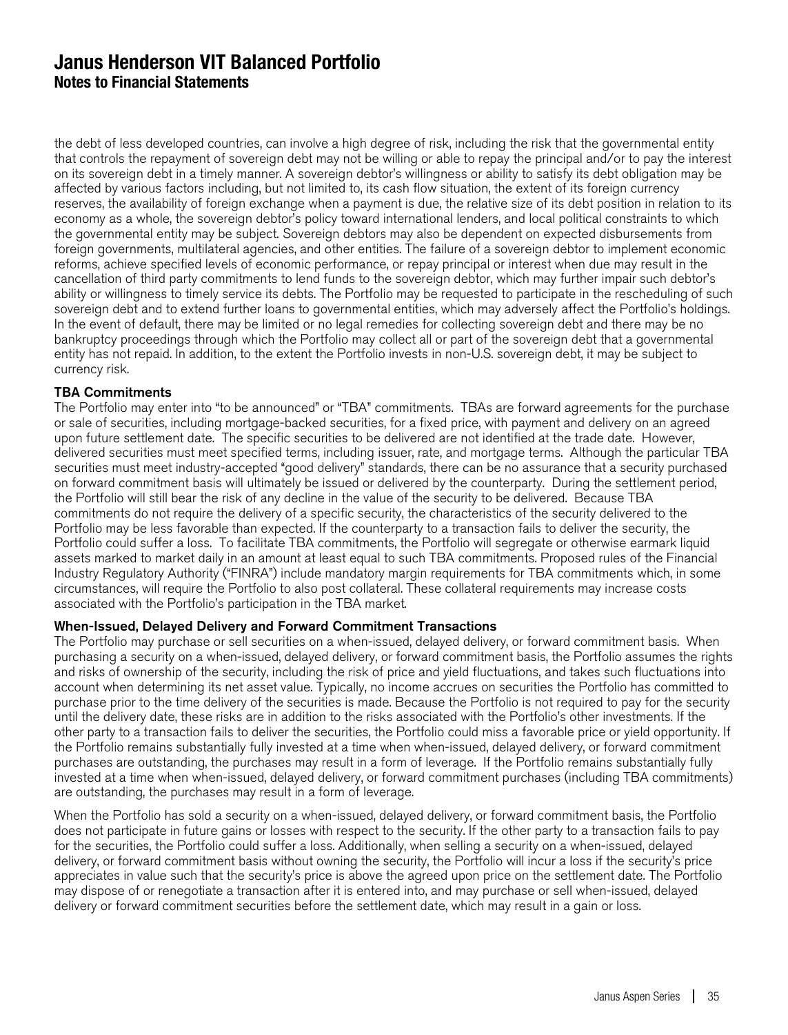the debt of less developed countries, can involve a high degree of risk, including the risk that the governmental entity that controls the repayment of sovereign debt may not be willing or able to repay the principal and/or to pay the interest on its sovereign debt in a timely manner. A sovereign debtor's willingness or ability to satisfy its debt obligation may be affected by various factors including, but not limited to, its cash flow situation, the extent of its foreign currency reserves, the availability of foreign exchange when a payment is due, the relative size of its debt position in relation to its economy as a whole, the sovereign debtor's policy toward international lenders, and local political constraints to which the governmental entity may be subject. Sovereign debtors may also be dependent on expected disbursements from foreign governments, multilateral agencies, and other entities. The failure of a sovereign debtor to implement economic reforms, achieve specified levels of economic performance, or repay principal or interest when due may result in the cancellation of third party commitments to lend funds to the sovereign debtor, which may further impair such debtor's ability or willingness to timely service its debts. The Portfolio may be requested to participate in the rescheduling of such sovereign debt and to extend further loans to governmental entities, which may adversely affect the Portfolio's holdings. In the event of default, there may be limited or no legal remedies for collecting sovereign debt and there may be no bankruptcy proceedings through which the Portfolio may collect all or part of the sovereign debt that a governmental entity has not repaid. In addition, to the extent the Portfolio invests in non-U.S. sovereign debt, it may be subject to currency risk.

**TBA Commitments**

The Portfolio may enter into "to be announced" or "TBA" commitments. TBAs are forward agreements for the purchase or sale of securities, including mortgage-backed securities, for a fixed price, with payment and delivery on an agreed upon future settlement date. The specific securities to be delivered are not identified at the trade date. However, delivered securities must meet specified terms, including issuer, rate, and mortgage terms. Although the particular TBA securities must meet industry-accepted "good delivery" standards, there can be no assurance that a security purchased on forward commitment basis will ultimately be issued or delivered by the counterparty. During the settlement period, the Portfolio will still bear the risk of any decline in the value of the security to be delivered. Because TBA commitments do not require the delivery of a specific security, the characteristics of the security delivered to the Portfolio may be less favorable than expected. If the counterparty to a transaction fails to deliver the security, the Portfolio could suffer a loss. To facilitate TBA commitments, the Portfolio will segregate or otherwise earmark liquid assets marked to market daily in an amount at least equal to such TBA commitments. Proposed rules of the Financial Industry Regulatory Authority ("FINRA") include mandatory margin requirements for TBA commitments which, in some circumstances, will require the Portfolio to also post collateral. These collateral requirements may increase costs associated with the Portfolio's participation in the TBA market.

**When-Issued, Delayed Delivery and Forward Commitment Transactions**

The Portfolio may purchase or sell securities on a when-issued, delayed delivery, or forward commitment basis. When purchasing a security on a when-issued, delayed delivery, or forward commitment basis, the Portfolio assumes the rights and risks of ownership of the security, including the risk of price and yield fluctuations, and takes such fluctuations into account when determining its net asset value. Typically, no income accrues on securities the Portfolio has committed to purchase prior to the time delivery of the securities is made. Because the Portfolio is not required to pay for the security until the delivery date, these risks are in addition to the risks associated with the Portfolio's other investments. If the other party to a transaction fails to deliver the securities, the Portfolio could miss a favorable price or yield opportunity. If the Portfolio remains substantially fully invested at a time when when-issued, delayed delivery, or forward commitment purchases are outstanding, the purchases may result in a form of leverage. If the Portfolio remains substantially fully invested at a time when when-issued, delayed delivery, or forward commitment purchases (including TBA commitments) are outstanding, the purchases may result in a form of leverage.

When the Portfolio has sold a security on a when-issued, delayed delivery, or forward commitment basis, the Portfolio does not participate in future gains or losses with respect to the security. If the other party to a transaction fails to pay for the securities, the Portfolio could suffer a loss. Additionally, when selling a security on a when-issued, delayed delivery, or forward commitment basis without owning the security, the Portfolio will incur a loss if the security's price appreciates in value such that the security's price is above the agreed upon price on the settlement date. The Portfolio may dispose of or renegotiate a transaction after it is entered into, and may purchase or sell when-issued, delayed delivery or forward commitment securities before the settlement date, which may result in a gain or loss.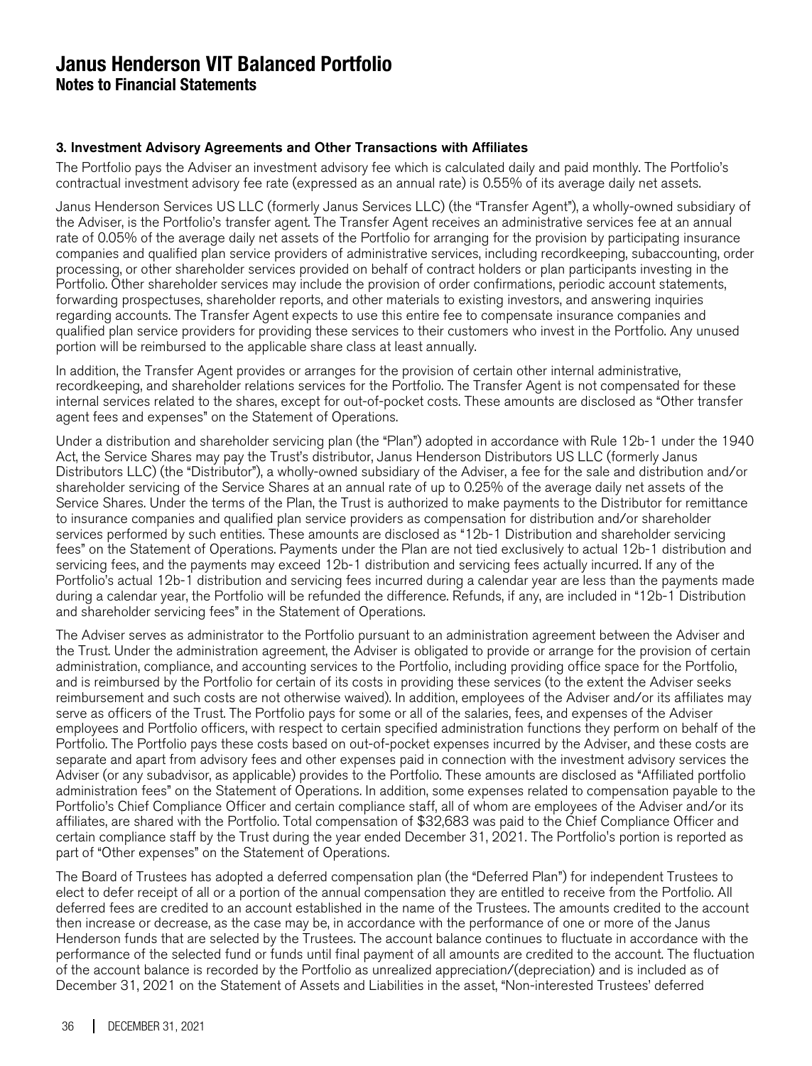# Janus Henderson VIT Balanced Portfolio
## Notes to Financial Statements

### 3. Investment Advisory Agreements and Other Transactions with Affiliates

The Portfolio pays the Adviser an investment advisory fee which is calculated daily and paid monthly. The Portfolio's contractual investment advisory fee rate (expressed as an annual rate) is 0.55% of its average daily net assets.

Janus Henderson Services US LLC (formerly Janus Services LLC) (the "Transfer Agent"), a wholly-owned subsidiary of the Adviser, is the Portfolio's transfer agent. The Transfer Agent receives an administrative services fee at an annual rate of 0.05% of the average daily net assets of the Portfolio for arranging for the provision by participating insurance companies and qualified plan service providers of administrative services, including recordkeeping, subaccounting, order processing, or other shareholder services provided on behalf of contract holders or plan participants investing in the Portfolio. Other shareholder services may include the provision of order confirmations, periodic account statements, forwarding prospectuses, shareholder reports, and other materials to existing investors, and answering inquiries regarding accounts. The Transfer Agent expects to use this entire fee to compensate insurance companies and qualified plan service providers for providing these services to their customers who invest in the Portfolio. Any unused portion will be reimbursed to the applicable share class at least annually.

In addition, the Transfer Agent provides or arranges for the provision of certain other internal administrative, recordkeeping, and shareholder relations services for the Portfolio. The Transfer Agent is not compensated for these internal services related to the shares, except for out-of-pocket costs. These amounts are disclosed as "Other transfer agent fees and expenses" on the Statement of Operations.

Under a distribution and shareholder servicing plan (the "Plan") adopted in accordance with Rule 12b-1 under the 1940 Act, the Service Shares may pay the Trust's distributor, Janus Henderson Distributors US LLC (formerly Janus Distributors LLC) (the "Distributor"), a wholly-owned subsidiary of the Adviser, a fee for the sale and distribution and/or shareholder servicing of the Service Shares at an annual rate of up to 0.25% of the average daily net assets of the Service Shares. Under the terms of the Plan, the Trust is authorized to make payments to the Distributor for remittance to insurance companies and qualified plan service providers as compensation for distribution and/or shareholder services performed by such entities. These amounts are disclosed as "12b-1 Distribution and shareholder servicing fees" on the Statement of Operations. Payments under the Plan are not tied exclusively to actual 12b-1 distribution and servicing fees, and the payments may exceed 12b-1 distribution and servicing fees actually incurred. If any of the Portfolio's actual 12b-1 distribution and servicing fees incurred during a calendar year are less than the payments made during a calendar year, the Portfolio will be refunded the difference. Refunds, if any, are included in "12b-1 Distribution and shareholder servicing fees" in the Statement of Operations.

The Adviser serves as administrator to the Portfolio pursuant to an administration agreement between the Adviser and the Trust. Under the administration agreement, the Adviser is obligated to provide or arrange for the provision of certain administration, compliance, and accounting services to the Portfolio, including providing office space for the Portfolio, and is reimbursed by the Portfolio for certain of its costs in providing these services (to the extent the Adviser seeks reimbursement and such costs are not otherwise waived). In addition, employees of the Adviser and/or its affiliates may serve as officers of the Trust. The Portfolio pays for some or all of the salaries, fees, and expenses of the Adviser employees and Portfolio officers, with respect to certain specified administration functions they perform on behalf of the Portfolio. The Portfolio pays these costs based on out-of-pocket expenses incurred by the Adviser, and these costs are separate and apart from advisory fees and other expenses paid in connection with the investment advisory services the Adviser (or any subadvisor, as applicable) provides to the Portfolio. These amounts are disclosed as "Affiliated portfolio administration fees" on the Statement of Operations. In addition, some expenses related to compensation payable to the Portfolio's Chief Compliance Officer and certain compliance staff, all of whom are employees of the Adviser and/or its affiliates, are shared with the Portfolio. Total compensation of $32,683 was paid to the Chief Compliance Officer and certain compliance staff by the Trust during the year ended December 31, 2021. The Portfolio's portion is reported as part of "Other expenses" on the Statement of Operations.

The Board of Trustees has adopted a deferred compensation plan (the "Deferred Plan") for independent Trustees to elect to defer receipt of all or a portion of the annual compensation they are entitled to receive from the Portfolio. All deferred fees are credited to an account established in the name of the Trustees. The amounts credited to the account then increase or decrease, as the case may be, in accordance with the performance of one or more of the Janus Henderson funds that are selected by the Trustees. The account balance continues to fluctuate in accordance with the performance of the selected fund or funds until final payment of all amounts are credited to the account. The fluctuation of the account balance is recorded by the Portfolio as unrealized appreciation/(depreciation) and is included as of December 31, 2021 on the Statement of Assets and Liabilities in the asset, "Non-interested Trustees' deferred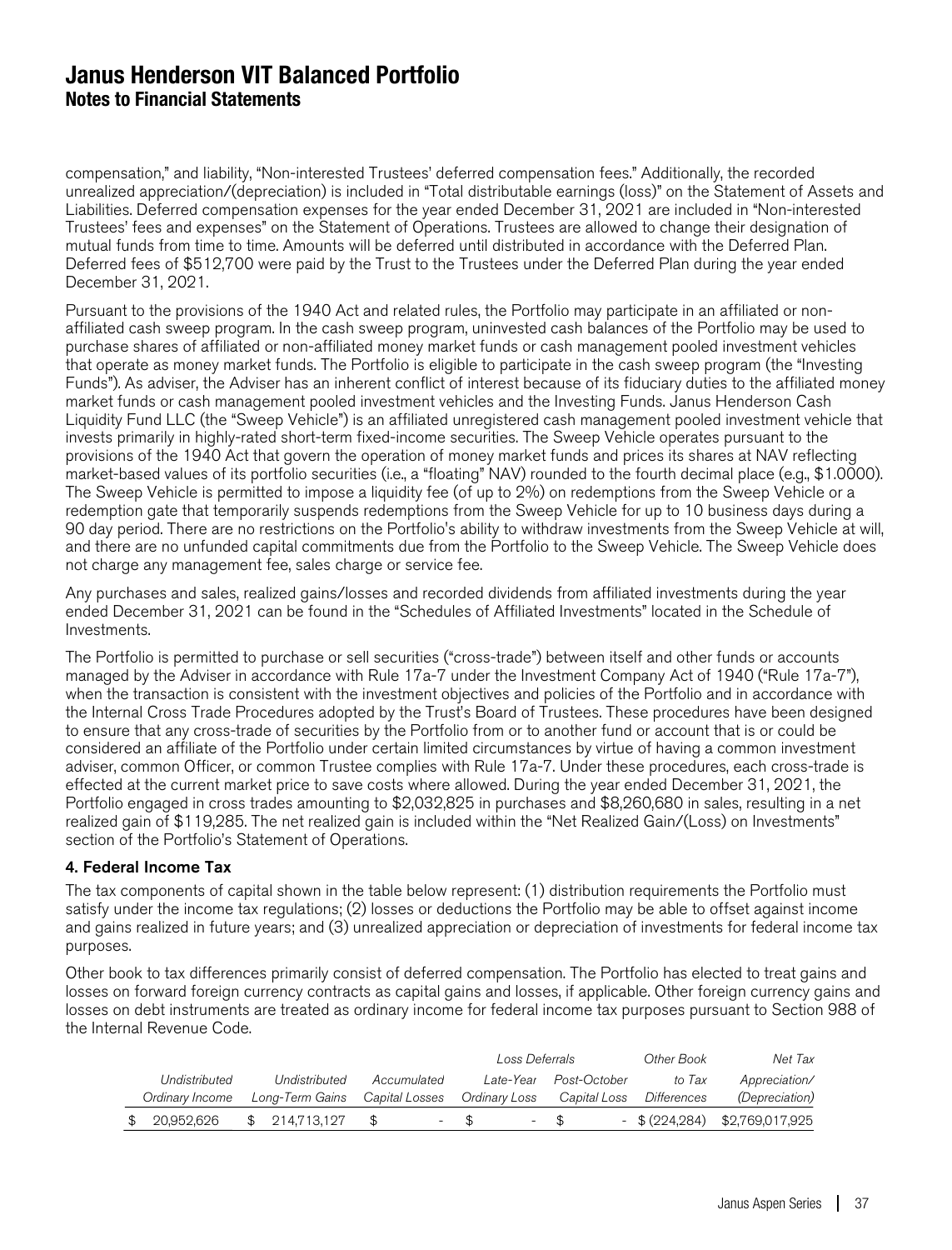compensation," and liability, "Non-interested Trustees' deferred compensation fees." Additionally, the recorded unrealized appreciation/(depreciation) is included in "Total distributable earnings (loss)" on the Statement of Assets and Liabilities. Deferred compensation expenses for the year ended December 31, 2021 are included in "Non-interested Trustees' fees and expenses" on the Statement of Operations. Trustees are allowed to change their designation of mutual funds from time to time. Amounts will be deferred until distributed in accordance with the Deferred Plan. Deferred fees of $512,700 were paid by the Trust to the Trustees under the Deferred Plan during the year ended December 31, 2021.

Pursuant to the provisions of the 1940 Act and related rules, the Portfolio may participate in an affiliated or non-affiliated cash sweep program. In the cash sweep program, uninvested cash balances of the Portfolio may be used to purchase shares of affiliated or non-affiliated money market funds or cash management pooled investment vehicles that operate as money market funds. The Portfolio is eligible to participate in the cash sweep program (the "Investing Funds"). As adviser, the Adviser has an inherent conflict of interest because of its fiduciary duties to the affiliated money market funds or cash management pooled investment vehicles and the Investing Funds. Janus Henderson Cash Liquidity Fund LLC (the "Sweep Vehicle") is an affiliated unregistered cash management pooled investment vehicle that invests primarily in highly-rated short-term fixed-income securities. The Sweep Vehicle operates pursuant to the provisions of the 1940 Act that govern the operation of money market funds and prices its shares at NAV reflecting market-based values of its portfolio securities (i.e., a "floating" NAV) rounded to the fourth decimal place (e.g., $1.0000). The Sweep Vehicle is permitted to impose a liquidity fee (of up to 2%) on redemptions from the Sweep Vehicle or a redemption gate that temporarily suspends redemptions from the Sweep Vehicle for up to 10 business days during a 90 day period. There are no restrictions on the Portfolio's ability to withdraw investments from the Sweep Vehicle at will, and there are no unfunded capital commitments due from the Portfolio to the Sweep Vehicle. The Sweep Vehicle does not charge any management fee, sales charge or service fee.

Any purchases and sales, realized gains/losses and recorded dividends from affiliated investments during the year ended December 31, 2021 can be found in the "Schedules of Affiliated Investments" located in the Schedule of Investments.

The Portfolio is permitted to purchase or sell securities ("cross-trade") between itself and other funds or accounts managed by the Adviser in accordance with Rule 17a-7 under the Investment Company Act of 1940 ("Rule 17a-7"), when the transaction is consistent with the investment objectives and policies of the Portfolio and in accordance with the Internal Cross Trade Procedures adopted by the Trust's Board of Trustees. These procedures have been designed to ensure that any cross-trade of securities by the Portfolio from or to another fund or account that is or could be considered an affiliate of the Portfolio under certain limited circumstances by virtue of having a common investment adviser, common Officer, or common Trustee complies with Rule 17a-7. Under these procedures, each cross-trade is effected at the current market price to save costs where allowed. During the year ended December 31, 2021, the Portfolio engaged in cross trades amounting to $2,032,825 in purchases and $8,260,680 in sales, resulting in a net realized gain of $119,285. The net realized gain is included within the "Net Realized Gain/(Loss) on Investments" section of the Portfolio's Statement of Operations.

### 4. Federal Income Tax

The tax components of capital shown in the table below represent: (1) distribution requirements the Portfolio must satisfy under the income tax regulations; (2) losses or deductions the Portfolio may be able to offset against income and gains realized in future years; and (3) unrealized appreciation or depreciation of investments for federal income tax purposes.

Other book to tax differences primarily consist of deferred compensation. The Portfolio has elected to treat gains and losses on forward foreign currency contracts as capital gains and losses, if applicable. Other foreign currency gains and losses on debt instruments are treated as ordinary income for federal income tax purposes pursuant to Section 988 of the Internal Revenue Code.

| | | | Loss Deferrals | | Other Book | Net Tax |
|---|---|---|---|---|---|---|
| *Undistributed Ordinary Income* | *Undistributed Long-Term Gains* | *Accumulated Capital Losses* | *Late-Year Ordinary Loss* | *Post-October Capital Loss* | *to Tax Differences* | *Appreciation/ (Depreciation)* |
| $ 20,952,626 | $ 214,713,127 | $ - | $ - | $ - | $ (224,284) | $2,769,017,925 |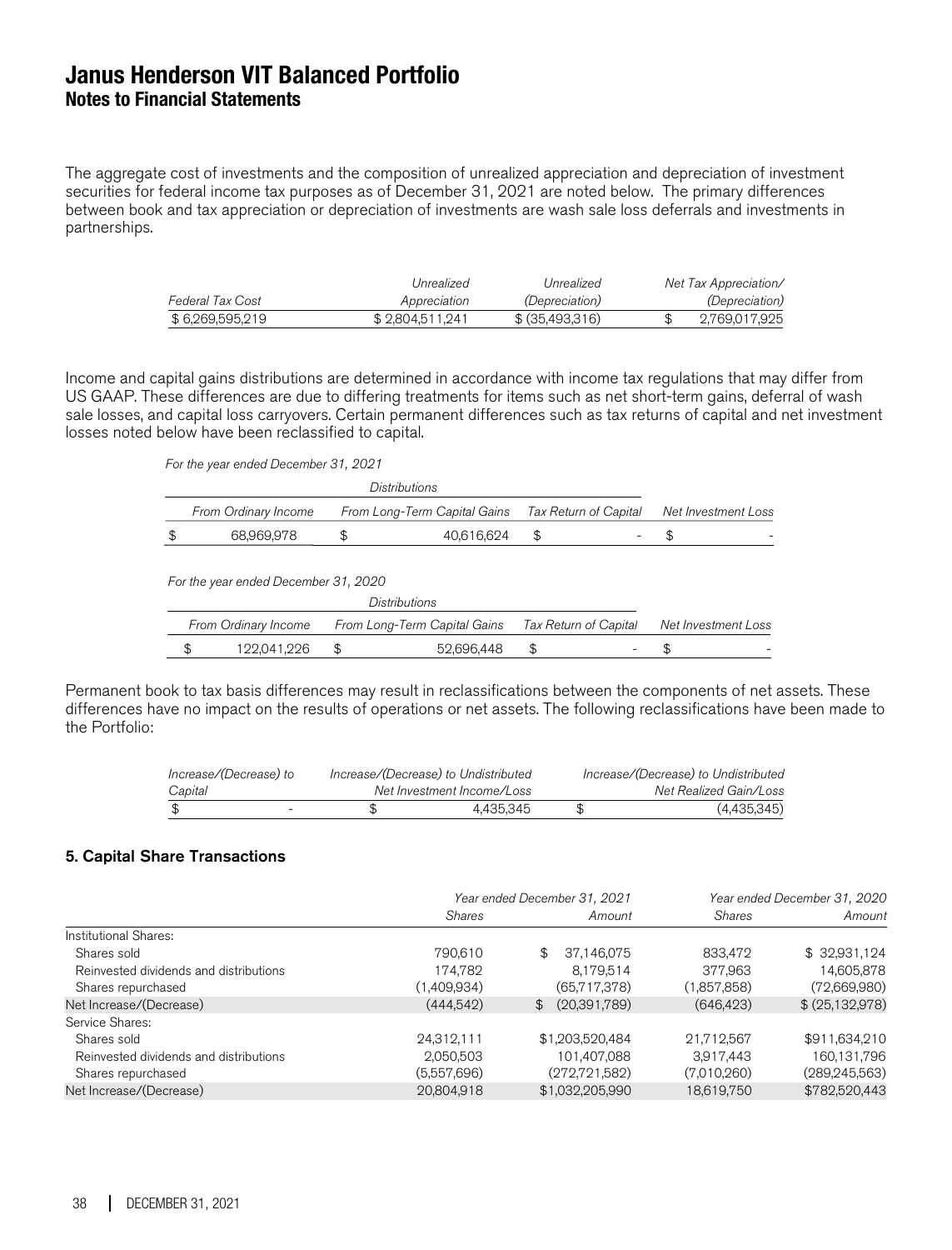# Janus Henderson VIT Balanced Portfolio
## Notes to Financial Statements

The aggregate cost of investments and the composition of unrealized appreciation and depreciation of investment securities for federal income tax purposes as of December 31, 2021 are noted below. The primary differences between book and tax appreciation or depreciation of investments are wash sale loss deferrals and investments in partnerships.

| *Federal Tax Cost* | *Unrealized Appreciation* | *Unrealized (Depreciation)* | *Net Tax Appreciation/ (Depreciation)* |
|---|---|---|---|
| $ 6,269,595,219 | $ 2,804,511,241 | $ (35,493,316) | $ 2,769,017,925 |

Income and capital gains distributions are determined in accordance with income tax regulations that may differ from US GAAP. These differences are due to differing treatments for items such as net short-term gains, deferral of wash sale losses, and capital loss carryovers. Certain permanent differences such as tax returns of capital and net investment losses noted below have been reclassified to capital.

*For the year ended December 31, 2021*

| *Distributions* | | | |
|---|---|---|---|
| *From Ordinary Income* | *From Long-Term Capital Gains* | *Tax Return of Capital* | *Net Investment Loss* |
| $ 68,969,978 | $ 40,616,624 | $ - | $ - |

*For the year ended December 31, 2020*

| *Distributions* | | | |
|---|---|---|---|
| *From Ordinary Income* | *From Long-Term Capital Gains* | *Tax Return of Capital* | *Net Investment Loss* |
| $ 122,041,226 | $ 52,696,448 | $ - | $ - |

Permanent book to tax basis differences may result in reclassifications between the components of net assets. These differences have no impact on the results of operations or net assets. The following reclassifications have been made to the Portfolio:

| *Increase/(Decrease) to Capital* | *Increase/(Decrease) to Undistributed Net Investment Income/Loss* | *Increase/(Decrease) to Undistributed Net Realized Gain/Loss* |
|---|---|---|
| $ - | $ 4,435,345 | $ (4,435,345) |

### 5. Capital Share Transactions

| | *Year ended December 31, 2021* | | *Year ended December 31, 2020* | |
|---|---|---|---|---|
| | *Shares* | *Amount* | *Shares* | *Amount* |
| Institutional Shares: | | | | |
| Shares sold | 790,610 | $ 37,146,075 | 833,472 | $ 32,931,124 |
| Reinvested dividends and distributions | 174,782 | 8,179,514 | 377,963 | 14,605,878 |
| Shares repurchased | (1,409,934) | (65,717,378) | (1,857,858) | (72,669,980) |
| Net Increase/(Decrease) | (444,542) | $ (20,391,789) | (646,423) | $ (25,132,978) |
| Service Shares: | | | | |
| Shares sold | 24,312,111 | $1,203,520,484 | 21,712,567 | $911,634,210 |
| Reinvested dividends and distributions | 2,050,503 | 101,407,088 | 3,917,443 | 160,131,796 |
| Shares repurchased | (5,557,696) | (272,721,582) | (7,010,260) | (289,245,563) |
| Net Increase/(Decrease) | 20,804,918 | $1,032,205,990 | 18,619,750 | $782,520,443 |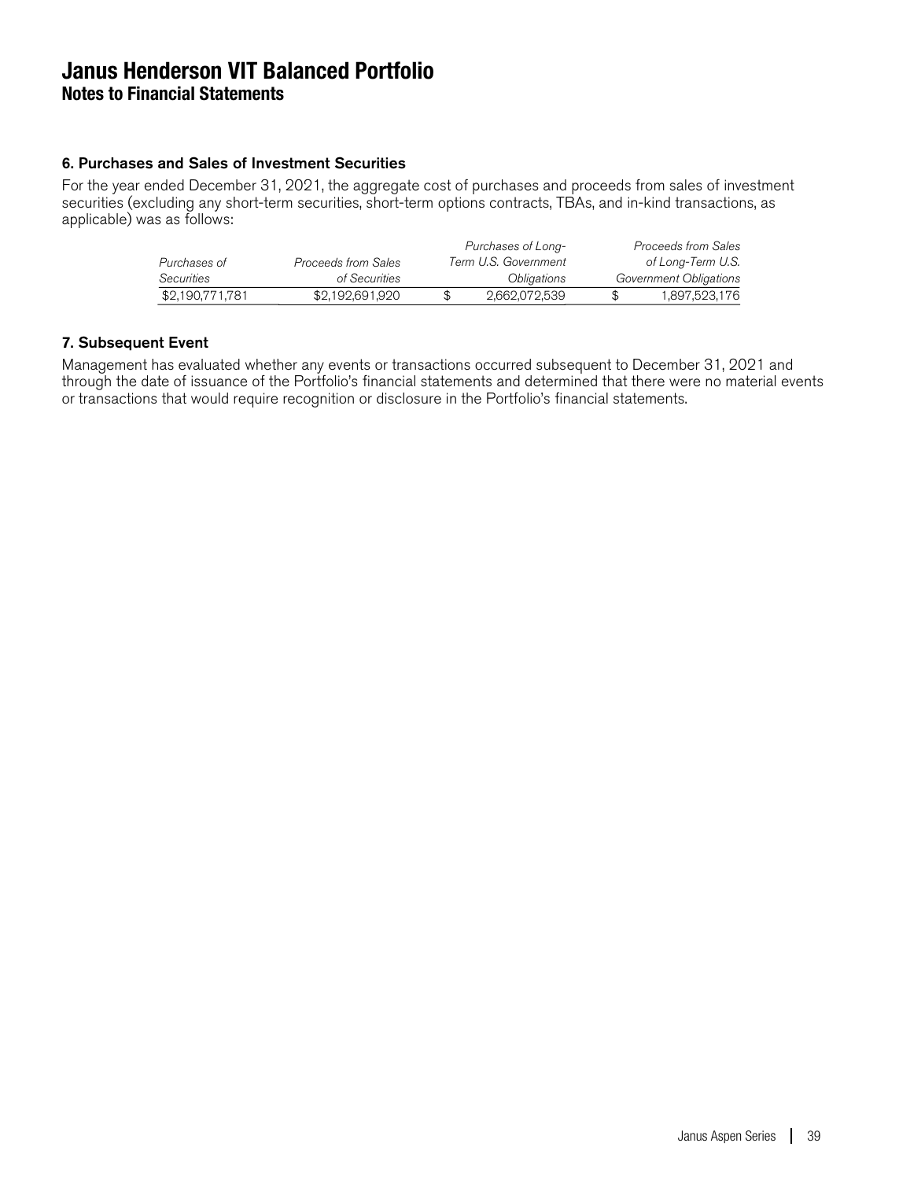# Janus Henderson VIT Balanced Portfolio
## Notes to Financial Statements

### 6. Purchases and Sales of Investment Securities

For the year ended December 31, 2021, the aggregate cost of purchases and proceeds from sales of investment securities (excluding any short-term securities, short-term options contracts, TBAs, and in-kind transactions, as applicable) was as follows:

| *Purchases of Securities* | *Proceeds from Sales of Securities* | *Purchases of Long-Term U.S. Government Obligations* | *Proceeds from Sales of Long-Term U.S. Government Obligations* |
|---|---|---|---|
| $2,190,771,781 | $2,192,691,920 | $ 2,662,072,539 | $ 1,897,523,176 |

### 7. Subsequent Event

Management has evaluated whether any events or transactions occurred subsequent to December 31, 2021 and through the date of issuance of the Portfolio's financial statements and determined that there were no material events or transactions that would require recognition or disclosure in the Portfolio's financial statements.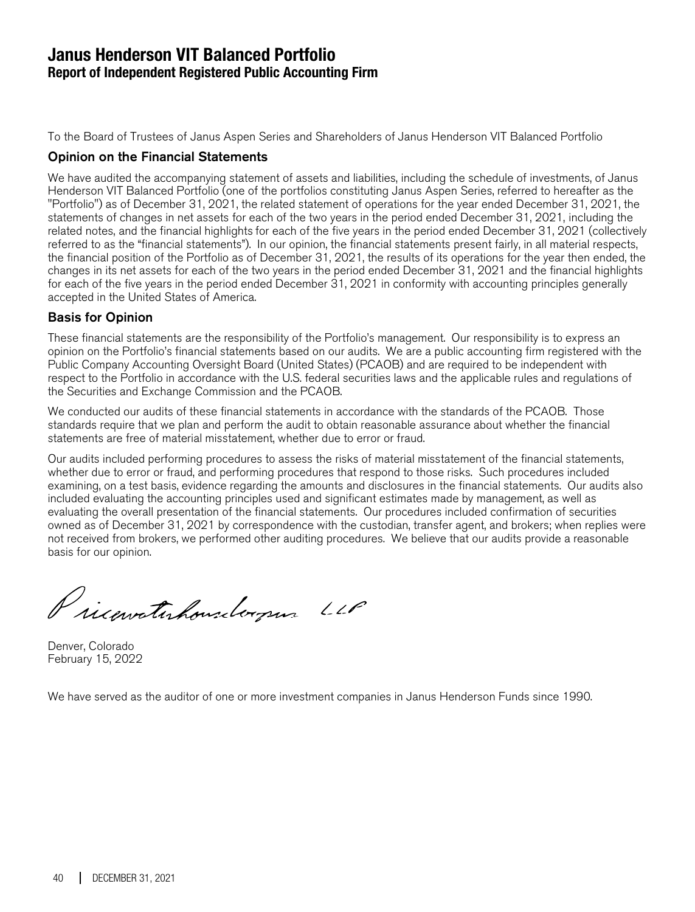# Janus Henderson VIT Balanced Portfolio
## Report of Independent Registered Public Accounting Firm

To the Board of Trustees of Janus Aspen Series and Shareholders of Janus Henderson VIT Balanced Portfolio

### Opinion on the Financial Statements

We have audited the accompanying statement of assets and liabilities, including the schedule of investments, of Janus Henderson VIT Balanced Portfolio (one of the portfolios constituting Janus Aspen Series, referred to hereafter as the "Portfolio") as of December 31, 2021, the related statement of operations for the year ended December 31, 2021, the statements of changes in net assets for each of the two years in the period ended December 31, 2021, including the related notes, and the financial highlights for each of the five years in the period ended December 31, 2021 (collectively referred to as the "financial statements"). In our opinion, the financial statements present fairly, in all material respects, the financial position of the Portfolio as of December 31, 2021, the results of its operations for the year then ended, the changes in its net assets for each of the two years in the period ended December 31, 2021 and the financial highlights for each of the five years in the period ended December 31, 2021 in conformity with accounting principles generally accepted in the United States of America.

### Basis for Opinion

These financial statements are the responsibility of the Portfolio's management. Our responsibility is to express an opinion on the Portfolio's financial statements based on our audits. We are a public accounting firm registered with the Public Company Accounting Oversight Board (United States) (PCAOB) and are required to be independent with respect to the Portfolio in accordance with the U.S. federal securities laws and the applicable rules and regulations of the Securities and Exchange Commission and the PCAOB.

We conducted our audits of these financial statements in accordance with the standards of the PCAOB. Those standards require that we plan and perform the audit to obtain reasonable assurance about whether the financial statements are free of material misstatement, whether due to error or fraud.

Our audits included performing procedures to assess the risks of material misstatement of the financial statements, whether due to error or fraud, and performing procedures that respond to those risks. Such procedures included examining, on a test basis, evidence regarding the amounts and disclosures in the financial statements. Our audits also included evaluating the accounting principles used and significant estimates made by management, as well as evaluating the overall presentation of the financial statements. Our procedures included confirmation of securities owned as of December 31, 2021 by correspondence with the custodian, transfer agent, and brokers; when replies were not received from brokers, we performed other auditing procedures. We believe that our audits provide a reasonable basis for our opinion.

PricewaterhouseCoopers LLP

Denver, Colorado
February 15, 2022

We have served as the auditor of one or more investment companies in Janus Henderson Funds since 1990.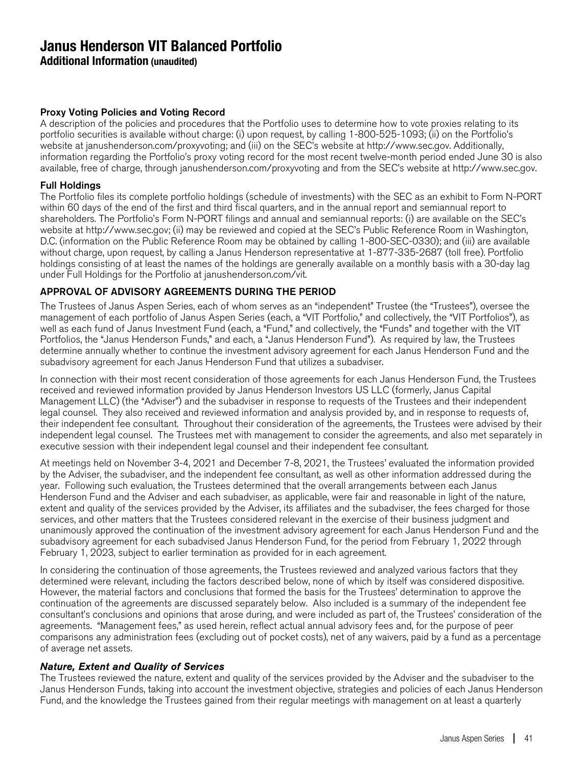# Janus Henderson VIT Balanced Portfolio

## Additional Information (unaudited)

### Proxy Voting Policies and Voting Record

A description of the policies and procedures that the Portfolio uses to determine how to vote proxies relating to its portfolio securities is available without charge: (i) upon request, by calling 1-800-525-1093; (ii) on the Portfolio's website at janushenderson.com/proxyvoting; and (iii) on the SEC's website at http://www.sec.gov. Additionally, information regarding the Portfolio's proxy voting record for the most recent twelve-month period ended June 30 is also available, free of charge, through janushenderson.com/proxyvoting and from the SEC's website at http://www.sec.gov.

### Full Holdings

The Portfolio files its complete portfolio holdings (schedule of investments) with the SEC as an exhibit to Form N-PORT within 60 days of the end of the first and third fiscal quarters, and in the annual report and semiannual report to shareholders. The Portfolio's Form N-PORT filings and annual and semiannual reports: (i) are available on the SEC's website at http://www.sec.gov; (ii) may be reviewed and copied at the SEC's Public Reference Room in Washington, D.C. (information on the Public Reference Room may be obtained by calling 1-800-SEC-0330); and (iii) are available without charge, upon request, by calling a Janus Henderson representative at 1-877-335-2687 (toll free). Portfolio holdings consisting of at least the names of the holdings are generally available on a monthly basis with a 30-day lag under Full Holdings for the Portfolio at janushenderson.com/vit.

### APPROVAL OF ADVISORY AGREEMENTS DURING THE PERIOD

The Trustees of Janus Aspen Series, each of whom serves as an "independent" Trustee (the "Trustees"), oversee the management of each portfolio of Janus Aspen Series (each, a "VIT Portfolio," and collectively, the "VIT Portfolios"), as well as each fund of Janus Investment Fund (each, a "Fund," and collectively, the "Funds" and together with the VIT Portfolios, the "Janus Henderson Funds," and each, a "Janus Henderson Fund"). As required by law, the Trustees determine annually whether to continue the investment advisory agreement for each Janus Henderson Fund and the subadvisory agreement for each Janus Henderson Fund that utilizes a subadviser.

In connection with their most recent consideration of those agreements for each Janus Henderson Fund, the Trustees received and reviewed information provided by Janus Henderson Investors US LLC (formerly, Janus Capital Management LLC) (the "Adviser") and the subadviser in response to requests of the Trustees and their independent legal counsel. They also received and reviewed information and analysis provided by, and in response to requests of, their independent fee consultant. Throughout their consideration of the agreements, the Trustees were advised by their independent legal counsel. The Trustees met with management to consider the agreements, and also met separately in executive session with their independent legal counsel and their independent fee consultant.

At meetings held on November 3-4, 2021 and December 7-8, 2021, the Trustees' evaluated the information provided by the Adviser, the subadviser, and the independent fee consultant, as well as other information addressed during the year. Following such evaluation, the Trustees determined that the overall arrangements between each Janus Henderson Fund and the Adviser and each subadviser, as applicable, were fair and reasonable in light of the nature, extent and quality of the services provided by the Adviser, its affiliates and the subadviser, the fees charged for those services, and other matters that the Trustees considered relevant in the exercise of their business judgment and unanimously approved the continuation of the investment advisory agreement for each Janus Henderson Fund and the subadvisory agreement for each subadvised Janus Henderson Fund, for the period from February 1, 2022 through February 1, 2023, subject to earlier termination as provided for in each agreement.

In considering the continuation of those agreements, the Trustees reviewed and analyzed various factors that they determined were relevant, including the factors described below, none of which by itself was considered dispositive. However, the material factors and conclusions that formed the basis for the Trustees' determination to approve the continuation of the agreements are discussed separately below. Also included is a summary of the independent fee consultant's conclusions and opinions that arose during, and were included as part of, the Trustees' consideration of the agreements. "Management fees," as used herein, reflect actual annual advisory fees and, for the purpose of peer comparisons any administration fees (excluding out of pocket costs), net of any waivers, paid by a fund as a percentage of average net assets.

#### *Nature, Extent and Quality of Services*

The Trustees reviewed the nature, extent and quality of the services provided by the Adviser and the subadviser to the Janus Henderson Funds, taking into account the investment objective, strategies and policies of each Janus Henderson Fund, and the knowledge the Trustees gained from their regular meetings with management on at least a quarterly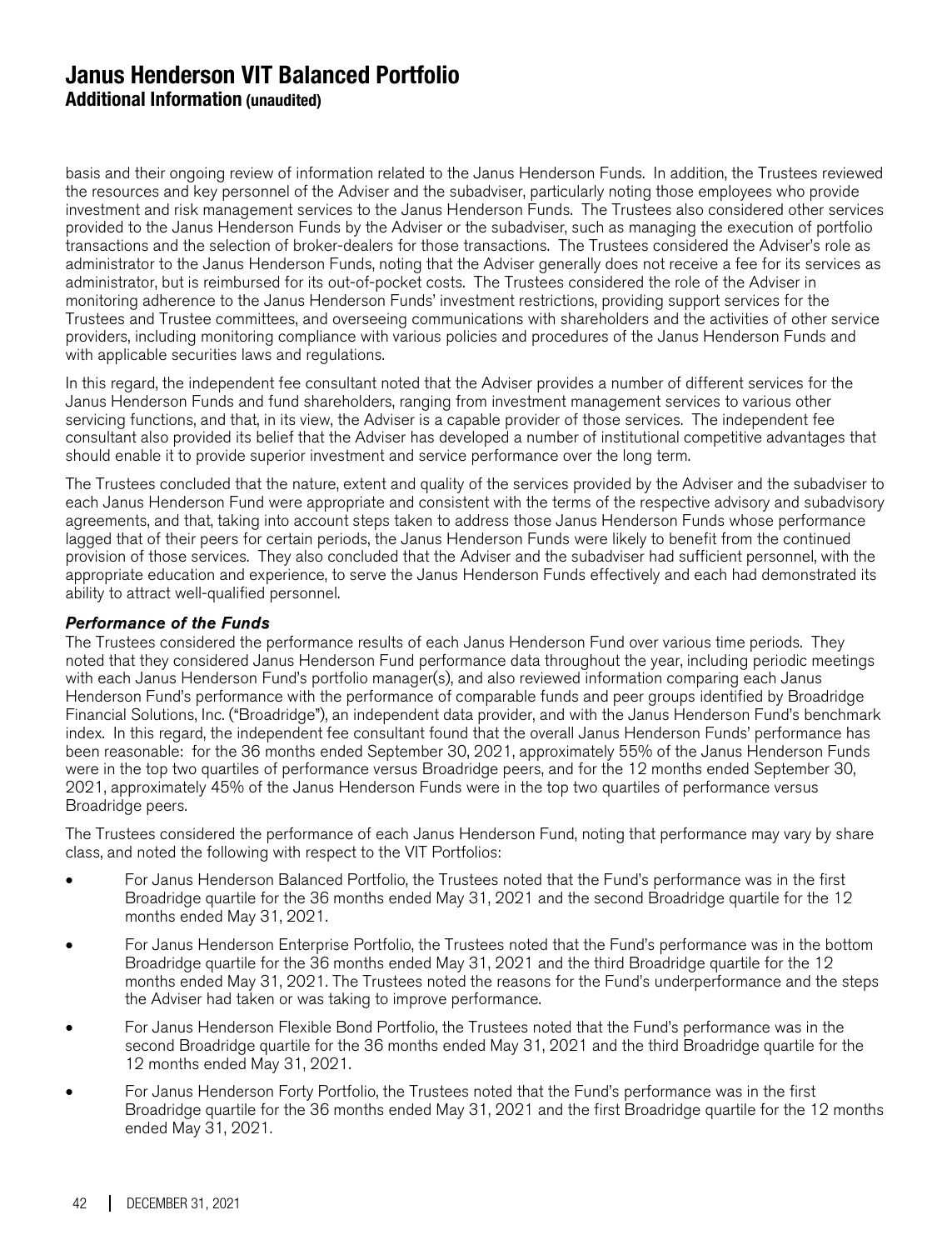basis and their ongoing review of information related to the Janus Henderson Funds. In addition, the Trustees reviewed the resources and key personnel of the Adviser and the subadviser, particularly noting those employees who provide investment and risk management services to the Janus Henderson Funds. The Trustees also considered other services provided to the Janus Henderson Funds by the Adviser or the subadviser, such as managing the execution of portfolio transactions and the selection of broker-dealers for those transactions. The Trustees considered the Adviser's role as administrator to the Janus Henderson Funds, noting that the Adviser generally does not receive a fee for its services as administrator, but is reimbursed for its out-of-pocket costs. The Trustees considered the role of the Adviser in monitoring adherence to the Janus Henderson Funds' investment restrictions, providing support services for the Trustees and Trustee committees, and overseeing communications with shareholders and the activities of other service providers, including monitoring compliance with various policies and procedures of the Janus Henderson Funds and with applicable securities laws and regulations.

In this regard, the independent fee consultant noted that the Adviser provides a number of different services for the Janus Henderson Funds and fund shareholders, ranging from investment management services to various other servicing functions, and that, in its view, the Adviser is a capable provider of those services. The independent fee consultant also provided its belief that the Adviser has developed a number of institutional competitive advantages that should enable it to provide superior investment and service performance over the long term.

The Trustees concluded that the nature, extent and quality of the services provided by the Adviser and the subadviser to each Janus Henderson Fund were appropriate and consistent with the terms of the respective advisory and subadvisory agreements, and that, taking into account steps taken to address those Janus Henderson Funds whose performance lagged that of their peers for certain periods, the Janus Henderson Funds were likely to benefit from the continued provision of those services. They also concluded that the Adviser and the subadviser had sufficient personnel, with the appropriate education and experience, to serve the Janus Henderson Funds effectively and each had demonstrated its ability to attract well-qualified personnel.

***Performance of the Funds***

The Trustees considered the performance results of each Janus Henderson Fund over various time periods. They noted that they considered Janus Henderson Fund performance data throughout the year, including periodic meetings with each Janus Henderson Fund's portfolio manager(s), and also reviewed information comparing each Janus Henderson Fund's performance with the performance of comparable funds and peer groups identified by Broadridge Financial Solutions, Inc. ("Broadridge"), an independent data provider, and with the Janus Henderson Fund's benchmark index. In this regard, the independent fee consultant found that the overall Janus Henderson Funds' performance has been reasonable: for the 36 months ended September 30, 2021, approximately 55% of the Janus Henderson Funds were in the top two quartiles of performance versus Broadridge peers, and for the 12 months ended September 30, 2021, approximately 45% of the Janus Henderson Funds were in the top two quartiles of performance versus Broadridge peers.

The Trustees considered the performance of each Janus Henderson Fund, noting that performance may vary by share class, and noted the following with respect to the VIT Portfolios:

- For Janus Henderson Balanced Portfolio, the Trustees noted that the Fund's performance was in the first Broadridge quartile for the 36 months ended May 31, 2021 and the second Broadridge quartile for the 12 months ended May 31, 2021.
- For Janus Henderson Enterprise Portfolio, the Trustees noted that the Fund's performance was in the bottom Broadridge quartile for the 36 months ended May 31, 2021 and the third Broadridge quartile for the 12 months ended May 31, 2021. The Trustees noted the reasons for the Fund's underperformance and the steps the Adviser had taken or was taking to improve performance.
- For Janus Henderson Flexible Bond Portfolio, the Trustees noted that the Fund's performance was in the second Broadridge quartile for the 36 months ended May 31, 2021 and the third Broadridge quartile for the 12 months ended May 31, 2021.
- For Janus Henderson Forty Portfolio, the Trustees noted that the Fund's performance was in the first Broadridge quartile for the 36 months ended May 31, 2021 and the first Broadridge quartile for the 12 months ended May 31, 2021.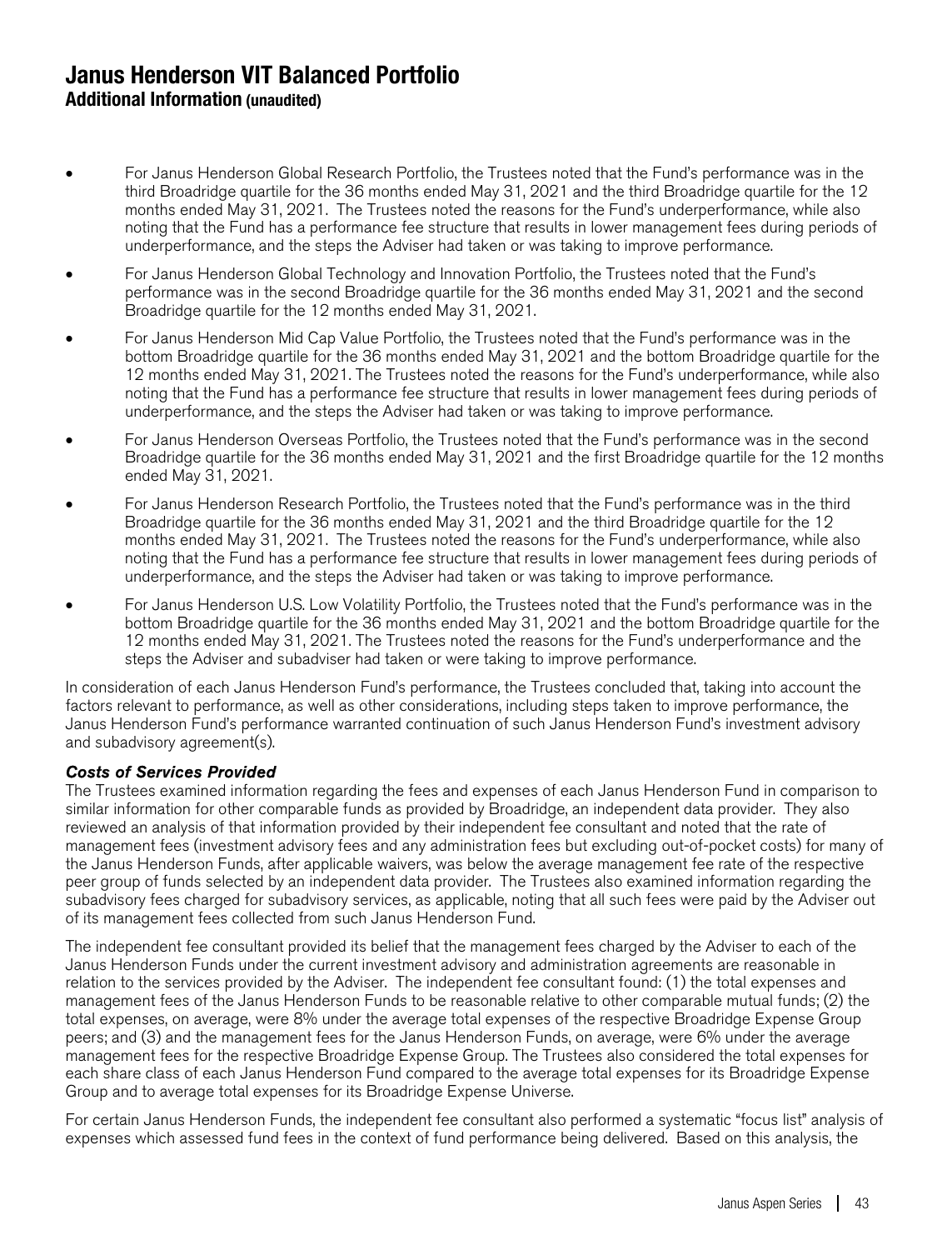# Janus Henderson VIT Balanced Portfolio

## Additional Information (unaudited)

- For Janus Henderson Global Research Portfolio, the Trustees noted that the Fund's performance was in the third Broadridge quartile for the 36 months ended May 31, 2021 and the third Broadridge quartile for the 12 months ended May 31, 2021. The Trustees noted the reasons for the Fund's underperformance, while also noting that the Fund has a performance fee structure that results in lower management fees during periods of underperformance, and the steps the Adviser had taken or was taking to improve performance.
- For Janus Henderson Global Technology and Innovation Portfolio, the Trustees noted that the Fund's performance was in the second Broadridge quartile for the 36 months ended May 31, 2021 and the second Broadridge quartile for the 12 months ended May 31, 2021.
- For Janus Henderson Mid Cap Value Portfolio, the Trustees noted that the Fund's performance was in the bottom Broadridge quartile for the 36 months ended May 31, 2021 and the bottom Broadridge quartile for the 12 months ended May 31, 2021. The Trustees noted the reasons for the Fund's underperformance, while also noting that the Fund has a performance fee structure that results in lower management fees during periods of underperformance, and the steps the Adviser had taken or was taking to improve performance.
- For Janus Henderson Overseas Portfolio, the Trustees noted that the Fund's performance was in the second Broadridge quartile for the 36 months ended May 31, 2021 and the first Broadridge quartile for the 12 months ended May 31, 2021.
- For Janus Henderson Research Portfolio, the Trustees noted that the Fund's performance was in the third Broadridge quartile for the 36 months ended May 31, 2021 and the third Broadridge quartile for the 12 months ended May 31, 2021. The Trustees noted the reasons for the Fund's underperformance, while also noting that the Fund has a performance fee structure that results in lower management fees during periods of underperformance, and the steps the Adviser had taken or was taking to improve performance.
- For Janus Henderson U.S. Low Volatility Portfolio, the Trustees noted that the Fund's performance was in the bottom Broadridge quartile for the 36 months ended May 31, 2021 and the bottom Broadridge quartile for the 12 months ended May 31, 2021. The Trustees noted the reasons for the Fund's underperformance and the steps the Adviser and subadviser had taken or were taking to improve performance.

In consideration of each Janus Henderson Fund's performance, the Trustees concluded that, taking into account the factors relevant to performance, as well as other considerations, including steps taken to improve performance, the Janus Henderson Fund's performance warranted continuation of such Janus Henderson Fund's investment advisory and subadvisory agreement(s).

***Costs of Services Provided***

The Trustees examined information regarding the fees and expenses of each Janus Henderson Fund in comparison to similar information for other comparable funds as provided by Broadridge, an independent data provider. They also reviewed an analysis of that information provided by their independent fee consultant and noted that the rate of management fees (investment advisory fees and any administration fees but excluding out-of-pocket costs) for many of the Janus Henderson Funds, after applicable waivers, was below the average management fee rate of the respective peer group of funds selected by an independent data provider. The Trustees also examined information regarding the subadvisory fees charged for subadvisory services, as applicable, noting that all such fees were paid by the Adviser out of its management fees collected from such Janus Henderson Fund.

The independent fee consultant provided its belief that the management fees charged by the Adviser to each of the Janus Henderson Funds under the current investment advisory and administration agreements are reasonable in relation to the services provided by the Adviser. The independent fee consultant found: (1) the total expenses and management fees of the Janus Henderson Funds to be reasonable relative to other comparable mutual funds; (2) the total expenses, on average, were 8% under the average total expenses of the respective Broadridge Expense Group peers; and (3) and the management fees for the Janus Henderson Funds, on average, were 6% under the average management fees for the respective Broadridge Expense Group. The Trustees also considered the total expenses for each share class of each Janus Henderson Fund compared to the average total expenses for its Broadridge Expense Group and to average total expenses for its Broadridge Expense Universe.

For certain Janus Henderson Funds, the independent fee consultant also performed a systematic "focus list" analysis of expenses which assessed fund fees in the context of fund performance being delivered. Based on this analysis, the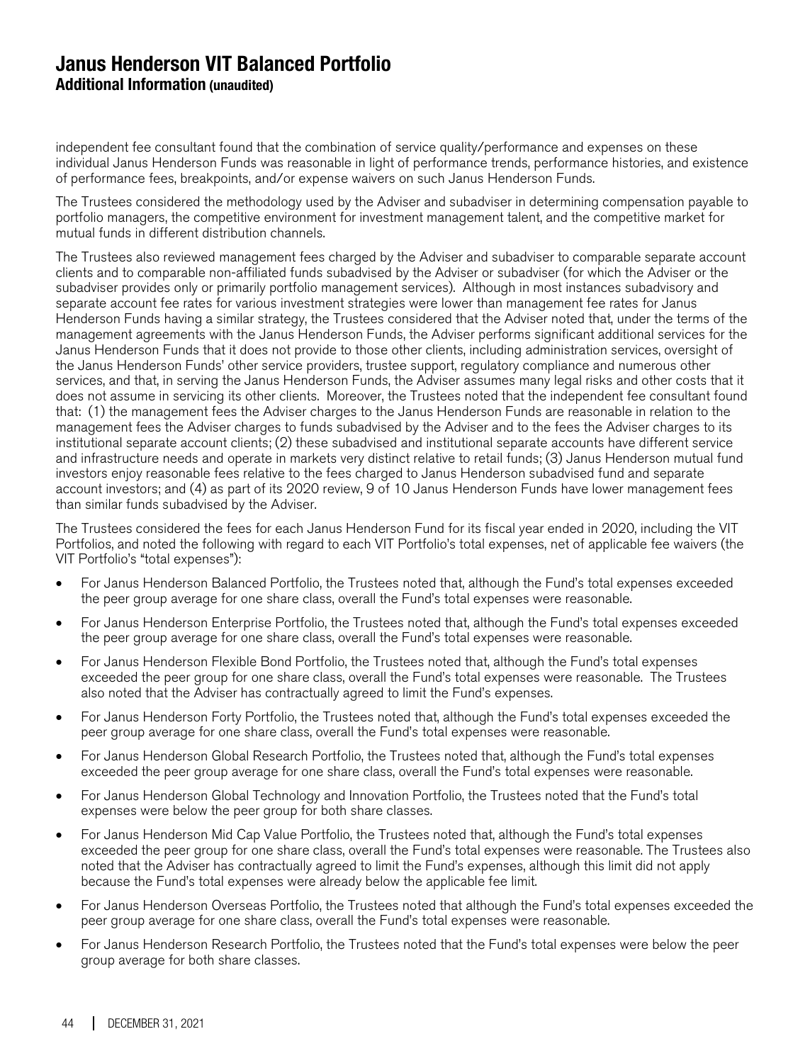independent fee consultant found that the combination of service quality/performance and expenses on these individual Janus Henderson Funds was reasonable in light of performance trends, performance histories, and existence of performance fees, breakpoints, and/or expense waivers on such Janus Henderson Funds.

The Trustees considered the methodology used by the Adviser and subadviser in determining compensation payable to portfolio managers, the competitive environment for investment management talent, and the competitive market for mutual funds in different distribution channels.

The Trustees also reviewed management fees charged by the Adviser and subadviser to comparable separate account clients and to comparable non-affiliated funds subadvised by the Adviser or subadviser (for which the Adviser or the subadviser provides only or primarily portfolio management services). Although in most instances subadvisory and separate account fee rates for various investment strategies were lower than management fee rates for Janus Henderson Funds having a similar strategy, the Trustees considered that the Adviser noted that, under the terms of the management agreements with the Janus Henderson Funds, the Adviser performs significant additional services for the Janus Henderson Funds that it does not provide to those other clients, including administration services, oversight of the Janus Henderson Funds' other service providers, trustee support, regulatory compliance and numerous other services, and that, in serving the Janus Henderson Funds, the Adviser assumes many legal risks and other costs that it does not assume in servicing its other clients. Moreover, the Trustees noted that the independent fee consultant found that: (1) the management fees the Adviser charges to the Janus Henderson Funds are reasonable in relation to the management fees the Adviser charges to funds subadvised by the Adviser and to the fees the Adviser charges to its institutional separate account clients; (2) these subadvised and institutional separate accounts have different service and infrastructure needs and operate in markets very distinct relative to retail funds; (3) Janus Henderson mutual fund investors enjoy reasonable fees relative to the fees charged to Janus Henderson subadvised fund and separate account investors; and (4) as part of its 2020 review, 9 of 10 Janus Henderson Funds have lower management fees than similar funds subadvised by the Adviser.

The Trustees considered the fees for each Janus Henderson Fund for its fiscal year ended in 2020, including the VIT Portfolios, and noted the following with regard to each VIT Portfolio's total expenses, net of applicable fee waivers (the VIT Portfolio's "total expenses"):

- For Janus Henderson Balanced Portfolio, the Trustees noted that, although the Fund's total expenses exceeded the peer group average for one share class, overall the Fund's total expenses were reasonable.
- For Janus Henderson Enterprise Portfolio, the Trustees noted that, although the Fund's total expenses exceeded the peer group average for one share class, overall the Fund's total expenses were reasonable.
- For Janus Henderson Flexible Bond Portfolio, the Trustees noted that, although the Fund's total expenses exceeded the peer group for one share class, overall the Fund's total expenses were reasonable. The Trustees also noted that the Adviser has contractually agreed to limit the Fund's expenses.
- For Janus Henderson Forty Portfolio, the Trustees noted that, although the Fund's total expenses exceeded the peer group average for one share class, overall the Fund's total expenses were reasonable.
- For Janus Henderson Global Research Portfolio, the Trustees noted that, although the Fund's total expenses exceeded the peer group average for one share class, overall the Fund's total expenses were reasonable.
- For Janus Henderson Global Technology and Innovation Portfolio, the Trustees noted that the Fund's total expenses were below the peer group for both share classes.
- For Janus Henderson Mid Cap Value Portfolio, the Trustees noted that, although the Fund's total expenses exceeded the peer group for one share class, overall the Fund's total expenses were reasonable. The Trustees also noted that the Adviser has contractually agreed to limit the Fund's expenses, although this limit did not apply because the Fund's total expenses were already below the applicable fee limit.
- For Janus Henderson Overseas Portfolio, the Trustees noted that although the Fund's total expenses exceeded the peer group average for one share class, overall the Fund's total expenses were reasonable.
- For Janus Henderson Research Portfolio, the Trustees noted that the Fund's total expenses were below the peer group average for both share classes.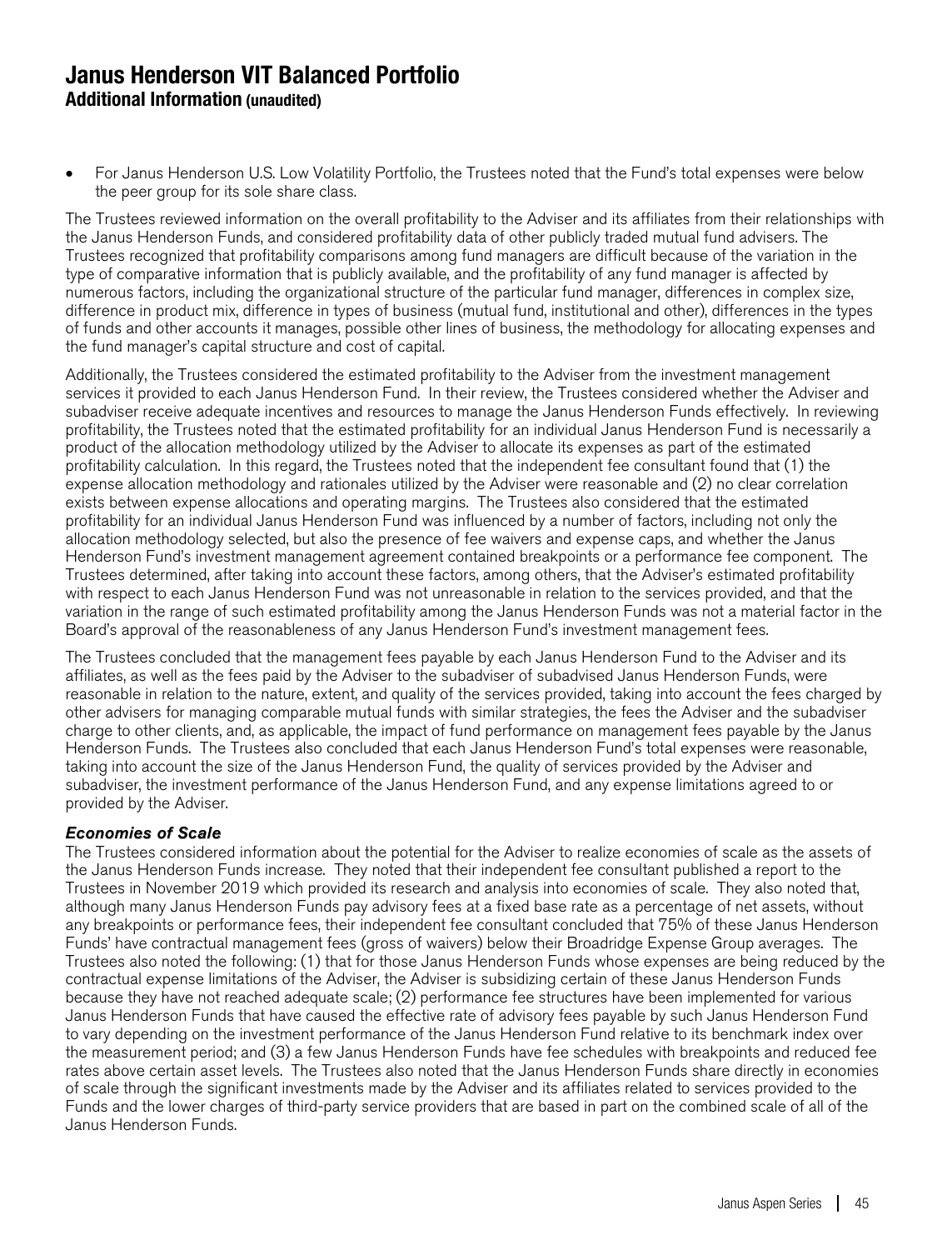- For Janus Henderson U.S. Low Volatility Portfolio, the Trustees noted that the Fund's total expenses were below the peer group for its sole share class.

The Trustees reviewed information on the overall profitability to the Adviser and its affiliates from their relationships with the Janus Henderson Funds, and considered profitability data of other publicly traded mutual fund advisers. The Trustees recognized that profitability comparisons among fund managers are difficult because of the variation in the type of comparative information that is publicly available, and the profitability of any fund manager is affected by numerous factors, including the organizational structure of the particular fund manager, differences in complex size, difference in product mix, difference in types of business (mutual fund, institutional and other), differences in the types of funds and other accounts it manages, possible other lines of business, the methodology for allocating expenses and the fund manager's capital structure and cost of capital.

Additionally, the Trustees considered the estimated profitability to the Adviser from the investment management services it provided to each Janus Henderson Fund. In their review, the Trustees considered whether the Adviser and subadviser receive adequate incentives and resources to manage the Janus Henderson Funds effectively. In reviewing profitability, the Trustees noted that the estimated profitability for an individual Janus Henderson Fund is necessarily a product of the allocation methodology utilized by the Adviser to allocate its expenses as part of the estimated profitability calculation. In this regard, the Trustees noted that the independent fee consultant found that (1) the expense allocation methodology and rationales utilized by the Adviser were reasonable and (2) no clear correlation exists between expense allocations and operating margins. The Trustees also considered that the estimated profitability for an individual Janus Henderson Fund was influenced by a number of factors, including not only the allocation methodology selected, but also the presence of fee waivers and expense caps, and whether the Janus Henderson Fund's investment management agreement contained breakpoints or a performance fee component. The Trustees determined, after taking into account these factors, among others, that the Adviser's estimated profitability with respect to each Janus Henderson Fund was not unreasonable in relation to the services provided, and that the variation in the range of such estimated profitability among the Janus Henderson Funds was not a material factor in the Board's approval of the reasonableness of any Janus Henderson Fund's investment management fees.

The Trustees concluded that the management fees payable by each Janus Henderson Fund to the Adviser and its affiliates, as well as the fees paid by the Adviser to the subadviser of subadvised Janus Henderson Funds, were reasonable in relation to the nature, extent, and quality of the services provided, taking into account the fees charged by other advisers for managing comparable mutual funds with similar strategies, the fees the Adviser and the subadviser charge to other clients, and, as applicable, the impact of fund performance on management fees payable by the Janus Henderson Funds. The Trustees also concluded that each Janus Henderson Fund's total expenses were reasonable, taking into account the size of the Janus Henderson Fund, the quality of services provided by the Adviser and subadviser, the investment performance of the Janus Henderson Fund, and any expense limitations agreed to or provided by the Adviser.

***Economies of Scale***

The Trustees considered information about the potential for the Adviser to realize economies of scale as the assets of the Janus Henderson Funds increase. They noted that their independent fee consultant published a report to the Trustees in November 2019 which provided its research and analysis into economies of scale. They also noted that, although many Janus Henderson Funds pay advisory fees at a fixed base rate as a percentage of net assets, without any breakpoints or performance fees, their independent fee consultant concluded that 75% of these Janus Henderson Funds' have contractual management fees (gross of waivers) below their Broadridge Expense Group averages. The Trustees also noted the following: (1) that for those Janus Henderson Funds whose expenses are being reduced by the contractual expense limitations of the Adviser, the Adviser is subsidizing certain of these Janus Henderson Funds because they have not reached adequate scale; (2) performance fee structures have been implemented for various Janus Henderson Funds that have caused the effective rate of advisory fees payable by such Janus Henderson Fund to vary depending on the investment performance of the Janus Henderson Fund relative to its benchmark index over the measurement period; and (3) a few Janus Henderson Funds have fee schedules with breakpoints and reduced fee rates above certain asset levels. The Trustees also noted that the Janus Henderson Funds share directly in economies of scale through the significant investments made by the Adviser and its affiliates related to services provided to the Funds and the lower charges of third-party service providers that are based in part on the combined scale of all of the Janus Henderson Funds.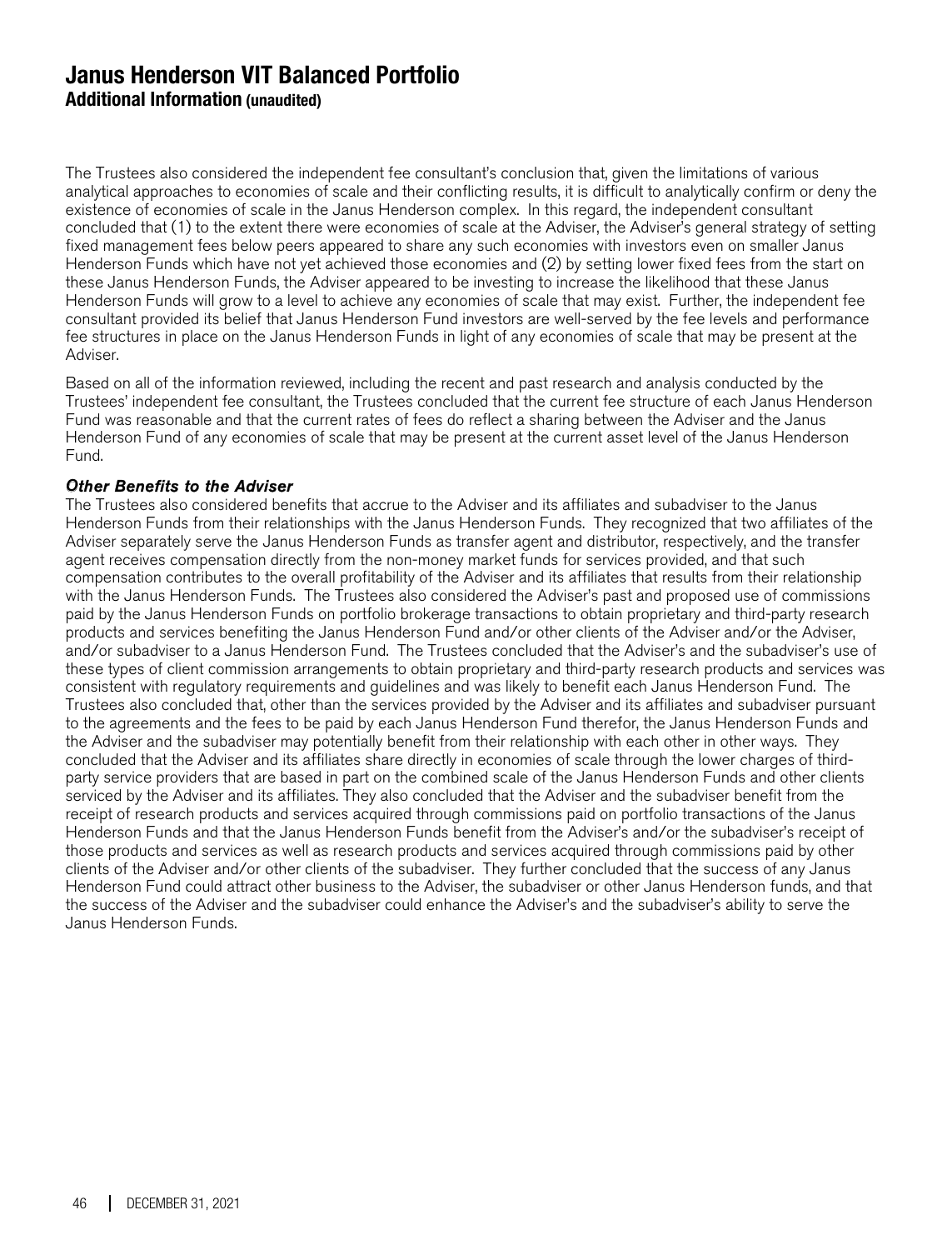# Janus Henderson VIT Balanced Portfolio

## Additional Information (unaudited)

The Trustees also considered the independent fee consultant's conclusion that, given the limitations of various analytical approaches to economies of scale and their conflicting results, it is difficult to analytically confirm or deny the existence of economies of scale in the Janus Henderson complex. In this regard, the independent consultant concluded that (1) to the extent there were economies of scale at the Adviser, the Adviser's general strategy of setting fixed management fees below peers appeared to share any such economies with investors even on smaller Janus Henderson Funds which have not yet achieved those economies and (2) by setting lower fixed fees from the start on these Janus Henderson Funds, the Adviser appeared to be investing to increase the likelihood that these Janus Henderson Funds will grow to a level to achieve any economies of scale that may exist. Further, the independent fee consultant provided its belief that Janus Henderson Fund investors are well-served by the fee levels and performance fee structures in place on the Janus Henderson Funds in light of any economies of scale that may be present at the Adviser.

Based on all of the information reviewed, including the recent and past research and analysis conducted by the Trustees' independent fee consultant, the Trustees concluded that the current fee structure of each Janus Henderson Fund was reasonable and that the current rates of fees do reflect a sharing between the Adviser and the Janus Henderson Fund of any economies of scale that may be present at the current asset level of the Janus Henderson Fund.

### *Other Benefits to the Adviser*

The Trustees also considered benefits that accrue to the Adviser and its affiliates and subadviser to the Janus Henderson Funds from their relationships with the Janus Henderson Funds. They recognized that two affiliates of the Adviser separately serve the Janus Henderson Funds as transfer agent and distributor, respectively, and the transfer agent receives compensation directly from the non-money market funds for services provided, and that such compensation contributes to the overall profitability of the Adviser and its affiliates that results from their relationship with the Janus Henderson Funds. The Trustees also considered the Adviser's past and proposed use of commissions paid by the Janus Henderson Funds on portfolio brokerage transactions to obtain proprietary and third-party research products and services benefiting the Janus Henderson Fund and/or other clients of the Adviser and/or the Adviser, and/or subadviser to a Janus Henderson Fund. The Trustees concluded that the Adviser's and the subadviser's use of these types of client commission arrangements to obtain proprietary and third-party research products and services was consistent with regulatory requirements and guidelines and was likely to benefit each Janus Henderson Fund. The Trustees also concluded that, other than the services provided by the Adviser and its affiliates and subadviser pursuant to the agreements and the fees to be paid by each Janus Henderson Fund therefor, the Janus Henderson Funds and the Adviser and the subadviser may potentially benefit from their relationship with each other in other ways. They concluded that the Adviser and its affiliates share directly in economies of scale through the lower charges of third-party service providers that are based in part on the combined scale of the Janus Henderson Funds and other clients serviced by the Adviser and its affiliates. They also concluded that the Adviser and the subadviser benefit from the receipt of research products and services acquired through commissions paid on portfolio transactions of the Janus Henderson Funds and that the Janus Henderson Funds benefit from the Adviser's and/or the subadviser's receipt of those products and services as well as research products and services acquired through commissions paid by other clients of the Adviser and/or other clients of the subadviser. They further concluded that the success of any Janus Henderson Fund could attract other business to the Adviser, the subadviser or other Janus Henderson funds, and that the success of the Adviser and the subadviser could enhance the Adviser's and the subadviser's ability to serve the Janus Henderson Funds.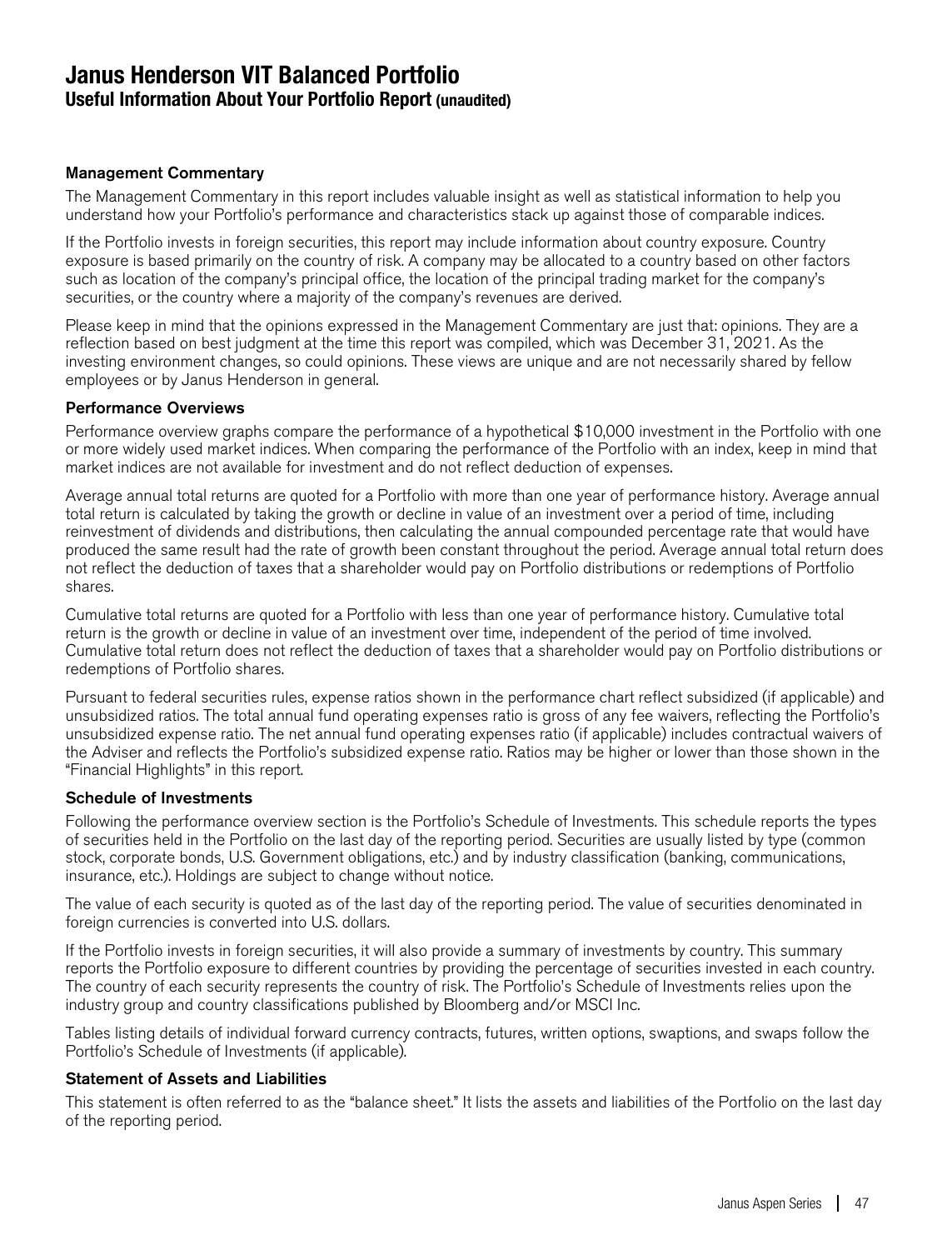# Janus Henderson VIT Balanced Portfolio
## Useful Information About Your Portfolio Report (unaudited)

### Management Commentary

The Management Commentary in this report includes valuable insight as well as statistical information to help you understand how your Portfolio's performance and characteristics stack up against those of comparable indices.

If the Portfolio invests in foreign securities, this report may include information about country exposure. Country exposure is based primarily on the country of risk. A company may be allocated to a country based on other factors such as location of the company's principal office, the location of the principal trading market for the company's securities, or the country where a majority of the company's revenues are derived.

Please keep in mind that the opinions expressed in the Management Commentary are just that: opinions. They are a reflection based on best judgment at the time this report was compiled, which was December 31, 2021. As the investing environment changes, so could opinions. These views are unique and are not necessarily shared by fellow employees or by Janus Henderson in general.

### Performance Overviews

Performance overview graphs compare the performance of a hypothetical $10,000 investment in the Portfolio with one or more widely used market indices. When comparing the performance of the Portfolio with an index, keep in mind that market indices are not available for investment and do not reflect deduction of expenses.

Average annual total returns are quoted for a Portfolio with more than one year of performance history. Average annual total return is calculated by taking the growth or decline in value of an investment over a period of time, including reinvestment of dividends and distributions, then calculating the annual compounded percentage rate that would have produced the same result had the rate of growth been constant throughout the period. Average annual total return does not reflect the deduction of taxes that a shareholder would pay on Portfolio distributions or redemptions of Portfolio shares.

Cumulative total returns are quoted for a Portfolio with less than one year of performance history. Cumulative total return is the growth or decline in value of an investment over time, independent of the period of time involved. Cumulative total return does not reflect the deduction of taxes that a shareholder would pay on Portfolio distributions or redemptions of Portfolio shares.

Pursuant to federal securities rules, expense ratios shown in the performance chart reflect subsidized (if applicable) and unsubsidized ratios. The total annual fund operating expenses ratio is gross of any fee waivers, reflecting the Portfolio's unsubsidized expense ratio. The net annual fund operating expenses ratio (if applicable) includes contractual waivers of the Adviser and reflects the Portfolio's subsidized expense ratio. Ratios may be higher or lower than those shown in the "Financial Highlights" in this report.

### Schedule of Investments

Following the performance overview section is the Portfolio's Schedule of Investments. This schedule reports the types of securities held in the Portfolio on the last day of the reporting period. Securities are usually listed by type (common stock, corporate bonds, U.S. Government obligations, etc.) and by industry classification (banking, communications, insurance, etc.). Holdings are subject to change without notice.

The value of each security is quoted as of the last day of the reporting period. The value of securities denominated in foreign currencies is converted into U.S. dollars.

If the Portfolio invests in foreign securities, it will also provide a summary of investments by country. This summary reports the Portfolio exposure to different countries by providing the percentage of securities invested in each country. The country of each security represents the country of risk. The Portfolio's Schedule of Investments relies upon the industry group and country classifications published by Bloomberg and/or MSCI Inc.

Tables listing details of individual forward currency contracts, futures, written options, swaptions, and swaps follow the Portfolio's Schedule of Investments (if applicable).

### Statement of Assets and Liabilities

This statement is often referred to as the "balance sheet." It lists the assets and liabilities of the Portfolio on the last day of the reporting period.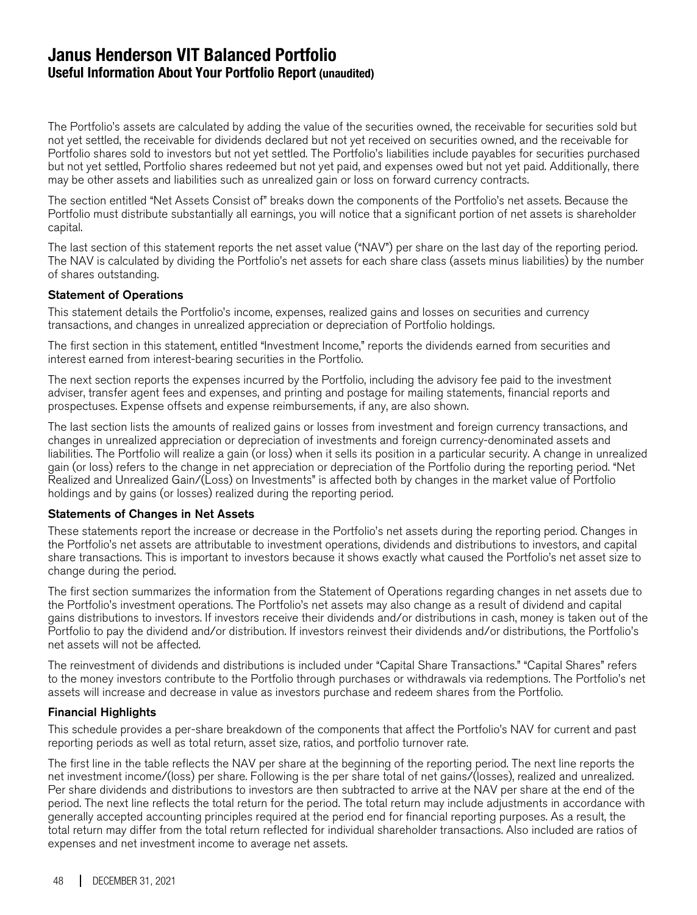The Portfolio's assets are calculated by adding the value of the securities owned, the receivable for securities sold but not yet settled, the receivable for dividends declared but not yet received on securities owned, and the receivable for Portfolio shares sold to investors but not yet settled. The Portfolio's liabilities include payables for securities purchased but not yet settled, Portfolio shares redeemed but not yet paid, and expenses owed but not yet paid. Additionally, there may be other assets and liabilities such as unrealized gain or loss on forward currency contracts.

The section entitled "Net Assets Consist of" breaks down the components of the Portfolio's net assets. Because the Portfolio must distribute substantially all earnings, you will notice that a significant portion of net assets is shareholder capital.

The last section of this statement reports the net asset value ("NAV") per share on the last day of the reporting period. The NAV is calculated by dividing the Portfolio's net assets for each share class (assets minus liabilities) by the number of shares outstanding.

### Statement of Operations

This statement details the Portfolio's income, expenses, realized gains and losses on securities and currency transactions, and changes in unrealized appreciation or depreciation of Portfolio holdings.

The first section in this statement, entitled "Investment Income," reports the dividends earned from securities and interest earned from interest-bearing securities in the Portfolio.

The next section reports the expenses incurred by the Portfolio, including the advisory fee paid to the investment adviser, transfer agent fees and expenses, and printing and postage for mailing statements, financial reports and prospectuses. Expense offsets and expense reimbursements, if any, are also shown.

The last section lists the amounts of realized gains or losses from investment and foreign currency transactions, and changes in unrealized appreciation or depreciation of investments and foreign currency-denominated assets and liabilities. The Portfolio will realize a gain (or loss) when it sells its position in a particular security. A change in unrealized gain (or loss) refers to the change in net appreciation or depreciation of the Portfolio during the reporting period. "Net Realized and Unrealized Gain/(Loss) on Investments" is affected both by changes in the market value of Portfolio holdings and by gains (or losses) realized during the reporting period.

### Statements of Changes in Net Assets

These statements report the increase or decrease in the Portfolio's net assets during the reporting period. Changes in the Portfolio's net assets are attributable to investment operations, dividends and distributions to investors, and capital share transactions. This is important to investors because it shows exactly what caused the Portfolio's net asset size to change during the period.

The first section summarizes the information from the Statement of Operations regarding changes in net assets due to the Portfolio's investment operations. The Portfolio's net assets may also change as a result of dividend and capital gains distributions to investors. If investors receive their dividends and/or distributions in cash, money is taken out of the Portfolio to pay the dividend and/or distribution. If investors reinvest their dividends and/or distributions, the Portfolio's net assets will not be affected.

The reinvestment of dividends and distributions is included under "Capital Share Transactions." "Capital Shares" refers to the money investors contribute to the Portfolio through purchases or withdrawals via redemptions. The Portfolio's net assets will increase and decrease in value as investors purchase and redeem shares from the Portfolio.

### Financial Highlights

This schedule provides a per-share breakdown of the components that affect the Portfolio's NAV for current and past reporting periods as well as total return, asset size, ratios, and portfolio turnover rate.

The first line in the table reflects the NAV per share at the beginning of the reporting period. The next line reports the net investment income/(loss) per share. Following is the per share total of net gains/(losses), realized and unrealized. Per share dividends and distributions to investors are then subtracted to arrive at the NAV per share at the end of the period. The next line reflects the total return for the period. The total return may include adjustments in accordance with generally accepted accounting principles required at the period end for financial reporting purposes. As a result, the total return may differ from the total return reflected for individual shareholder transactions. Also included are ratios of expenses and net investment income to average net assets.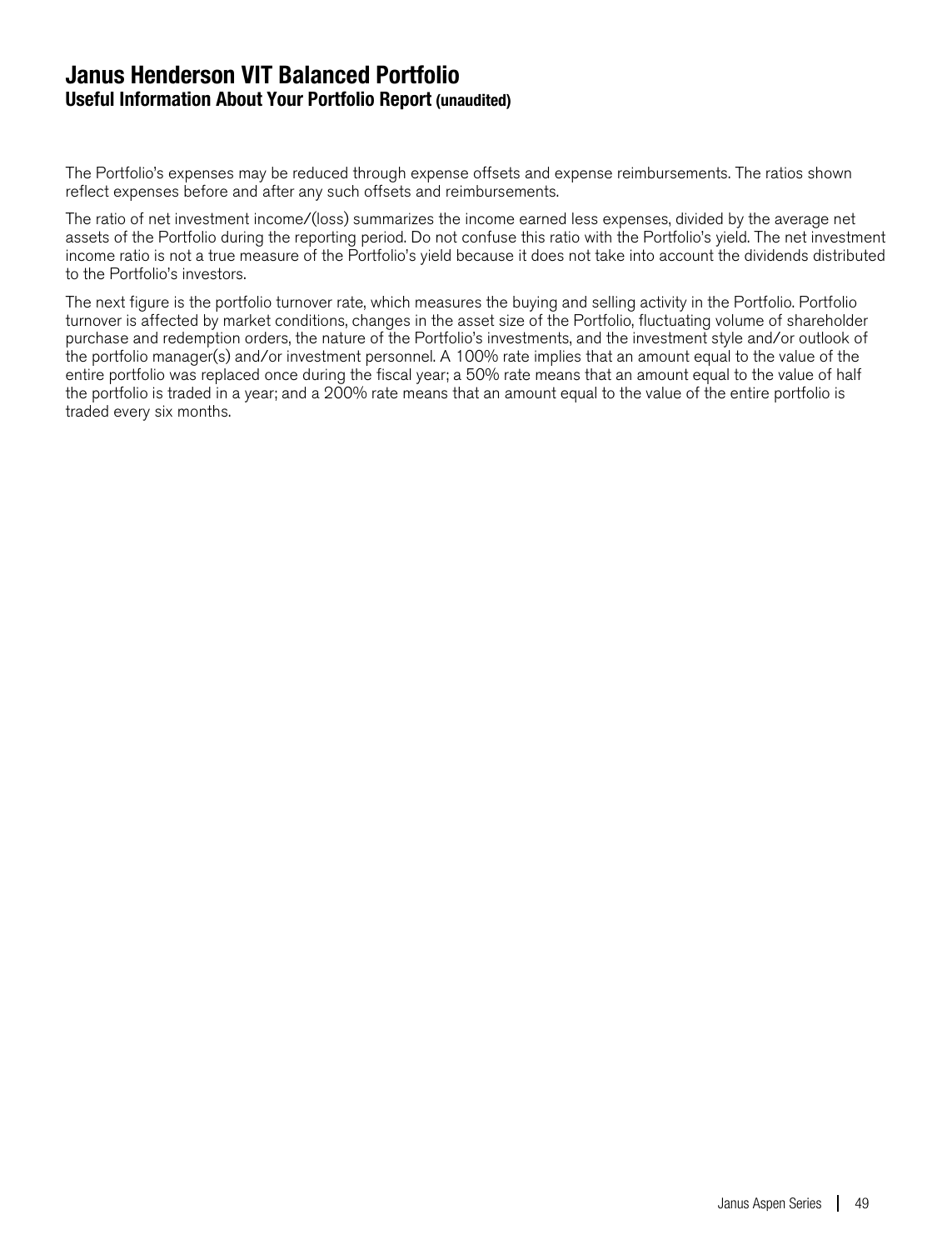# Janus Henderson VIT Balanced Portfolio
## Useful Information About Your Portfolio Report (unaudited)

The Portfolio's expenses may be reduced through expense offsets and expense reimbursements. The ratios shown reflect expenses before and after any such offsets and reimbursements.

The ratio of net investment income/(loss) summarizes the income earned less expenses, divided by the average net assets of the Portfolio during the reporting period. Do not confuse this ratio with the Portfolio's yield. The net investment income ratio is not a true measure of the Portfolio's yield because it does not take into account the dividends distributed to the Portfolio's investors.

The next figure is the portfolio turnover rate, which measures the buying and selling activity in the Portfolio. Portfolio turnover is affected by market conditions, changes in the asset size of the Portfolio, fluctuating volume of shareholder purchase and redemption orders, the nature of the Portfolio's investments, and the investment style and/or outlook of the portfolio manager(s) and/or investment personnel. A 100% rate implies that an amount equal to the value of the entire portfolio was replaced once during the fiscal year; a 50% rate means that an amount equal to the value of half the portfolio is traded in a year; and a 200% rate means that an amount equal to the value of the entire portfolio is traded every six months.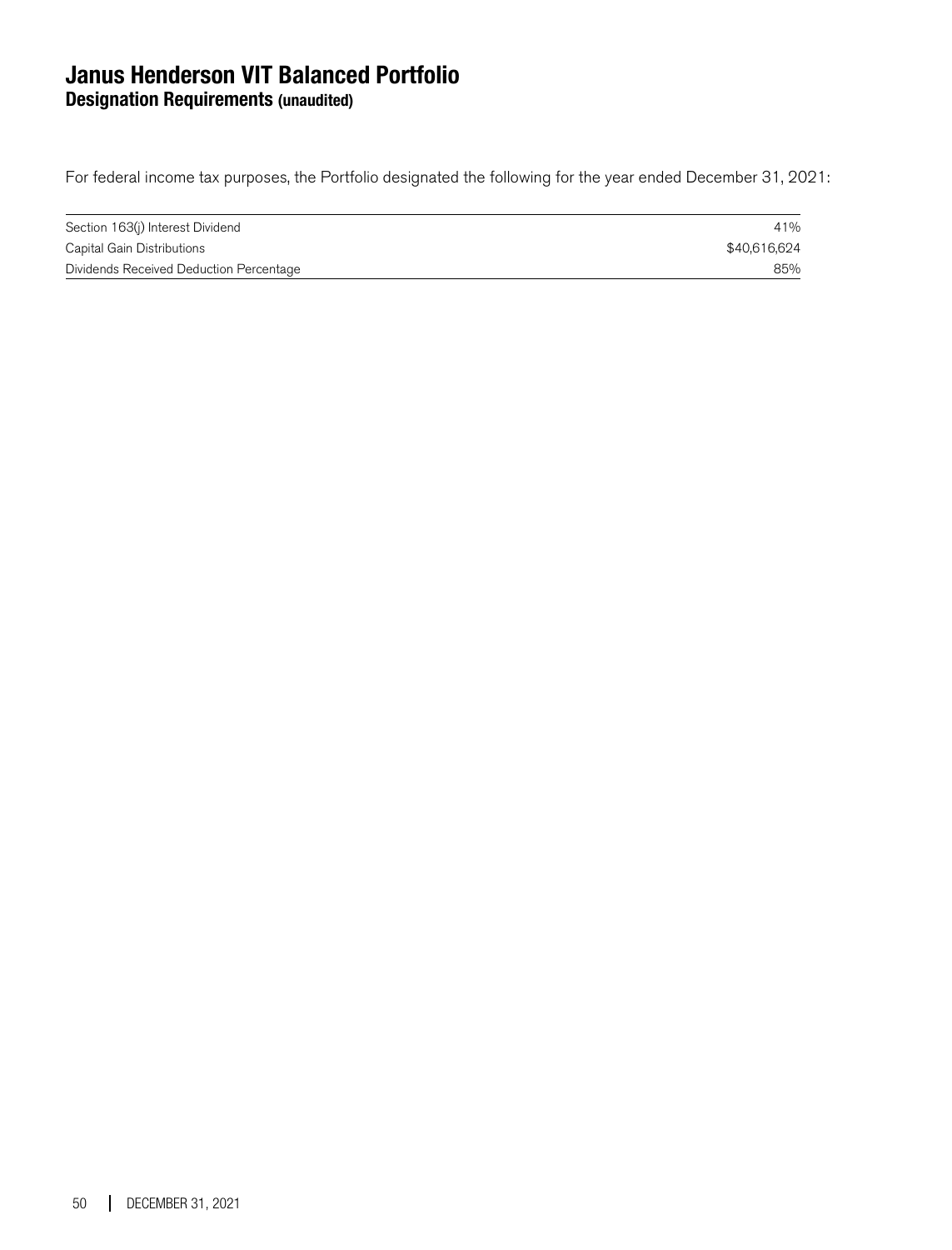# Janus Henderson VIT Balanced Portfolio

## Designation Requirements (unaudited)

For federal income tax purposes, the Portfolio designated the following for the year ended December 31, 2021:

| | |
|---|---|
| Section 163(j) Interest Dividend | 41% |
| Capital Gain Distributions | $40,616,624 |
| Dividends Received Deduction Percentage | 85% |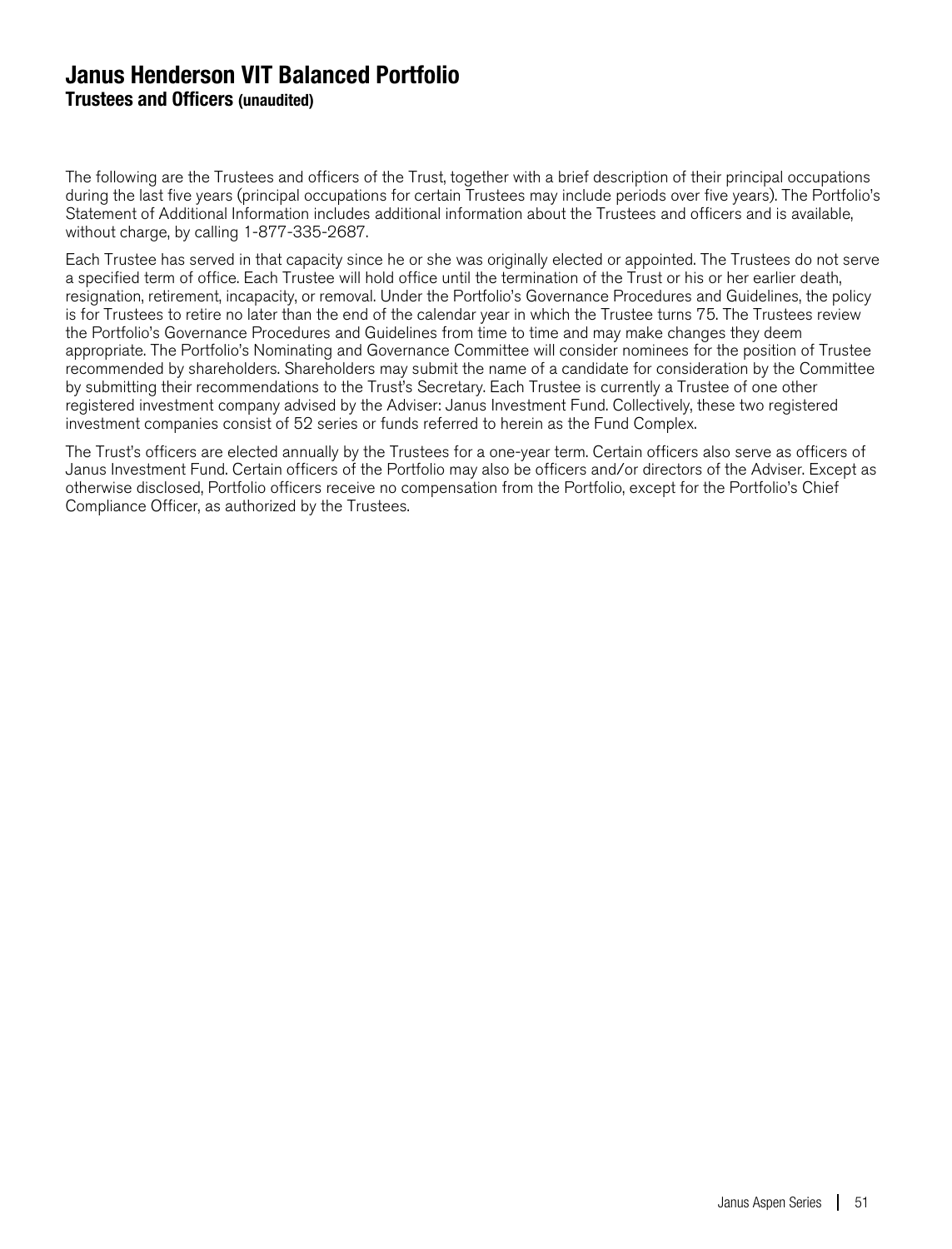# Janus Henderson VIT Balanced Portfolio

## Trustees and Officers (unaudited)

The following are the Trustees and officers of the Trust, together with a brief description of their principal occupations during the last five years (principal occupations for certain Trustees may include periods over five years). The Portfolio's Statement of Additional Information includes additional information about the Trustees and officers and is available, without charge, by calling 1-877-335-2687.

Each Trustee has served in that capacity since he or she was originally elected or appointed. The Trustees do not serve a specified term of office. Each Trustee will hold office until the termination of the Trust or his or her earlier death, resignation, retirement, incapacity, or removal. Under the Portfolio's Governance Procedures and Guidelines, the policy is for Trustees to retire no later than the end of the calendar year in which the Trustee turns 75. The Trustees review the Portfolio's Governance Procedures and Guidelines from time to time and may make changes they deem appropriate. The Portfolio's Nominating and Governance Committee will consider nominees for the position of Trustee recommended by shareholders. Shareholders may submit the name of a candidate for consideration by the Committee by submitting their recommendations to the Trust's Secretary. Each Trustee is currently a Trustee of one other registered investment company advised by the Adviser: Janus Investment Fund. Collectively, these two registered investment companies consist of 52 series or funds referred to herein as the Fund Complex.

The Trust's officers are elected annually by the Trustees for a one-year term. Certain officers also serve as officers of Janus Investment Fund. Certain officers of the Portfolio may also be officers and/or directors of the Adviser. Except as otherwise disclosed, Portfolio officers receive no compensation from the Portfolio, except for the Portfolio's Chief Compliance Officer, as authorized by the Trustees.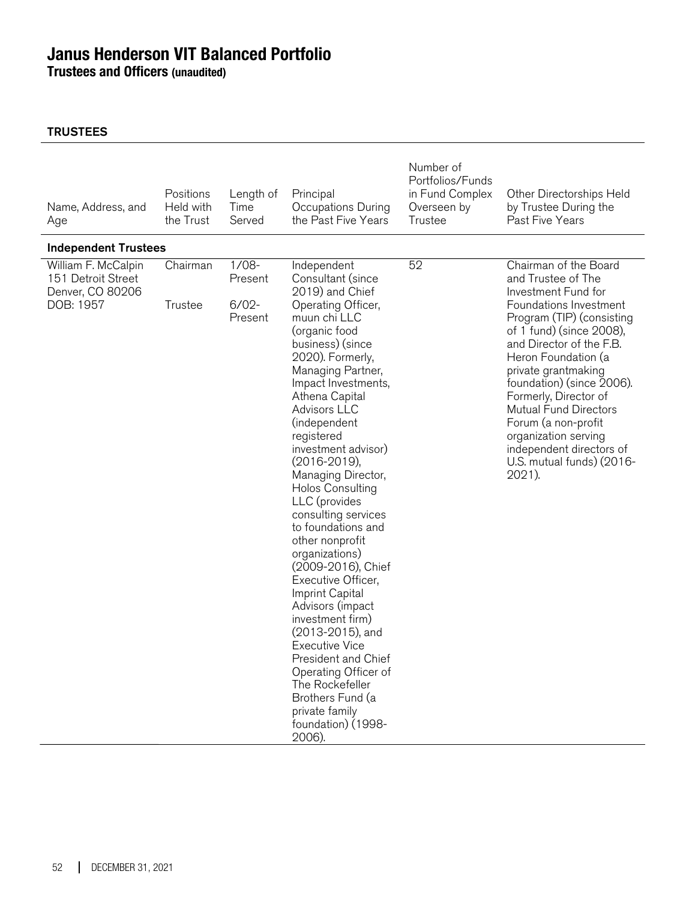# Janus Henderson VIT Balanced Portfolio

## Trustees and Officers (unaudited)

### TRUSTEES

| Name, Address, and Age | Positions Held with the Trust | Length of Time Served | Principal Occupations During the Past Five Years | Number of Portfolios/Funds in Fund Complex Overseen by Trustee | Other Directorships Held by Trustee During the Past Five Years |
|---|---|---|---|---|---|
| **Independent Trustees** | | | | | |
| William F. McCalpin<br>151 Detroit Street<br>Denver, CO 80206<br>DOB: 1957 | Chairman<br><br>Trustee | 1/08-Present<br><br>6/02-Present | Independent Consultant (since 2019) and Chief Operating Officer, muun chi LLC (organic food business) (since 2020). Formerly, Managing Partner, Impact Investments, Athena Capital Advisors LLC (independent registered investment advisor) (2016-2019), Managing Director, Holos Consulting LLC (provides consulting services to foundations and other nonprofit organizations) (2009-2016), Chief Executive Officer, Imprint Capital Advisors (impact investment firm) (2013-2015), and Executive Vice President and Chief Operating Officer of The Rockefeller Brothers Fund (a private family foundation) (1998-2006). | 52 | Chairman of the Board and Trustee of The Investment Fund for Foundations Investment Program (TIP) (consisting of 1 fund) (since 2008), and Director of the F.B. Heron Foundation (a private grantmaking foundation) (since 2006). Formerly, Director of Mutual Fund Directors Forum (a non-profit organization serving independent directors of U.S. mutual funds) (2016-2021). |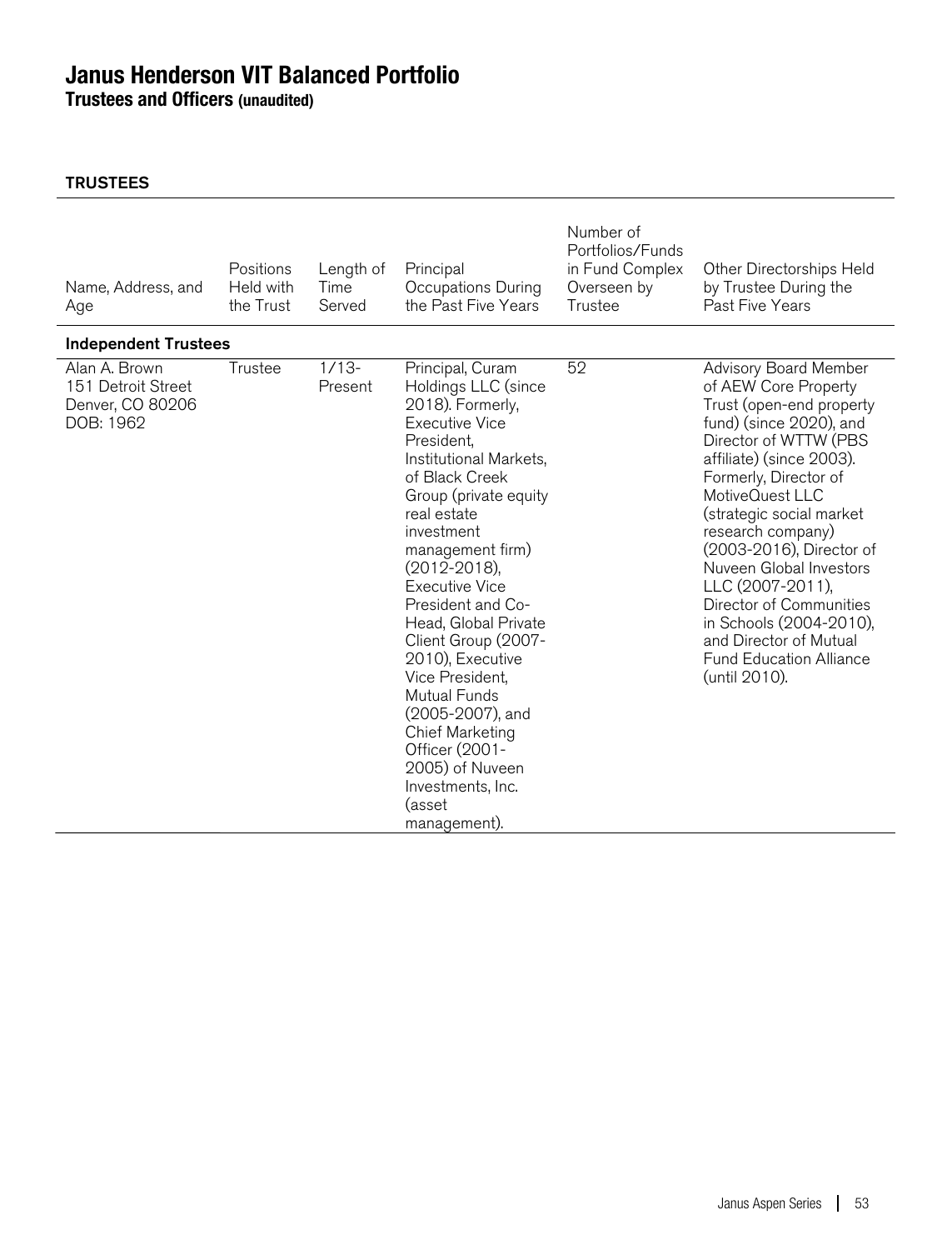# Janus Henderson VIT Balanced Portfolio

## Trustees and Officers (unaudited)

**TRUSTEES**

| Name, Address, and Age | Positions Held with the Trust | Length of Time Served | Principal Occupations During the Past Five Years | Number of Portfolios/Funds in Fund Complex Overseen by Trustee | Other Directorships Held by Trustee During the Past Five Years |
|---|---|---|---|---|---|
| **Independent Trustees** | | | | | |
| Alan A. Brown<br>151 Detroit Street<br>Denver, CO 80206<br>DOB: 1962 | Trustee | 1/13-Present | Principal, Curam Holdings LLC (since 2018). Formerly, Executive Vice President, Institutional Markets, of Black Creek Group (private equity real estate investment management firm) (2012-2018), Executive Vice President and Co-Head, Global Private Client Group (2007-2010), Executive Vice President, Mutual Funds (2005-2007), and Chief Marketing Officer (2001-2005) of Nuveen Investments, Inc. (asset management). | 52 | Advisory Board Member of AEW Core Property Trust (open-end property fund) (since 2020), and Director of WTTW (PBS affiliate) (since 2003). Formerly, Director of MotiveQuest LLC (strategic social market research company) (2003-2016), Director of Nuveen Global Investors LLC (2007-2011), Director of Communities in Schools (2004-2010), and Director of Mutual Fund Education Alliance (until 2010). |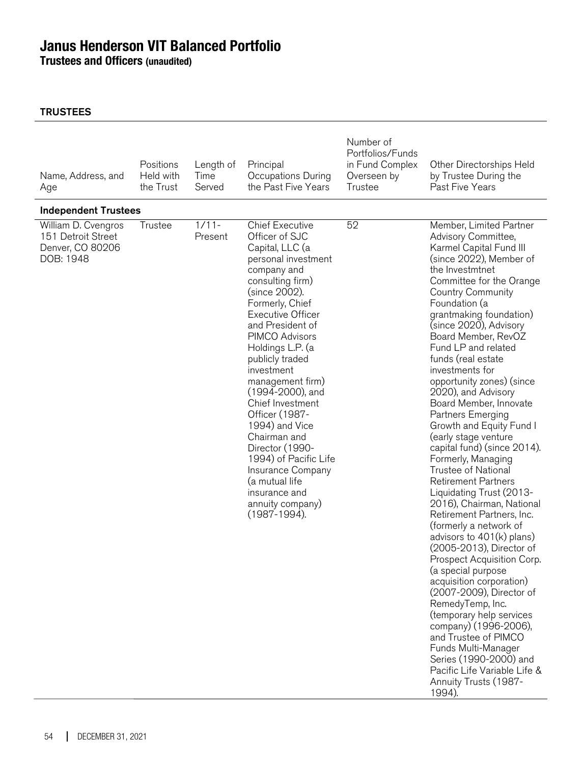# Janus Henderson VIT Balanced Portfolio

**Trustees and Officers (unaudited)**

### TRUSTEES

| Name, Address, and Age | Positions Held with the Trust | Length of Time Served | Principal Occupations During the Past Five Years | Number of Portfolios/Funds in Fund Complex Overseen by Trustee | Other Directorships Held by Trustee During the Past Five Years |
|---|---|---|---|---|---|
| **Independent Trustees** | | | | | |
| William D. Cvengros 151 Detroit Street Denver, CO 80206 DOB: 1948 | Trustee | 1/11-Present | Chief Executive Officer of SJC Capital, LLC (a personal investment company and consulting firm) (since 2002). Formerly, Chief Executive Officer and President of PIMCO Advisors Holdings L.P. (a publicly traded investment management firm) (1994-2000), and Chief Investment Officer (1987-1994) and Vice Chairman and Director (1990-1994) of Pacific Life Insurance Company (a mutual life insurance and annuity company) (1987-1994). | 52 | Member, Limited Partner Advisory Committee, Karmel Capital Fund III (since 2022), Member of the Investmtnet Committee for the Orange Country Community Foundation (a grantmaking foundation) (since 2020), Advisory Board Member, RevOZ Fund LP and related funds (real estate investments for opportunity zones) (since 2020), and Advisory Board Member, Innovate Partners Emerging Growth and Equity Fund I (early stage venture capital fund) (since 2014). Formerly, Managing Trustee of National Retirement Partners Liquidating Trust (2013-2016), Chairman, National Retirement Partners, Inc. (formerly a network of advisors to 401(k) plans) (2005-2013), Director of Prospect Acquisition Corp. (a special purpose acquisition corporation) (2007-2009), Director of RemedyTemp, Inc. (temporary help services company) (1996-2006), and Trustee of PIMCO Funds Multi-Manager Series (1990-2000) and Pacific Life Variable Life & Annuity Trusts (1987-1994). |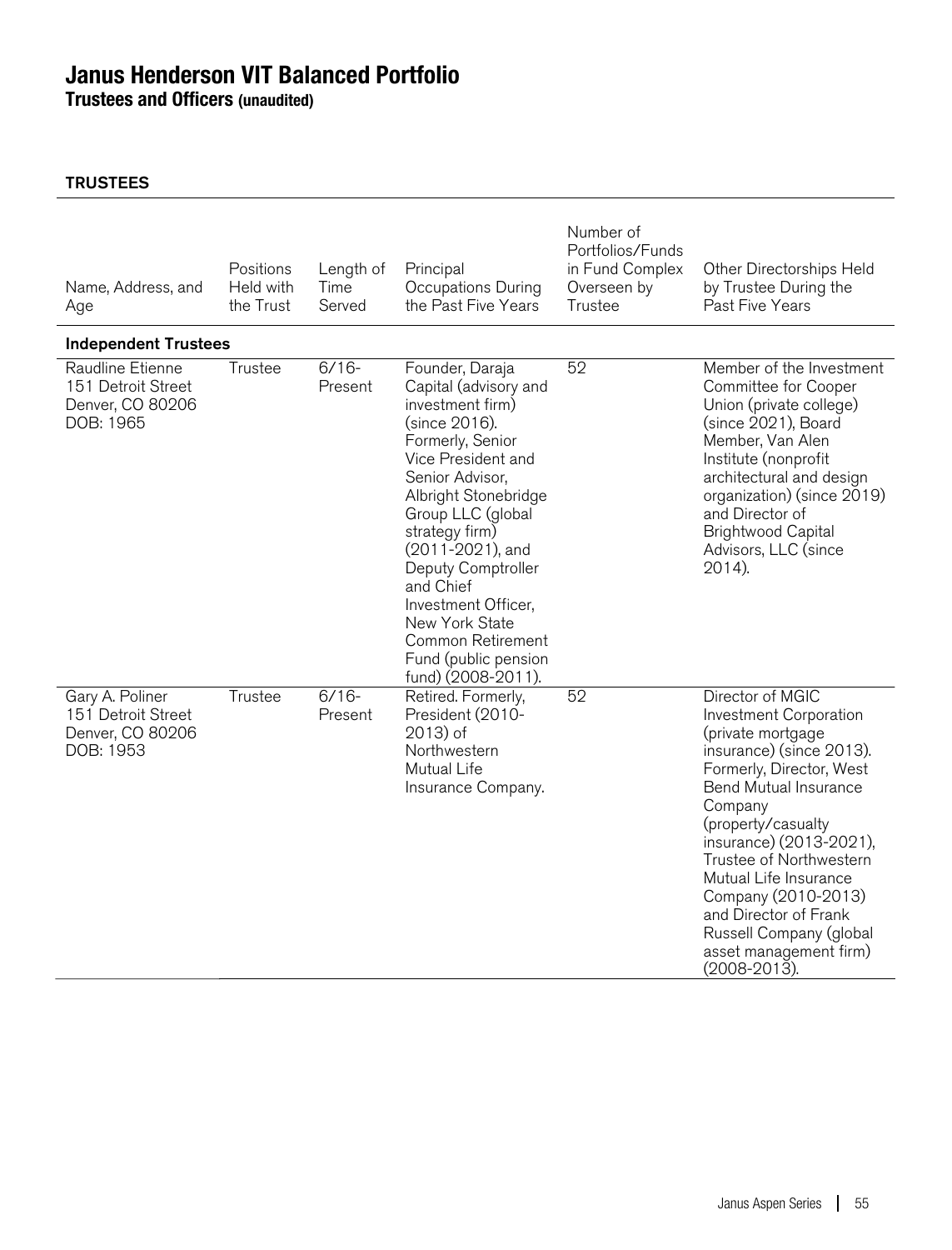# Janus Henderson VIT Balanced Portfolio

**Trustees and Officers (unaudited)**

**TRUSTEES**

| Name, Address, and Age | Positions Held with the Trust | Length of Time Served | Principal Occupations During the Past Five Years | Number of Portfolios/Funds in Fund Complex Overseen by Trustee | Other Directorships Held by Trustee During the Past Five Years |
|---|---|---|---|---|---|
| **Independent Trustees** | | | | | |
| Raudline Etienne<br>151 Detroit Street<br>Denver, CO 80206<br>DOB: 1965 | Trustee | 6/16-Present | Founder, Daraja Capital (advisory and investment firm) (since 2016). Formerly, Senior Vice President and Senior Advisor, Albright Stonebridge Group LLC (global strategy firm) (2011-2021), and Deputy Comptroller and Chief Investment Officer, New York State Common Retirement Fund (public pension fund) (2008-2011). | 52 | Member of the Investment Committee for Cooper Union (private college) (since 2021), Board Member, Van Alen Institute (nonprofit architectural and design organization) (since 2019) and Director of Brightwood Capital Advisors, LLC (since 2014). |
| Gary A. Poliner<br>151 Detroit Street<br>Denver, CO 80206<br>DOB: 1953 | Trustee | 6/16-Present | Retired. Formerly, President (2010-2013) of Northwestern Mutual Life Insurance Company. | 52 | Director of MGIC Investment Corporation (private mortgage insurance) (since 2013). Formerly, Director, West Bend Mutual Insurance Company (property/casualty insurance) (2013-2021), Trustee of Northwestern Mutual Life Insurance Company (2010-2013) and Director of Frank Russell Company (global asset management firm) (2008-2013). |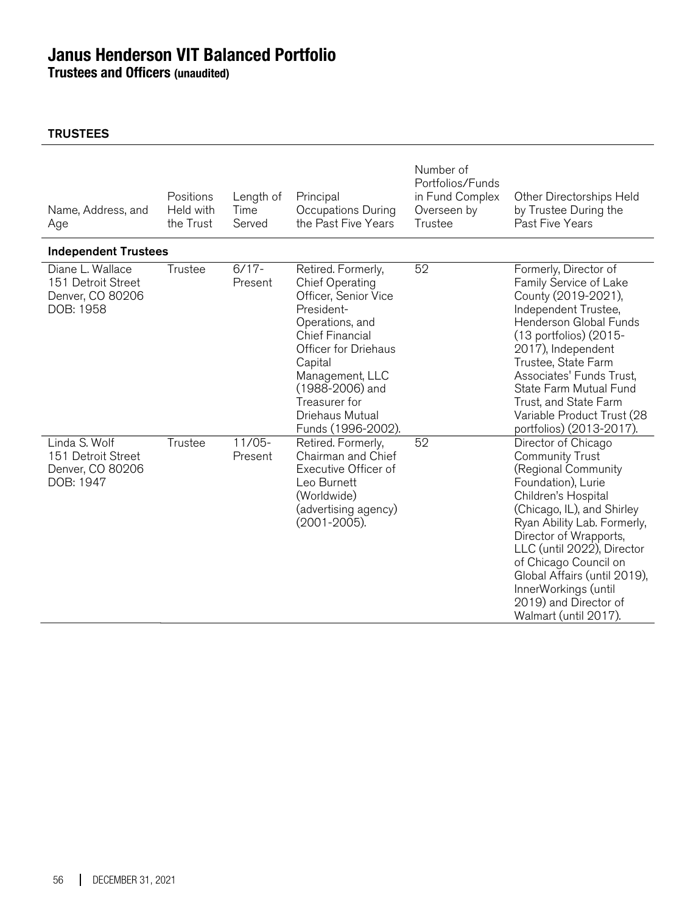# Janus Henderson VIT Balanced Portfolio

**Trustees and Officers (unaudited)**

**TRUSTEES**

| Name, Address, and Age | Positions Held with the Trust | Length of Time Served | Principal Occupations During the Past Five Years | Number of Portfolios/Funds in Fund Complex Overseen by Trustee | Other Directorships Held by Trustee During the Past Five Years |
|---|---|---|---|---|---|
| **Independent Trustees** | | | | | |
| Diane L. Wallace<br>151 Detroit Street<br>Denver, CO 80206<br>DOB: 1958 | Trustee | 6/17-Present | Retired. Formerly, Chief Operating Officer, Senior Vice President-Operations, and Chief Financial Officer for Driehaus Capital Management, LLC (1988-2006) and Treasurer for Driehaus Mutual Funds (1996-2002). | 52 | Formerly, Director of Family Service of Lake County (2019-2021), Independent Trustee, Henderson Global Funds (13 portfolios) (2015-2017), Independent Trustee, State Farm Associates' Funds Trust, State Farm Mutual Fund Trust, and State Farm Variable Product Trust (28 portfolios) (2013-2017). |
| Linda S. Wolf<br>151 Detroit Street<br>Denver, CO 80206<br>DOB: 1947 | Trustee | 11/05-Present | Retired. Formerly, Chairman and Chief Executive Officer of Leo Burnett (Worldwide) (advertising agency) (2001-2005). | 52 | Director of Chicago Community Trust (Regional Community Foundation), Lurie Children's Hospital (Chicago, IL), and Shirley Ryan Ability Lab. Formerly, Director of Wrapports, LLC (until 2022), Director of Chicago Council on Global Affairs (until 2019), InnerWorkings (until 2019) and Director of Walmart (until 2017). |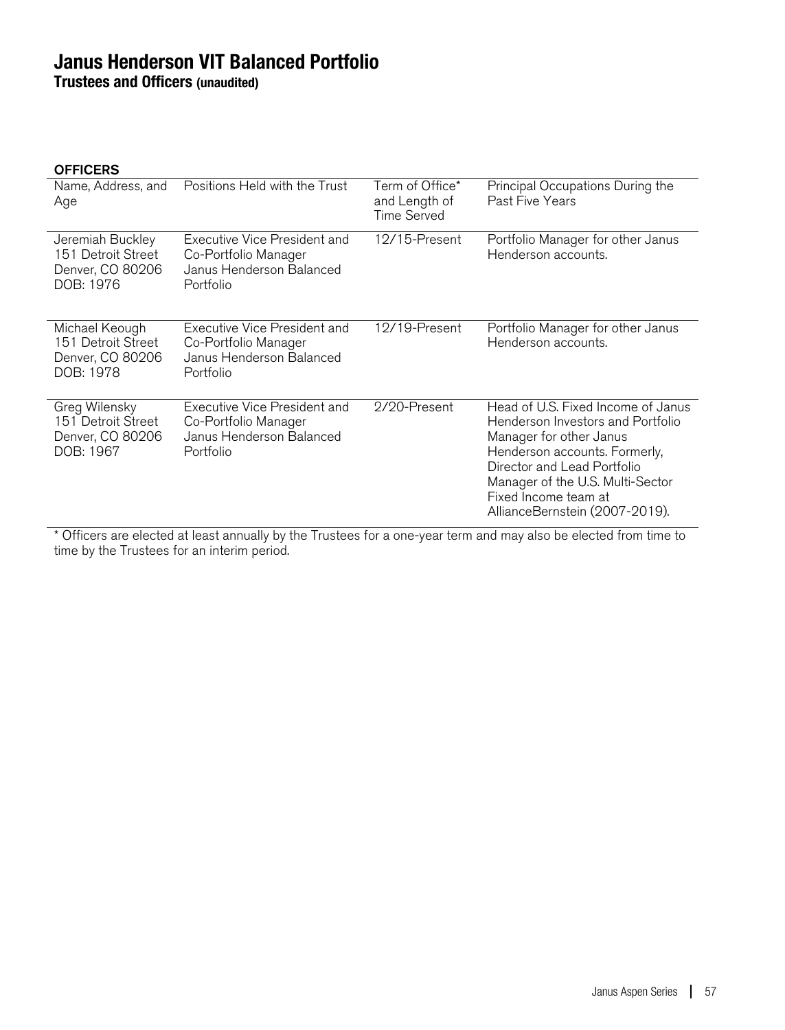# Janus Henderson VIT Balanced Portfolio

## Trustees and Officers (unaudited)

**OFFICERS**

| Name, Address, and Age | Positions Held with the Trust | Term of Office* and Length of Time Served | Principal Occupations During the Past Five Years |
|---|---|---|---|
| Jeremiah Buckley<br>151 Detroit Street<br>Denver, CO 80206<br>DOB: 1976 | Executive Vice President and Co-Portfolio Manager Janus Henderson Balanced Portfolio | 12/15-Present | Portfolio Manager for other Janus Henderson accounts. |
| Michael Keough<br>151 Detroit Street<br>Denver, CO 80206<br>DOB: 1978 | Executive Vice President and Co-Portfolio Manager Janus Henderson Balanced Portfolio | 12/19-Present | Portfolio Manager for other Janus Henderson accounts. |
| Greg Wilensky<br>151 Detroit Street<br>Denver, CO 80206<br>DOB: 1967 | Executive Vice President and Co-Portfolio Manager Janus Henderson Balanced Portfolio | 2/20-Present | Head of U.S. Fixed Income of Janus Henderson Investors and Portfolio Manager for other Janus Henderson accounts. Formerly, Director and Lead Portfolio Manager of the U.S. Multi-Sector Fixed Income team at AllianceBernstein (2007-2019). |

* Officers are elected at least annually by the Trustees for a one-year term and may also be elected from time to time by the Trustees for an interim period.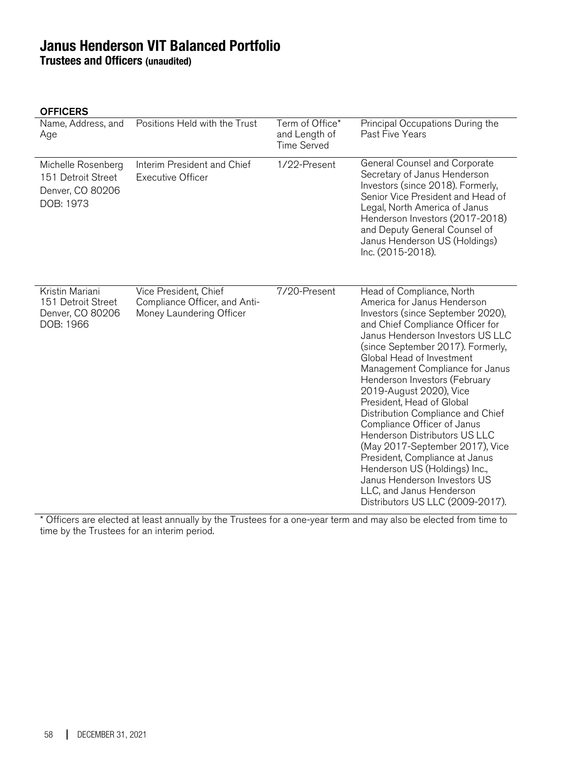# Janus Henderson VIT Balanced Portfolio

## Trustees and Officers (unaudited)

**OFFICERS**

| Name, Address, and Age | Positions Held with the Trust | Term of Office* and Length of Time Served | Principal Occupations During the Past Five Years |
|---|---|---|---|
| Michelle Rosenberg<br>151 Detroit Street<br>Denver, CO 80206<br>DOB: 1973 | Interim President and Chief Executive Officer | 1/22-Present | General Counsel and Corporate Secretary of Janus Henderson Investors (since 2018). Formerly, Senior Vice President and Head of Legal, North America of Janus Henderson Investors (2017-2018) and Deputy General Counsel of Janus Henderson US (Holdings) Inc. (2015-2018). |
| Kristin Mariani<br>151 Detroit Street<br>Denver, CO 80206<br>DOB: 1966 | Vice President, Chief Compliance Officer, and Anti-Money Laundering Officer | 7/20-Present | Head of Compliance, North America for Janus Henderson Investors (since September 2020), and Chief Compliance Officer for Janus Henderson Investors US LLC (since September 2017). Formerly, Global Head of Investment Management Compliance for Janus Henderson Investors (February 2019-August 2020), Vice President, Head of Global Distribution Compliance and Chief Compliance Officer of Janus Henderson Distributors US LLC (May 2017-September 2017), Vice President, Compliance at Janus Henderson US (Holdings) Inc., Janus Henderson Investors US LLC, and Janus Henderson Distributors US LLC (2009-2017). |

* Officers are elected at least annually by the Trustees for a one-year term and may also be elected from time to time by the Trustees for an interim period.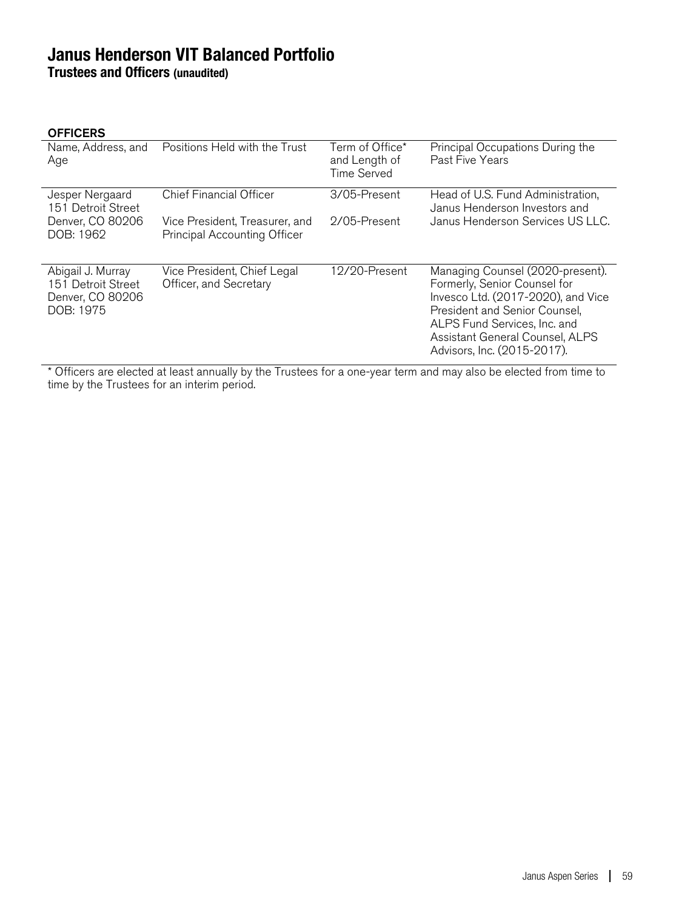# Janus Henderson VIT Balanced Portfolio

## Trustees and Officers (unaudited)

**OFFICERS**

| Name, Address, and Age | Positions Held with the Trust | Term of Office* and Length of Time Served | Principal Occupations During the Past Five Years |
|---|---|---|---|
| Jesper Nergaard<br>151 Detroit Street<br>Denver, CO 80206<br>DOB: 1962 | Chief Financial Officer<br><br>Vice President, Treasurer, and Principal Accounting Officer | 3/05-Present<br><br>2/05-Present | Head of U.S. Fund Administration, Janus Henderson Investors and Janus Henderson Services US LLC. |
| Abigail J. Murray<br>151 Detroit Street<br>Denver, CO 80206<br>DOB: 1975 | Vice President, Chief Legal Officer, and Secretary | 12/20-Present | Managing Counsel (2020-present). Formerly, Senior Counsel for Invesco Ltd. (2017-2020), and Vice President and Senior Counsel, ALPS Fund Services, Inc. and Assistant General Counsel, ALPS Advisors, Inc. (2015-2017). |

* Officers are elected at least annually by the Trustees for a one-year term and may also be elected from time to time by the Trustees for an interim period.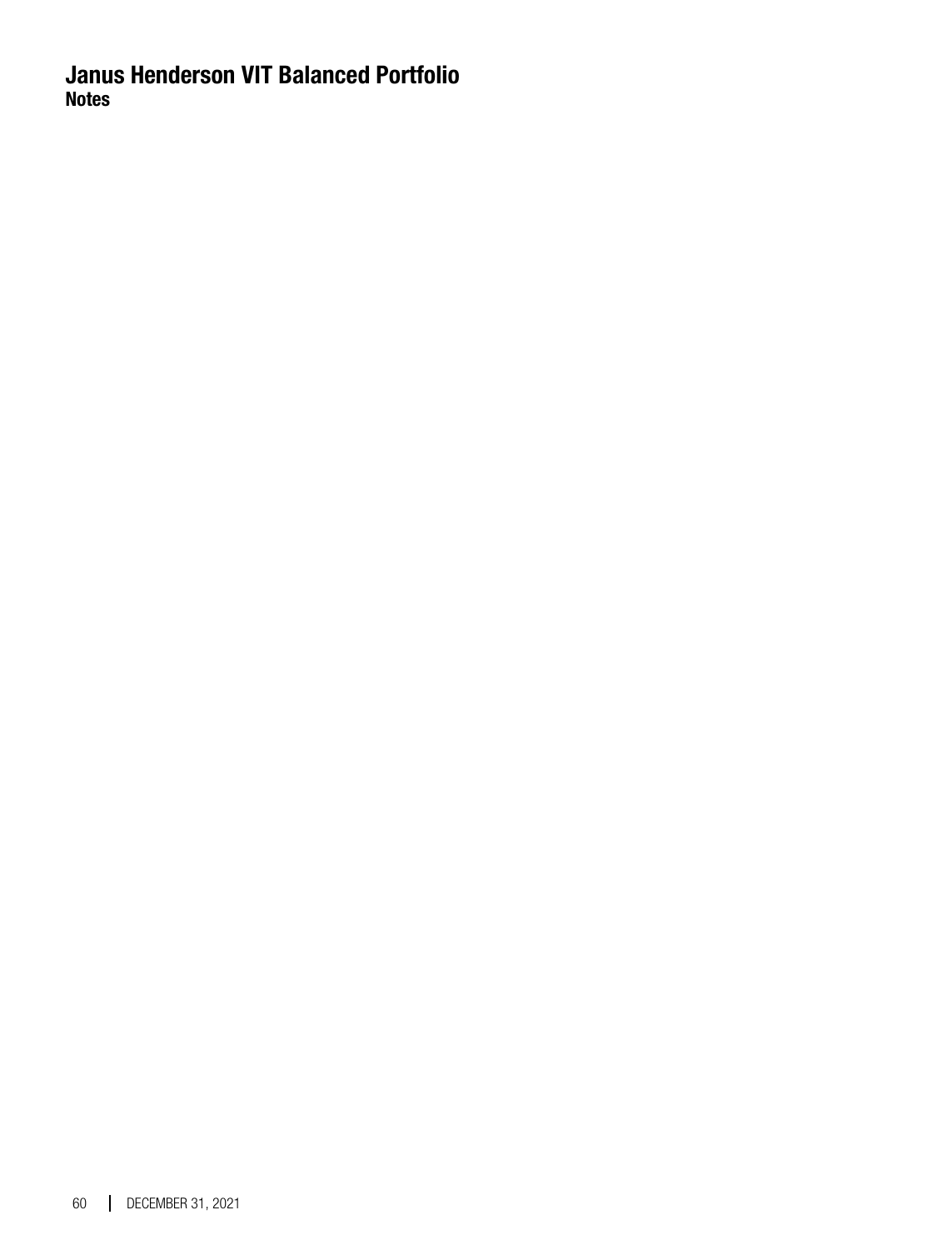# Janus Henderson VIT Balanced Portfolio
## Notes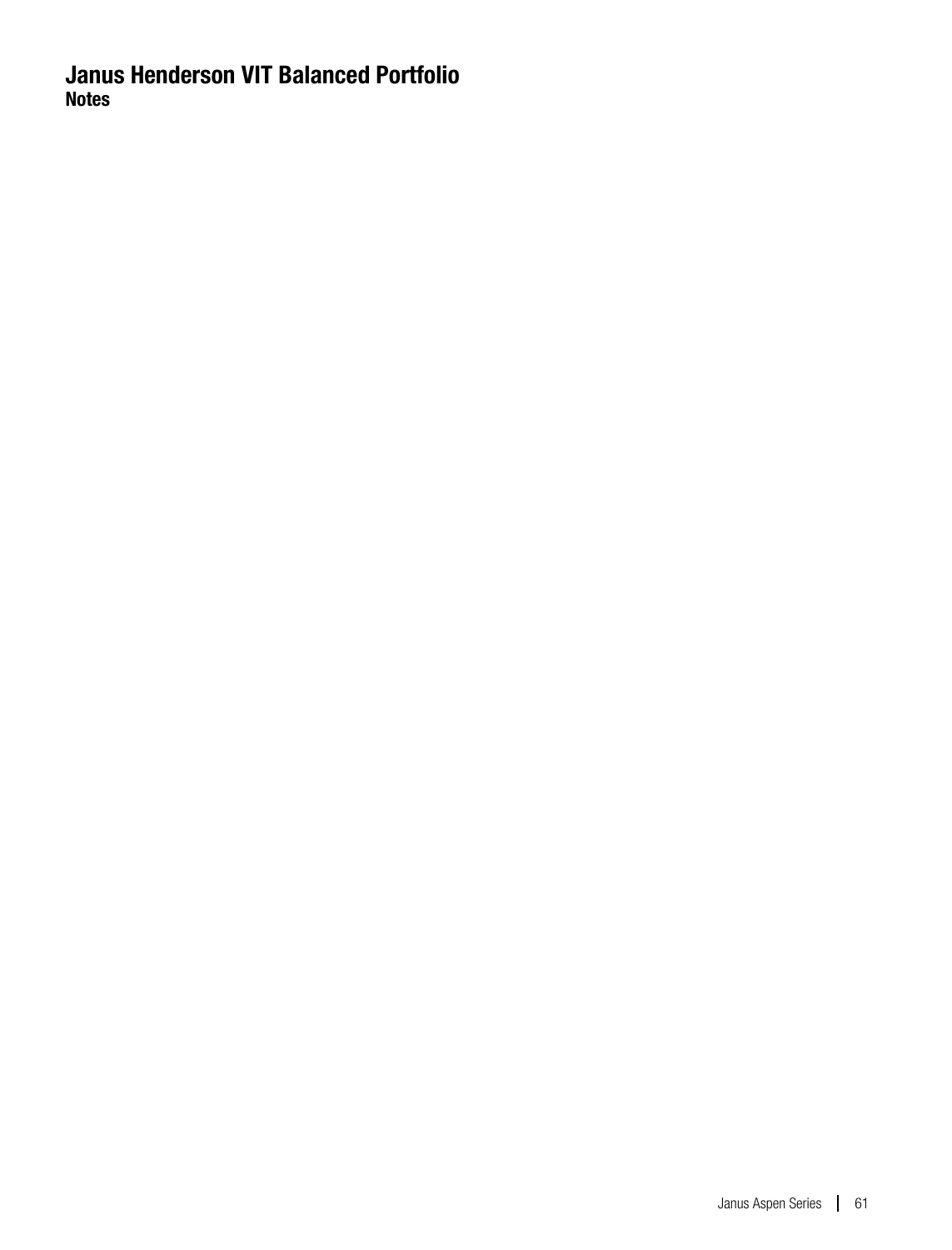# Janus Henderson VIT Balanced Portfolio
## Notes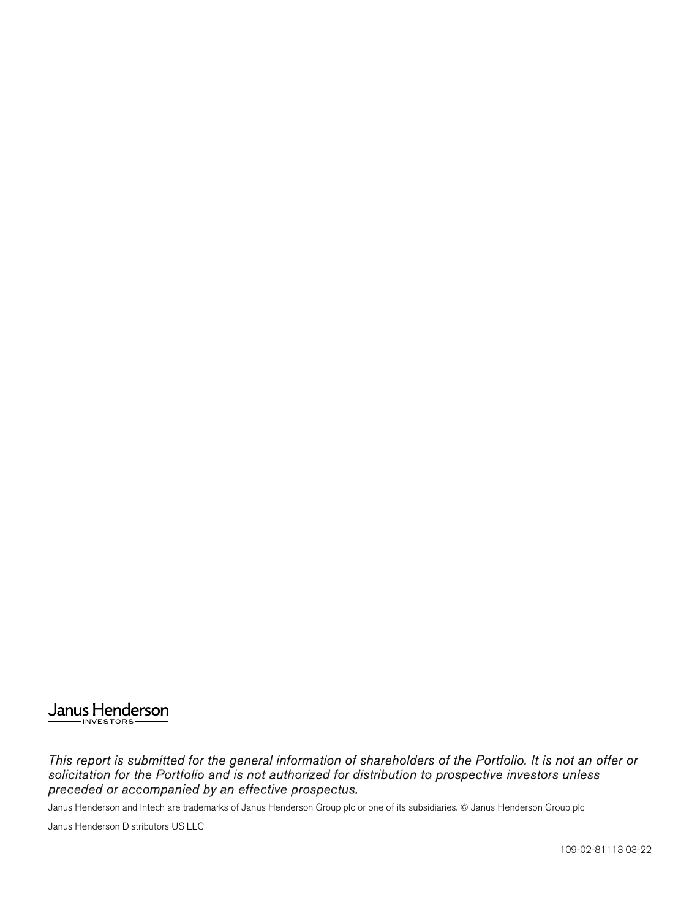Janus Henderson
INVESTORS

*This report is submitted for the general information of shareholders of the Portfolio. It is not an offer or solicitation for the Portfolio and is not authorized for distribution to prospective investors unless preceded or accompanied by an effective prospectus.*

Janus Henderson and Intech are trademarks of Janus Henderson Group plc or one of its subsidiaries. © Janus Henderson Group plc

Janus Henderson Distributors US LLC

109-02-81113 03-22